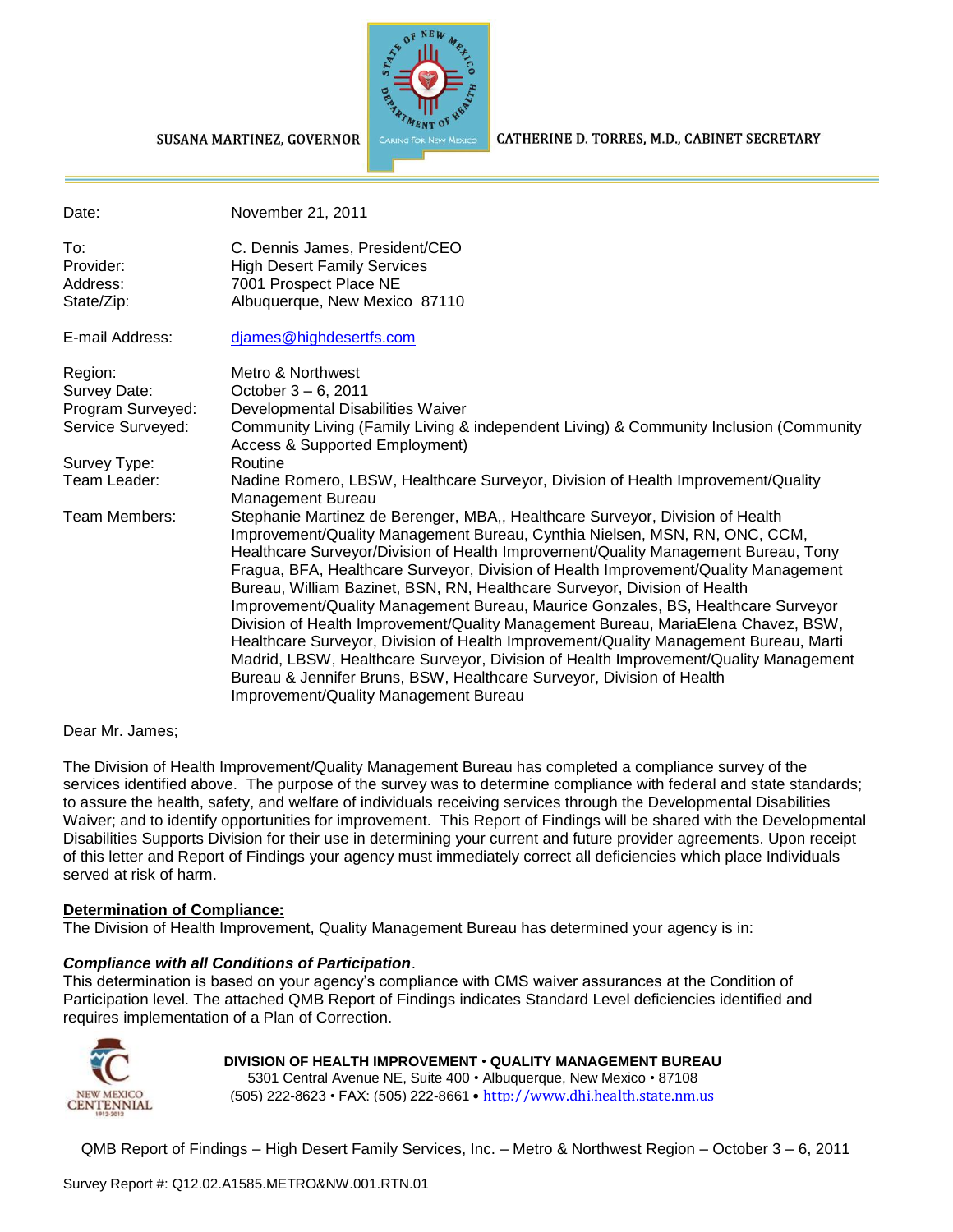SUSANA MARTINEZ, GOVERNOR

CATHERINE D. TORRES, M.D., CABINET SECRETARY

| | |
|---|---|
| Date: | November 21, 2011 |
| To: | C. Dennis James, President/CEO |
| Provider: | High Desert Family Services |
| Address: | 7001 Prospect Place NE |
| State/Zip: | Albuquerque, New Mexico 87110 |
| E-mail Address: | djames@highdesertfs.com |
| Region: | Metro & Northwest |
| Survey Date: | October 3 – 6, 2011 |
| Program Surveyed: | Developmental Disabilities Waiver |
| Service Surveyed: | Community Living (Family Living & independent Living) & Community Inclusion (Community Access & Supported Employment) |
| Survey Type: | Routine |
| Team Leader: | Nadine Romero, LBSW, Healthcare Surveyor, Division of Health Improvement/Quality Management Bureau |
| Team Members: | Stephanie Martinez de Berenger, MBA,, Healthcare Surveyor, Division of Health Improvement/Quality Management Bureau, Cynthia Nielsen, MSN, RN, ONC, CCM, Healthcare Surveyor/Division of Health Improvement/Quality Management Bureau, Tony Fragua, BFA, Healthcare Surveyor, Division of Health Improvement/Quality Management Bureau, William Bazinet, BSN, RN, Healthcare Surveyor, Division of Health Improvement/Quality Management Bureau, Maurice Gonzales, BS, Healthcare Surveyor Division of Health Improvement/Quality Management Bureau, MariaElena Chavez, BSW, Healthcare Surveyor, Division of Health Improvement/Quality Management Bureau, Marti Madrid, LBSW, Healthcare Surveyor, Division of Health Improvement/Quality Management Bureau & Jennifer Bruns, BSW, Healthcare Surveyor, Division of Health Improvement/Quality Management Bureau |

Dear Mr. James;

The Division of Health Improvement/Quality Management Bureau has completed a compliance survey of the services identified above. The purpose of the survey was to determine compliance with federal and state standards; to assure the health, safety, and welfare of individuals receiving services through the Developmental Disabilities Waiver; and to identify opportunities for improvement. This Report of Findings will be shared with the Developmental Disabilities Supports Division for their use in determining your current and future provider agreements. Upon receipt of this letter and Report of Findings your agency must immediately correct all deficiencies which place Individuals served at risk of harm.

**Determination of Compliance:**

The Division of Health Improvement, Quality Management Bureau has determined your agency is in:

***Compliance with all Conditions of Participation***.

This determination is based on your agency's compliance with CMS waiver assurances at the Condition of Participation level. The attached QMB Report of Findings indicates Standard Level deficiencies identified and requires implementation of a Plan of Correction.

**DIVISION OF HEALTH IMPROVEMENT • QUALITY MANAGEMENT BUREAU**
5301 Central Avenue NE, Suite 400 • Albuquerque, New Mexico • 87108
(505) 222-8623 • FAX: (505) 222-8661 • http://www.dhi.health.state.nm.us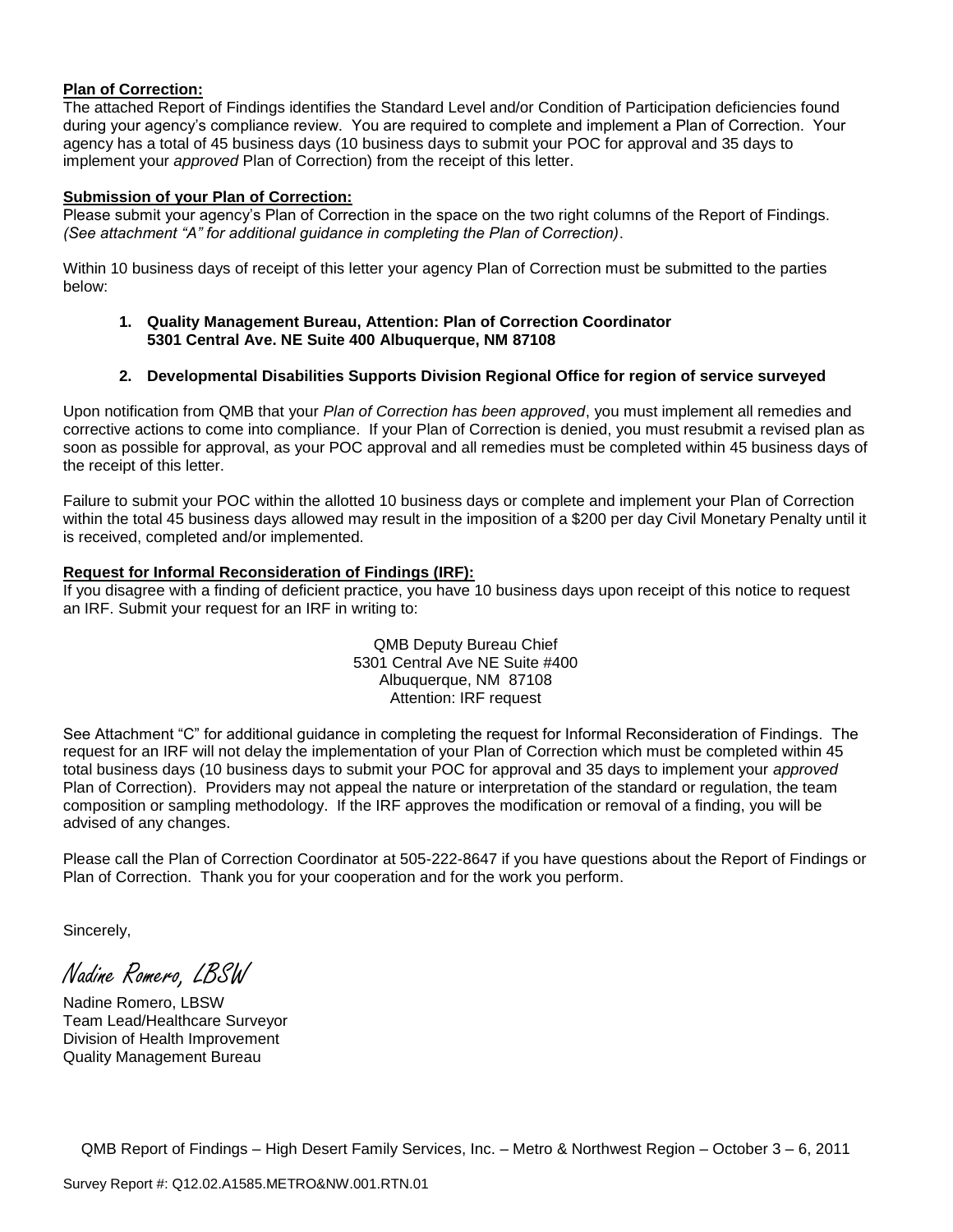**Plan of Correction:**
The attached Report of Findings identifies the Standard Level and/or Condition of Participation deficiencies found during your agency's compliance review. You are required to complete and implement a Plan of Correction. Your agency has a total of 45 business days (10 business days to submit your POC for approval and 35 days to implement your *approved* Plan of Correction) from the receipt of this letter.

**Submission of your Plan of Correction:**
Please submit your agency's Plan of Correction in the space on the two right columns of the Report of Findings. *(See attachment "A" for additional guidance in completing the Plan of Correction)*.

Within 10 business days of receipt of this letter your agency Plan of Correction must be submitted to the parties below:

1. **Quality Management Bureau, Attention: Plan of Correction Coordinator 5301 Central Ave. NE Suite 400 Albuquerque, NM 87108**

2. **Developmental Disabilities Supports Division Regional Office for region of service surveyed**

Upon notification from QMB that your *Plan of Correction has been approved*, you must implement all remedies and corrective actions to come into compliance. If your Plan of Correction is denied, you must resubmit a revised plan as soon as possible for approval, as your POC approval and all remedies must be completed within 45 business days of the receipt of this letter.

Failure to submit your POC within the allotted 10 business days or complete and implement your Plan of Correction within the total 45 business days allowed may result in the imposition of a $200 per day Civil Monetary Penalty until it is received, completed and/or implemented.

**Request for Informal Reconsideration of Findings (IRF):**
If you disagree with a finding of deficient practice, you have 10 business days upon receipt of this notice to request an IRF. Submit your request for an IRF in writing to:

QMB Deputy Bureau Chief
5301 Central Ave NE Suite #400
Albuquerque, NM 87108
Attention: IRF request

See Attachment "C" for additional guidance in completing the request for Informal Reconsideration of Findings. The request for an IRF will not delay the implementation of your Plan of Correction which must be completed within 45 total business days (10 business days to submit your POC for approval and 35 days to implement your *approved* Plan of Correction). Providers may not appeal the nature or interpretation of the standard or regulation, the team composition or sampling methodology. If the IRF approves the modification or removal of a finding, you will be advised of any changes.

Please call the Plan of Correction Coordinator at 505-222-8647 if you have questions about the Report of Findings or Plan of Correction. Thank you for your cooperation and for the work you perform.

Sincerely,

*Nadine Romero, LBSW*

Nadine Romero, LBSW
Team Lead/Healthcare Surveyor
Division of Health Improvement
Quality Management Bureau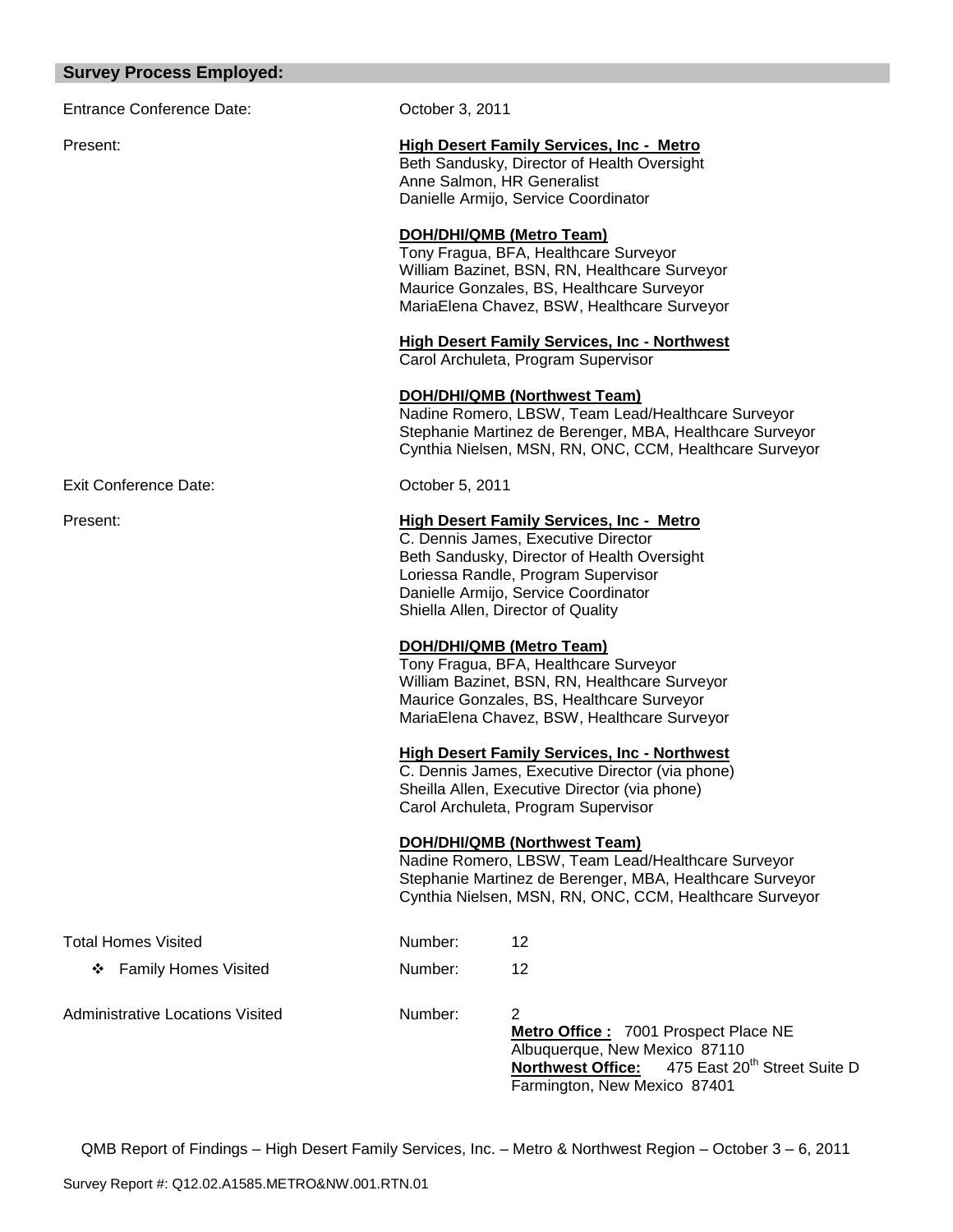## Survey Process Employed:

Entrance Conference Date: October 3, 2011

Present:

**High Desert Family Services, Inc - Metro**
Beth Sandusky, Director of Health Oversight
Anne Salmon, HR Generalist
Danielle Armijo, Service Coordinator

**DOH/DHI/QMB (Metro Team)**
Tony Fragua, BFA, Healthcare Surveyor
William Bazinet, BSN, RN, Healthcare Surveyor
Maurice Gonzales, BS, Healthcare Surveyor
MariaElena Chavez, BSW, Healthcare Surveyor

**High Desert Family Services, Inc - Northwest**
Carol Archuleta, Program Supervisor

**DOH/DHI/QMB (Northwest Team)**
Nadine Romero, LBSW, Team Lead/Healthcare Surveyor
Stephanie Martinez de Berenger, MBA, Healthcare Surveyor
Cynthia Nielsen, MSN, RN, ONC, CCM, Healthcare Surveyor

Exit Conference Date: October 5, 2011

Present:

**High Desert Family Services, Inc - Metro**
C. Dennis James, Executive Director
Beth Sandusky, Director of Health Oversight
Loriessa Randle, Program Supervisor
Danielle Armijo, Service Coordinator
Shiella Allen, Director of Quality

**DOH/DHI/QMB (Metro Team)**
Tony Fragua, BFA, Healthcare Surveyor
William Bazinet, BSN, RN, Healthcare Surveyor
Maurice Gonzales, BS, Healthcare Surveyor
MariaElena Chavez, BSW, Healthcare Surveyor

**High Desert Family Services, Inc - Northwest**
C. Dennis James, Executive Director (via phone)
Sheilla Allen, Executive Director (via phone)
Carol Archuleta, Program Supervisor

**DOH/DHI/QMB (Northwest Team)**
Nadine Romero, LBSW, Team Lead/Healthcare Surveyor
Stephanie Martinez de Berenger, MBA, Healthcare Surveyor
Cynthia Nielsen, MSN, RN, ONC, CCM, Healthcare Surveyor

Total Homes Visited — Number: 12

- Family Homes Visited — Number: 12

Administrative Locations Visited — Number: 2

**Metro Office :** 7001 Prospect Place NE
Albuquerque, New Mexico 87110
**Northwest Office:** 475 East 20th Street Suite D
Farmington, New Mexico 87401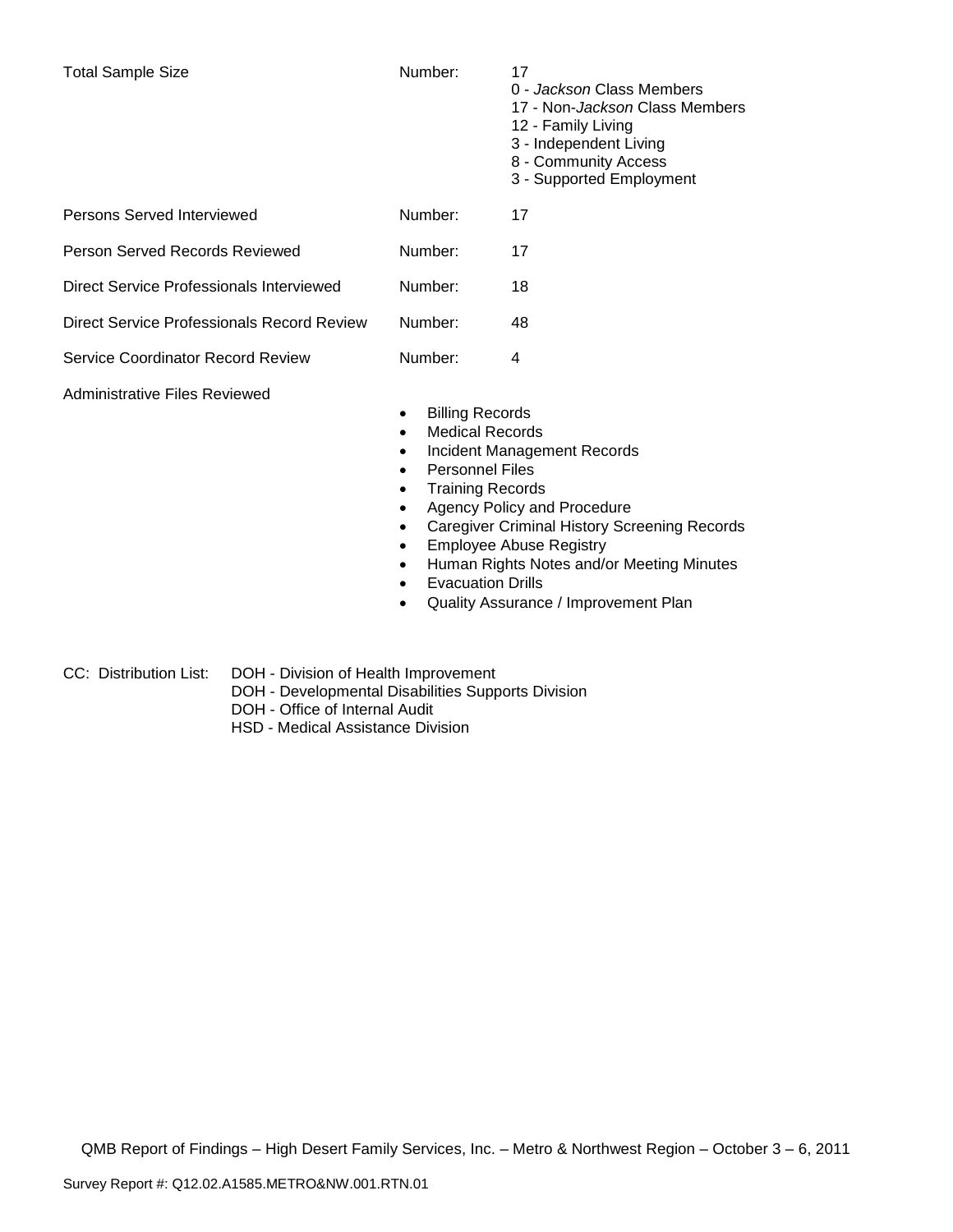| | | |
|---|---|---|
| Total Sample Size | Number: | 17<br>0 - *Jackson* Class Members<br>17 - Non-*Jackson* Class Members<br>12 - Family Living<br>3 - Independent Living<br>8 - Community Access<br>3 - Supported Employment |
| Persons Served Interviewed | Number: | 17 |
| Person Served Records Reviewed | Number: | 17 |
| Direct Service Professionals Interviewed | Number: | 18 |
| Direct Service Professionals Record Review | Number: | 48 |
| Service Coordinator Record Review | Number: | 4 |

Administrative Files Reviewed

- Billing Records
- Medical Records
- Incident Management Records
- Personnel Files
- Training Records
- Agency Policy and Procedure
- Caregiver Criminal History Screening Records
- Employee Abuse Registry
- Human Rights Notes and/or Meeting Minutes
- Evacuation Drills
- Quality Assurance / Improvement Plan

CC: Distribution List:
DOH - Division of Health Improvement
DOH - Developmental Disabilities Supports Division
DOH - Office of Internal Audit
HSD - Medical Assistance Division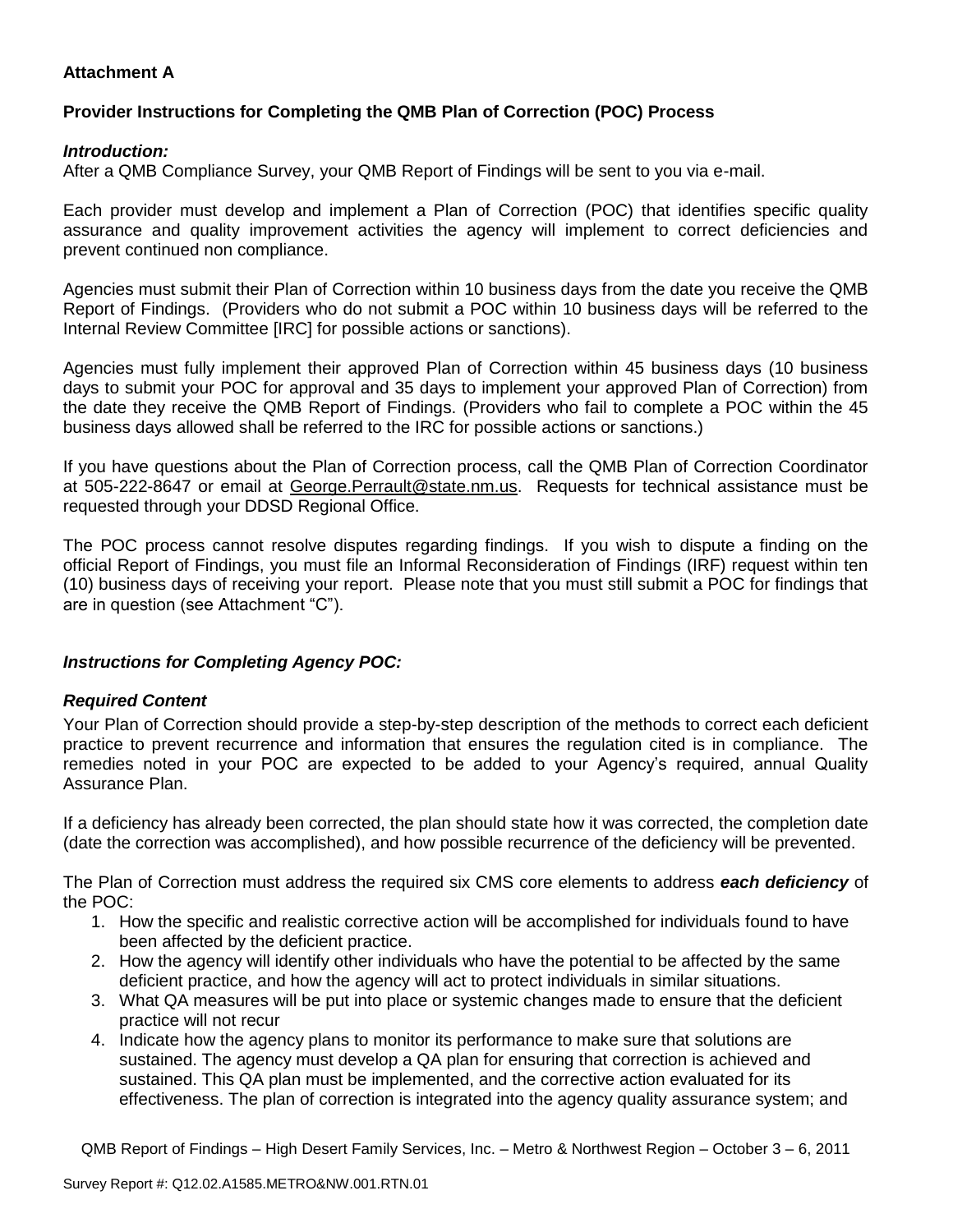**Attachment A**

**Provider Instructions for Completing the QMB Plan of Correction (POC) Process**

***Introduction:***

After a QMB Compliance Survey, your QMB Report of Findings will be sent to you via e-mail.

Each provider must develop and implement a Plan of Correction (POC) that identifies specific quality assurance and quality improvement activities the agency will implement to correct deficiencies and prevent continued non compliance.

Agencies must submit their Plan of Correction within 10 business days from the date you receive the QMB Report of Findings. (Providers who do not submit a POC within 10 business days will be referred to the Internal Review Committee [IRC] for possible actions or sanctions).

Agencies must fully implement their approved Plan of Correction within 45 business days (10 business days to submit your POC for approval and 35 days to implement your approved Plan of Correction) from the date they receive the QMB Report of Findings. (Providers who fail to complete a POC within the 45 business days allowed shall be referred to the IRC for possible actions or sanctions.)

If you have questions about the Plan of Correction process, call the QMB Plan of Correction Coordinator at 505-222-8647 or email at George.Perrault@state.nm.us. Requests for technical assistance must be requested through your DDSD Regional Office.

The POC process cannot resolve disputes regarding findings. If you wish to dispute a finding on the official Report of Findings, you must file an Informal Reconsideration of Findings (IRF) request within ten (10) business days of receiving your report. Please note that you must still submit a POC for findings that are in question (see Attachment "C").

***Instructions for Completing Agency POC:***

***Required Content***

Your Plan of Correction should provide a step-by-step description of the methods to correct each deficient practice to prevent recurrence and information that ensures the regulation cited is in compliance. The remedies noted in your POC are expected to be added to your Agency's required, annual Quality Assurance Plan.

If a deficiency has already been corrected, the plan should state how it was corrected, the completion date (date the correction was accomplished), and how possible recurrence of the deficiency will be prevented.

The Plan of Correction must address the required six CMS core elements to address ***each deficiency*** of the POC:

1. How the specific and realistic corrective action will be accomplished for individuals found to have been affected by the deficient practice.
2. How the agency will identify other individuals who have the potential to be affected by the same deficient practice, and how the agency will act to protect individuals in similar situations.
3. What QA measures will be put into place or systemic changes made to ensure that the deficient practice will not recur
4. Indicate how the agency plans to monitor its performance to make sure that solutions are sustained. The agency must develop a QA plan for ensuring that correction is achieved and sustained. This QA plan must be implemented, and the corrective action evaluated for its effectiveness. The plan of correction is integrated into the agency quality assurance system; and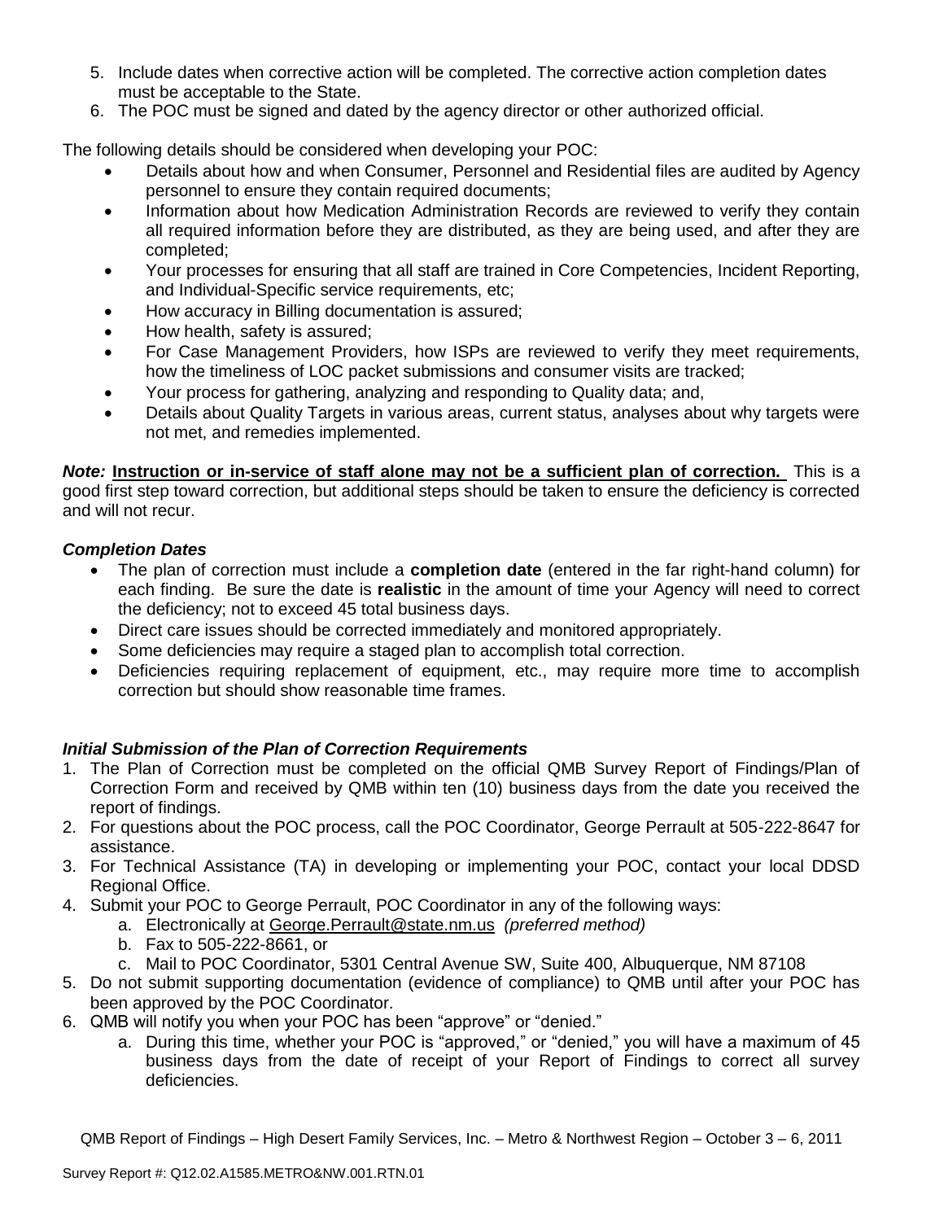5. Include dates when corrective action will be completed. The corrective action completion dates must be acceptable to the State.
6. The POC must be signed and dated by the agency director or other authorized official.

The following details should be considered when developing your POC:

- Details about how and when Consumer, Personnel and Residential files are audited by Agency personnel to ensure they contain required documents;
- Information about how Medication Administration Records are reviewed to verify they contain all required information before they are distributed, as they are being used, and after they are completed;
- Your processes for ensuring that all staff are trained in Core Competencies, Incident Reporting, and Individual-Specific service requirements, etc;
- How accuracy in Billing documentation is assured;
- How health, safety is assured;
- For Case Management Providers, how ISPs are reviewed to verify they meet requirements, how the timeliness of LOC packet submissions and consumer visits are tracked;
- Your process for gathering, analyzing and responding to Quality data; and,
- Details about Quality Targets in various areas, current status, analyses about why targets were not met, and remedies implemented.

***Note:*** **Instruction or in-service of staff alone may not be a sufficient plan of correction.** This is a good first step toward correction, but additional steps should be taken to ensure the deficiency is corrected and will not recur.

***Completion Dates***

- The plan of correction must include a **completion date** (entered in the far right-hand column) for each finding. Be sure the date is **realistic** in the amount of time your Agency will need to correct the deficiency; not to exceed 45 total business days.
- Direct care issues should be corrected immediately and monitored appropriately.
- Some deficiencies may require a staged plan to accomplish total correction.
- Deficiencies requiring replacement of equipment, etc., may require more time to accomplish correction but should show reasonable time frames.

***Initial Submission of the Plan of Correction Requirements***

1. The Plan of Correction must be completed on the official QMB Survey Report of Findings/Plan of Correction Form and received by QMB within ten (10) business days from the date you received the report of findings.
2. For questions about the POC process, call the POC Coordinator, George Perrault at 505-222-8647 for assistance.
3. For Technical Assistance (TA) in developing or implementing your POC, contact your local DDSD Regional Office.
4. Submit your POC to George Perrault, POC Coordinator in any of the following ways:
   a. Electronically at George.Perrault@state.nm.us *(preferred method)*
   b. Fax to 505-222-8661, or
   c. Mail to POC Coordinator, 5301 Central Avenue SW, Suite 400, Albuquerque, NM 87108
5. Do not submit supporting documentation (evidence of compliance) to QMB until after your POC has been approved by the POC Coordinator.
6. QMB will notify you when your POC has been "approve" or "denied."
   a. During this time, whether your POC is "approved," or "denied," you will have a maximum of 45 business days from the date of receipt of your Report of Findings to correct all survey deficiencies.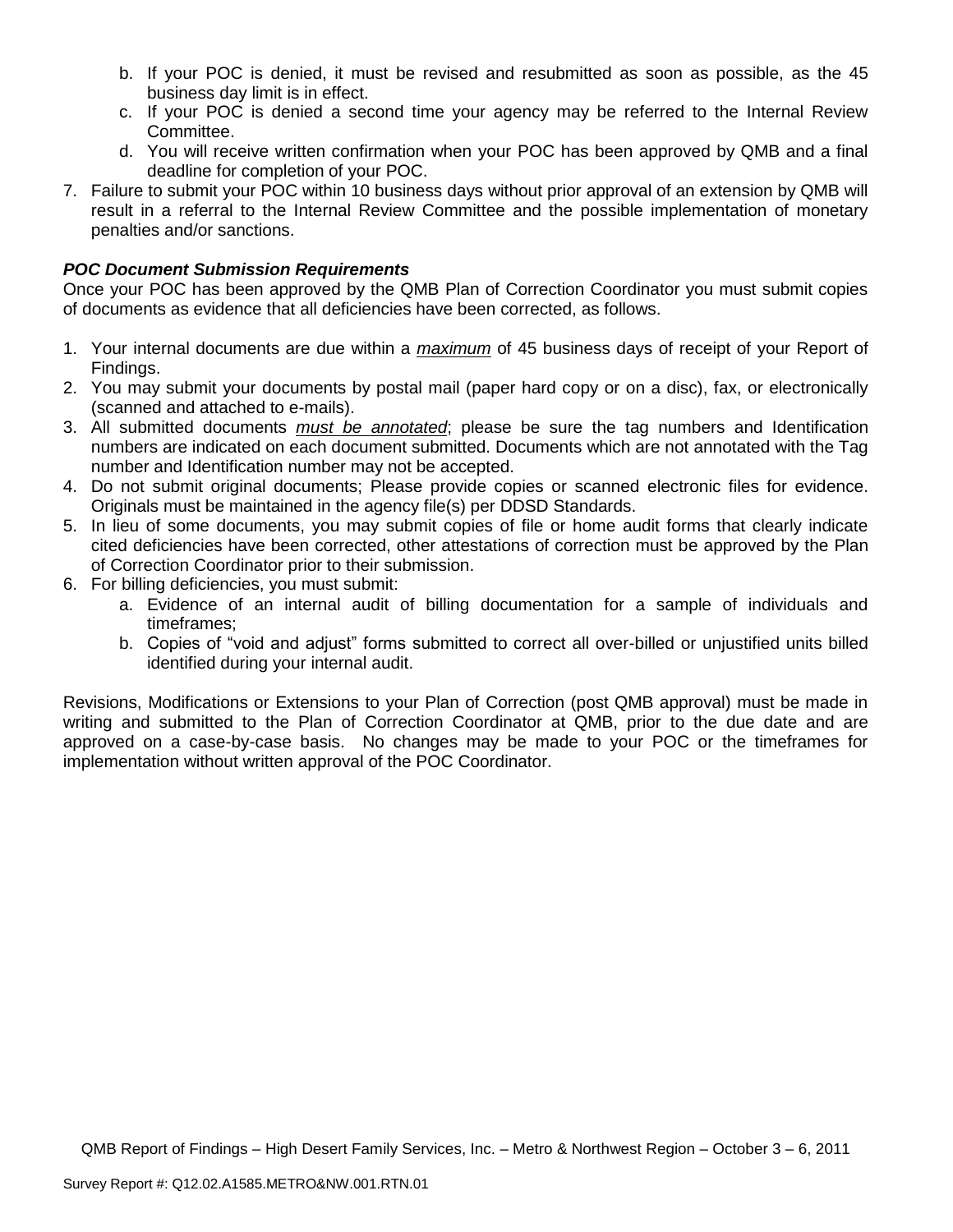b. If your POC is denied, it must be revised and resubmitted as soon as possible, as the 45 business day limit is in effect.
   c. If your POC is denied a second time your agency may be referred to the Internal Review Committee.
   d. You will receive written confirmation when your POC has been approved by QMB and a final deadline for completion of your POC.
7. Failure to submit your POC within 10 business days without prior approval of an extension by QMB will result in a referral to the Internal Review Committee and the possible implementation of monetary penalties and/or sanctions.

***POC Document Submission Requirements***

Once your POC has been approved by the QMB Plan of Correction Coordinator you must submit copies of documents as evidence that all deficiencies have been corrected, as follows.

1. Your internal documents are due within a ***maximum*** of 45 business days of receipt of your Report of Findings.
2. You may submit your documents by postal mail (paper hard copy or on a disc), fax, or electronically (scanned and attached to e-mails).
3. All submitted documents ***must be annotated***; please be sure the tag numbers and Identification numbers are indicated on each document submitted. Documents which are not annotated with the Tag number and Identification number may not be accepted.
4. Do not submit original documents; Please provide copies or scanned electronic files for evidence. Originals must be maintained in the agency file(s) per DDSD Standards.
5. In lieu of some documents, you may submit copies of file or home audit forms that clearly indicate cited deficiencies have been corrected, other attestations of correction must be approved by the Plan of Correction Coordinator prior to their submission.
6. For billing deficiencies, you must submit:
   a. Evidence of an internal audit of billing documentation for a sample of individuals and timeframes;
   b. Copies of "void and adjust" forms submitted to correct all over-billed or unjustified units billed identified during your internal audit.

Revisions, Modifications or Extensions to your Plan of Correction (post QMB approval) must be made in writing and submitted to the Plan of Correction Coordinator at QMB, prior to the due date and are approved on a case-by-case basis. No changes may be made to your POC or the timeframes for implementation without written approval of the POC Coordinator.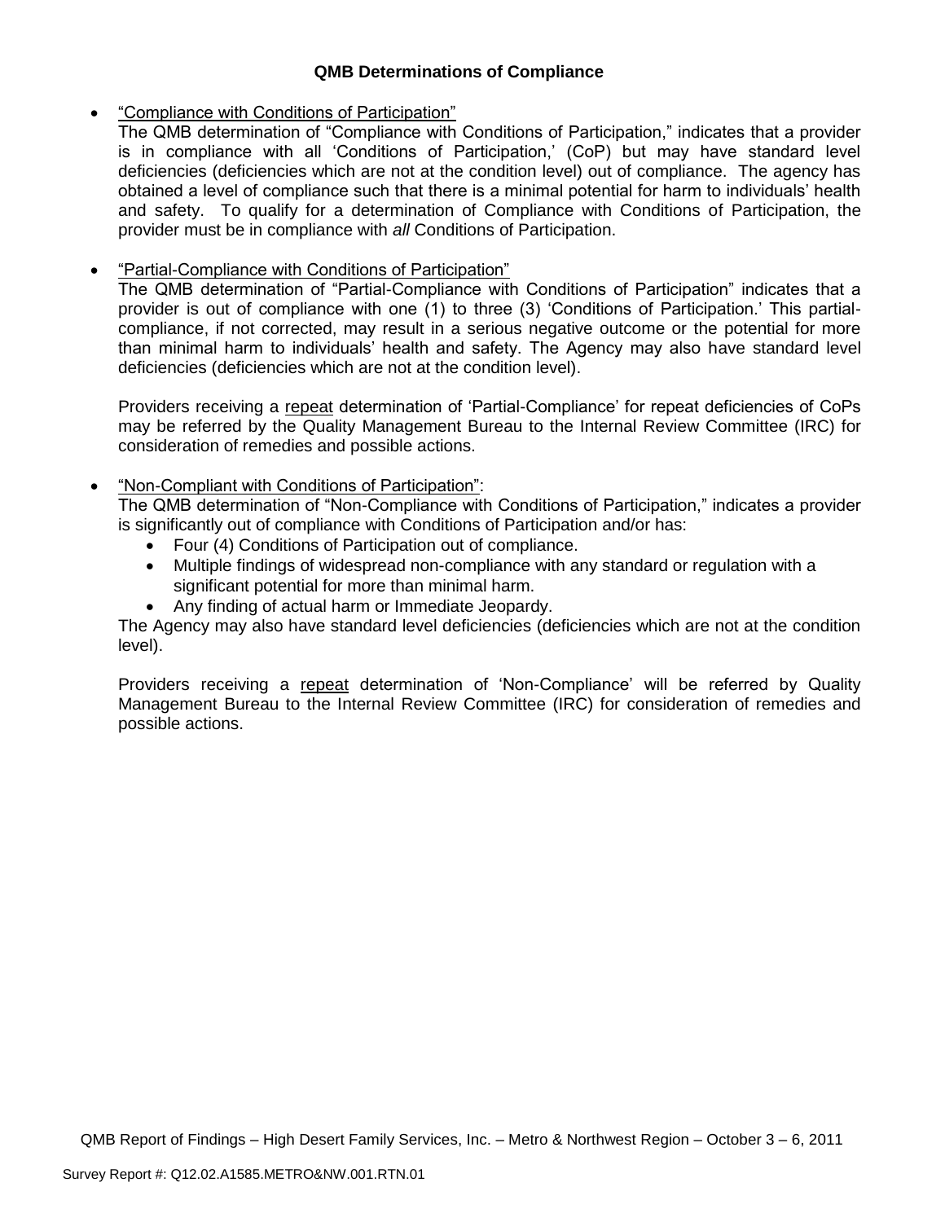**QMB Determinations of Compliance**

- <u>"Compliance with Conditions of Participation"</u>
  The QMB determination of "Compliance with Conditions of Participation," indicates that a provider is in compliance with all 'Conditions of Participation,' (CoP) but may have standard level deficiencies (deficiencies which are not at the condition level) out of compliance. The agency has obtained a level of compliance such that there is a minimal potential for harm to individuals' health and safety. To qualify for a determination of Compliance with Conditions of Participation, the provider must be in compliance with *all* Conditions of Participation.

- <u>"Partial-Compliance with Conditions of Participation"</u>
  The QMB determination of "Partial-Compliance with Conditions of Participation" indicates that a provider is out of compliance with one (1) to three (3) 'Conditions of Participation.' This partial-compliance, if not corrected, may result in a serious negative outcome or the potential for more than minimal harm to individuals' health and safety. The Agency may also have standard level deficiencies (deficiencies which are not at the condition level).

  Providers receiving a <u>repeat</u> determination of 'Partial-Compliance' for repeat deficiencies of CoPs may be referred by the Quality Management Bureau to the Internal Review Committee (IRC) for consideration of remedies and possible actions.

- <u>"Non-Compliant with Conditions of Participation"</u>:
  The QMB determination of "Non-Compliance with Conditions of Participation," indicates a provider is significantly out of compliance with Conditions of Participation and/or has:
  - Four (4) Conditions of Participation out of compliance.
  - Multiple findings of widespread non-compliance with any standard or regulation with a significant potential for more than minimal harm.
  - Any finding of actual harm or Immediate Jeopardy.

  The Agency may also have standard level deficiencies (deficiencies which are not at the condition level).

  Providers receiving a <u>repeat</u> determination of 'Non-Compliance' will be referred by Quality Management Bureau to the Internal Review Committee (IRC) for consideration of remedies and possible actions.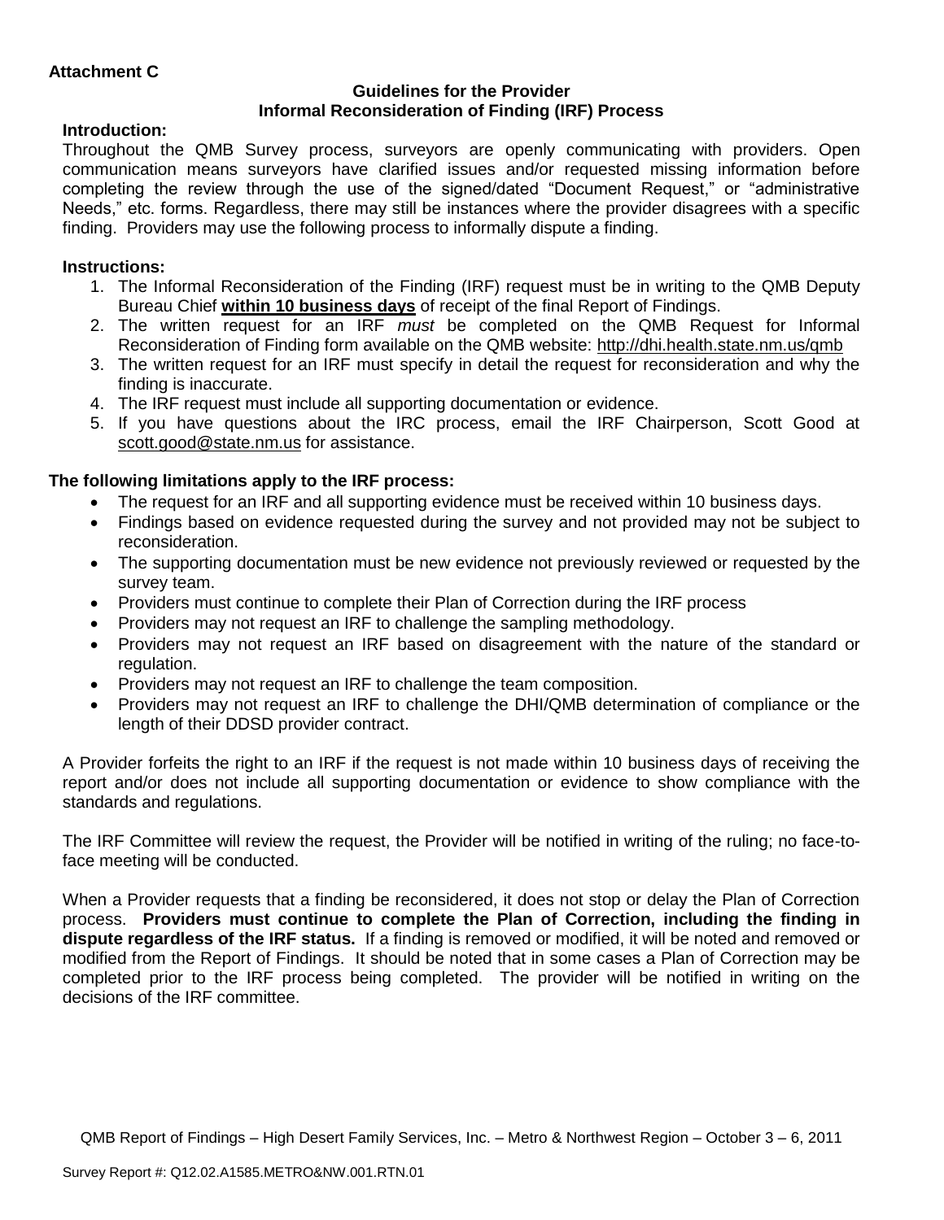**Attachment C**

**Guidelines for the Provider**
**Informal Reconsideration of Finding (IRF) Process**

**Introduction:**

Throughout the QMB Survey process, surveyors are openly communicating with providers. Open communication means surveyors have clarified issues and/or requested missing information before completing the review through the use of the signed/dated "Document Request," or "administrative Needs," etc. forms. Regardless, there may still be instances where the provider disagrees with a specific finding. Providers may use the following process to informally dispute a finding.

**Instructions:**

1. The Informal Reconsideration of the Finding (IRF) request must be in writing to the QMB Deputy Bureau Chief **within 10 business days** of receipt of the final Report of Findings.
2. The written request for an IRF *must* be completed on the QMB Request for Informal Reconsideration of Finding form available on the QMB website: http://dhi.health.state.nm.us/qmb
3. The written request for an IRF must specify in detail the request for reconsideration and why the finding is inaccurate.
4. The IRF request must include all supporting documentation or evidence.
5. If you have questions about the IRC process, email the IRF Chairperson, Scott Good at scott.good@state.nm.us for assistance.

**The following limitations apply to the IRF process:**

- The request for an IRF and all supporting evidence must be received within 10 business days.
- Findings based on evidence requested during the survey and not provided may not be subject to reconsideration.
- The supporting documentation must be new evidence not previously reviewed or requested by the survey team.
- Providers must continue to complete their Plan of Correction during the IRF process
- Providers may not request an IRF to challenge the sampling methodology.
- Providers may not request an IRF based on disagreement with the nature of the standard or regulation.
- Providers may not request an IRF to challenge the team composition.
- Providers may not request an IRF to challenge the DHI/QMB determination of compliance or the length of their DDSD provider contract.

A Provider forfeits the right to an IRF if the request is not made within 10 business days of receiving the report and/or does not include all supporting documentation or evidence to show compliance with the standards and regulations.

The IRF Committee will review the request, the Provider will be notified in writing of the ruling; no face-to-face meeting will be conducted.

When a Provider requests that a finding be reconsidered, it does not stop or delay the Plan of Correction process. **Providers must continue to complete the Plan of Correction, including the finding in dispute regardless of the IRF status.** If a finding is removed or modified, it will be noted and removed or modified from the Report of Findings. It should be noted that in some cases a Plan of Correction may be completed prior to the IRF process being completed. The provider will be notified in writing on the decisions of the IRF committee.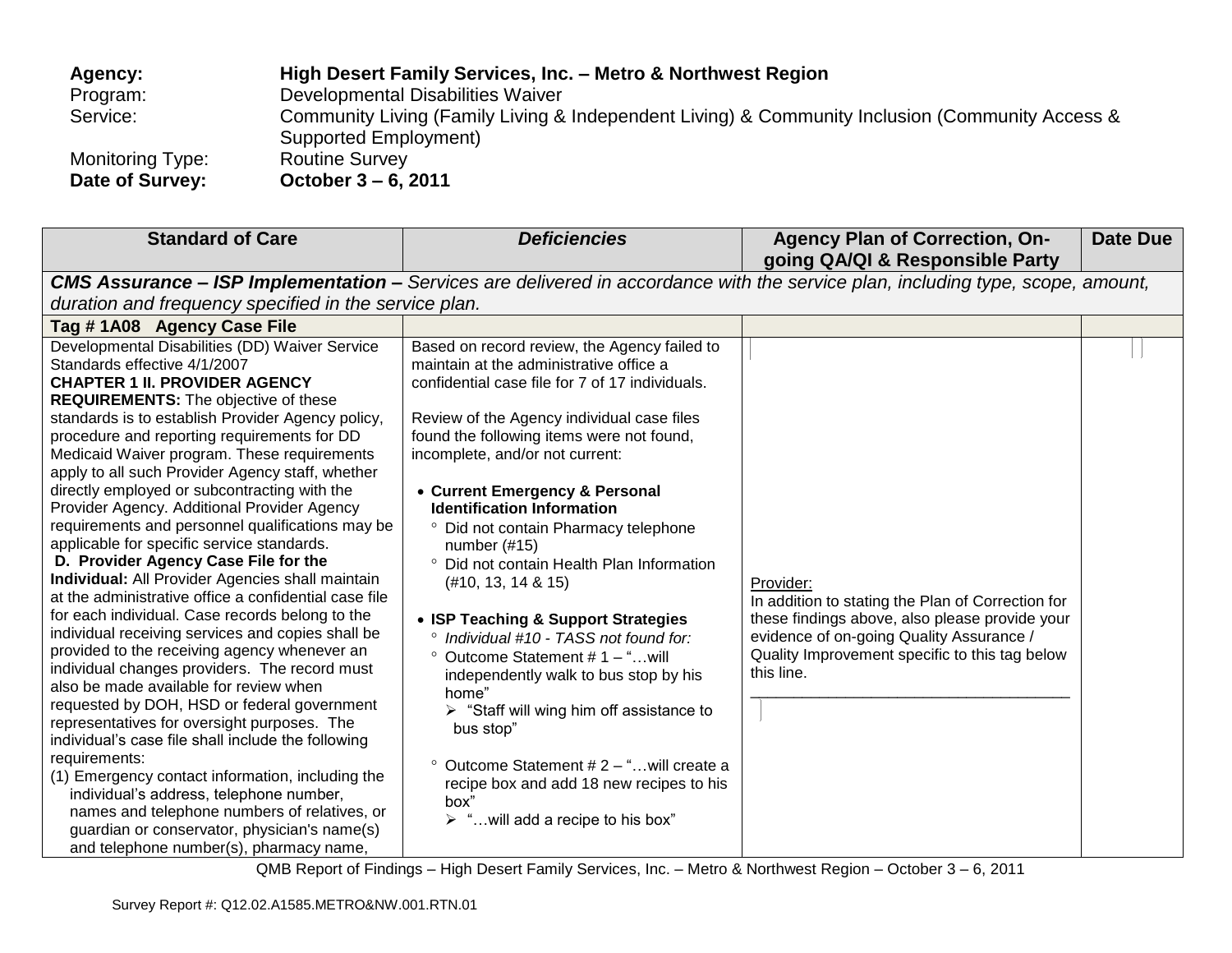| | |
|---|---|
| **Agency:** | **High Desert Family Services, Inc. – Metro & Northwest Region** |
| Program: | Developmental Disabilities Waiver |
| Service: | Community Living (Family Living & Independent Living) & Community Inclusion (Community Access & Supported Employment) |
| Monitoring Type: | Routine Survey |
| **Date of Survey:** | **October 3 – 6, 2011** |

| Standard of Care | *Deficiencies* | Agency Plan of Correction, On-going QA/QI & Responsible Party | Date Due |
|---|---|---|---|
| ***CMS Assurance – ISP Implementation –*** *Services are delivered in accordance with the service plan, including type, scope, amount, duration and frequency specified in the service plan.* | | | |
| **Tag # 1A08 Agency Case File** | | | |
| Developmental Disabilities (DD) Waiver Service Standards effective 4/1/2007<br>**CHAPTER 1 II. PROVIDER AGENCY REQUIREMENTS:** The objective of these standards is to establish Provider Agency policy, procedure and reporting requirements for DD Medicaid Waiver program. These requirements apply to all such Provider Agency staff, whether directly employed or subcontracting with the Provider Agency. Additional Provider Agency requirements and personnel qualifications may be applicable for specific service standards.<br>**D. Provider Agency Case File for the Individual:** All Provider Agencies shall maintain at the administrative office a confidential case file for each individual. Case records belong to the individual receiving services and copies shall be provided to the receiving agency whenever an individual changes providers. The record must also be made available for review when requested by DOH, HSD or federal government representatives for oversight purposes. The individual's case file shall include the following requirements:<br>(1) Emergency contact information, including the individual's address, telephone number, names and telephone numbers of relatives, or guardian or conservator, physician's name(s) and telephone number(s), pharmacy name, | Based on record review, the Agency failed to maintain at the administrative office a confidential case file for 7 of 17 individuals.<br><br>Review of the Agency individual case files found the following items were not found, incomplete, and/or not current:<br><br>• **Current Emergency & Personal Identification Information**<br>° Did not contain Pharmacy telephone number (#15)<br>° Did not contain Health Plan Information (#10, 13, 14 & 15)<br><br>• **ISP Teaching & Support Strategies**<br>° *Individual #10 - TASS not found for:*<br>° Outcome Statement # 1 – "…will independently walk to bus stop by his home"<br>➢ "Staff will wing him off assistance to bus stop"<br><br>° Outcome Statement # 2 – "…will create a recipe box and add 18 new recipes to his box"<br>➢ "…will add a recipe to his box" | Provider:<br>In addition to stating the Plan of Correction for these findings above, also please provide your evidence of on-going Quality Assurance / Quality Improvement specific to this tag below this line.<br>\_\_\_\_\_\_\_\_\_\_\_\_\_\_\_\_\_\_\_\_\_\_\_\_\_\_\_\_\_\_\_\_\_\_\_\_\_\_ | |

QMB Report of Findings – High Desert Family Services, Inc. – Metro & Northwest Region – October 3 – 6, 2011

Survey Report #: Q12.02.A1585.METRO&NW.001.RTN.01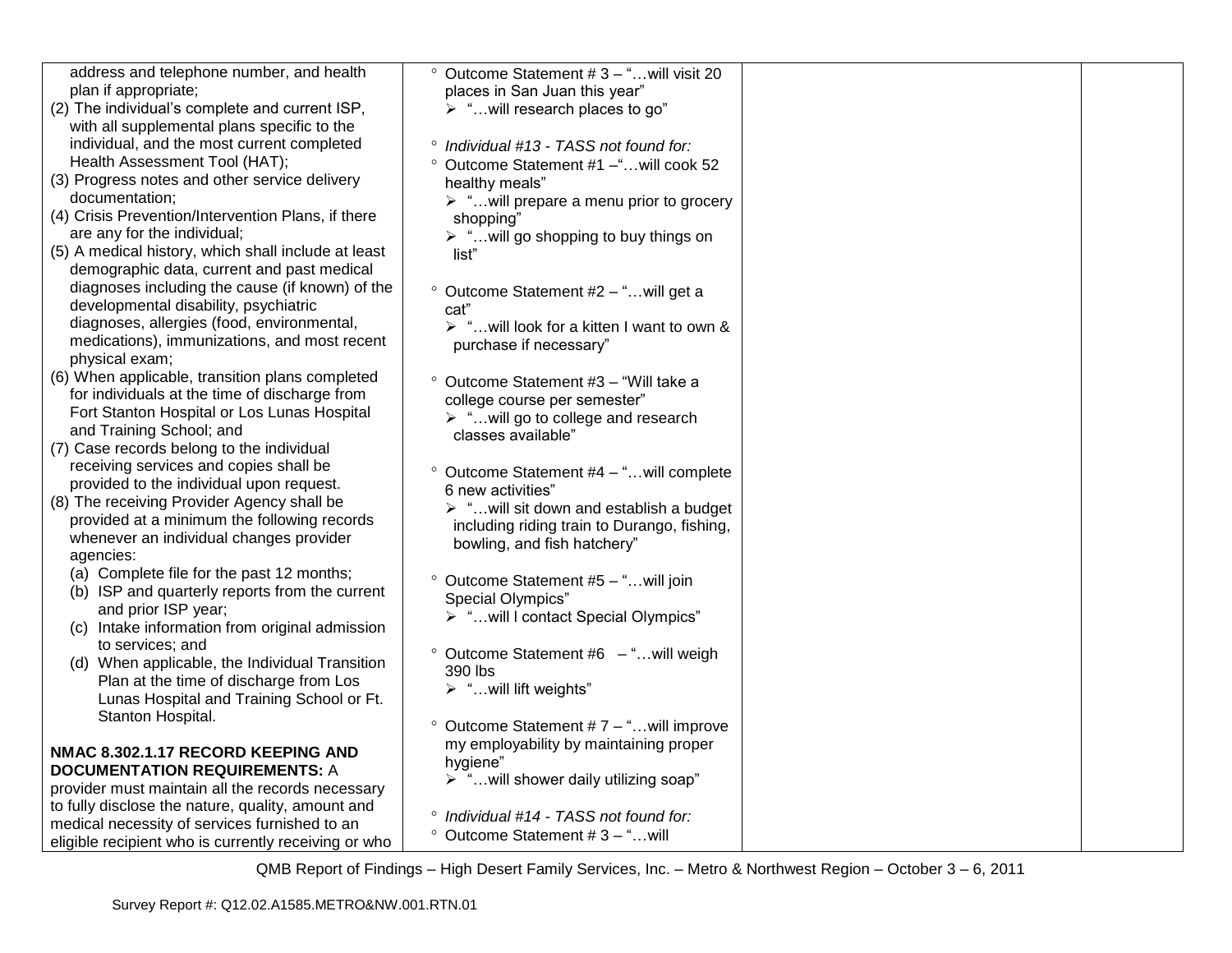| | | | |
|---|---|---|---|
| address and telephone number, and health plan if appropriate;<br>(2) The individual's complete and current ISP, with all supplemental plans specific to the individual, and the most current completed Health Assessment Tool (HAT);<br>(3) Progress notes and other service delivery documentation;<br>(4) Crisis Prevention/Intervention Plans, if there are any for the individual;<br>(5) A medical history, which shall include at least demographic data, current and past medical diagnoses including the cause (if known) of the developmental disability, psychiatric diagnoses, allergies (food, environmental, medications), immunizations, and most recent physical exam;<br>(6) When applicable, transition plans completed for individuals at the time of discharge from Fort Stanton Hospital or Los Lunas Hospital and Training School; and<br>(7) Case records belong to the individual receiving services and copies shall be provided to the individual upon request.<br>(8) The receiving Provider Agency shall be provided at a minimum the following records whenever an individual changes provider agencies:<br>(a) Complete file for the past 12 months;<br>(b) ISP and quarterly reports from the current and prior ISP year;<br>(c) Intake information from original admission to services; and<br>(d) When applicable, the Individual Transition Plan at the time of discharge from Los Lunas Hospital and Training School or Ft. Stanton Hospital.<br><br>**NMAC 8.302.1.17 RECORD KEEPING AND DOCUMENTATION REQUIREMENTS:** A provider must maintain all the records necessary to fully disclose the nature, quality, amount and medical necessity of services furnished to an eligible recipient who is currently receiving or who | ° Outcome Statement # 3 – "…will visit 20 places in San Juan this year"<br>➢ "…will research places to go"<br><br>° *Individual #13 - TASS not found for:*<br>° Outcome Statement #1 –"…will cook 52 healthy meals"<br>➢ "…will prepare a menu prior to grocery shopping"<br>➢ "…will go shopping to buy things on list"<br><br>° Outcome Statement #2 – "…will get a cat"<br>➢ "…will look for a kitten I want to own & purchase if necessary"<br><br>° Outcome Statement #3 – "Will take a college course per semester"<br>➢ "…will go to college and research classes available"<br><br>° Outcome Statement #4 – "…will complete 6 new activities"<br>➢ "…will sit down and establish a budget including riding train to Durango, fishing, bowling, and fish hatchery"<br><br>° Outcome Statement #5 – "…will join Special Olympics"<br>➢ "…will I contact Special Olympics"<br><br>° Outcome Statement #6 – "…will weigh 390 lbs<br>➢ "…will lift weights"<br><br>° Outcome Statement # 7 – "…will improve my employability by maintaining proper hygiene"<br>➢ "…will shower daily utilizing soap"<br><br>° *Individual #14 - TASS not found for:*<br>° Outcome Statement # 3 – "…will | | |

QMB Report of Findings – High Desert Family Services, Inc. – Metro & Northwest Region – October 3 – 6, 2011

Survey Report #: Q12.02.A1585.METRO&NW.001.RTN.01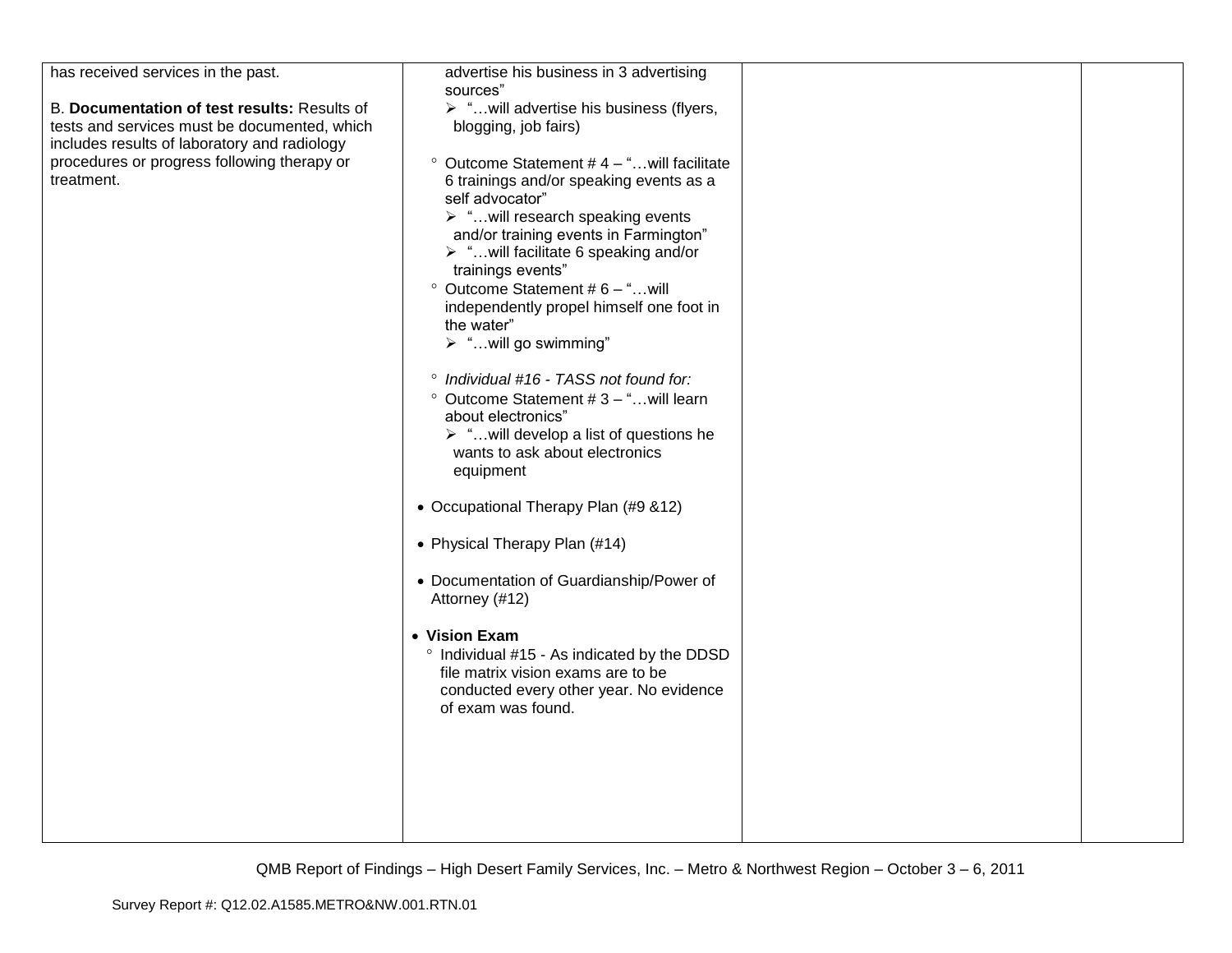| | | | |
|---|---|---|---|
| has received services in the past.<br><br>B. **Documentation of test results:** Results of tests and services must be documented, which includes results of laboratory and radiology procedures or progress following therapy or treatment. | advertise his business in 3 advertising sources"<br>➢ "…will advertise his business (flyers, blogging, job fairs)<br><br>° Outcome Statement # 4 – "…will facilitate 6 trainings and/or speaking events as a self advocator"<br>➢ "…will research speaking events and/or training events in Farmington"<br>➢ "…will facilitate 6 speaking and/or trainings events"<br>° Outcome Statement # 6 – "…will independently propel himself one foot in the water"<br>➢ "…will go swimming"<br><br>° *Individual #16 - TASS not found for:*<br>° Outcome Statement # 3 – "…will learn about electronics"<br>➢ "…will develop a list of questions he wants to ask about electronics equipment<br><br>• Occupational Therapy Plan (#9 &12)<br><br>• Physical Therapy Plan (#14)<br><br>• Documentation of Guardianship/Power of Attorney (#12)<br><br>• **Vision Exam**<br>° Individual #15 - As indicated by the DDSD file matrix vision exams are to be conducted every other year. No evidence of exam was found. | | |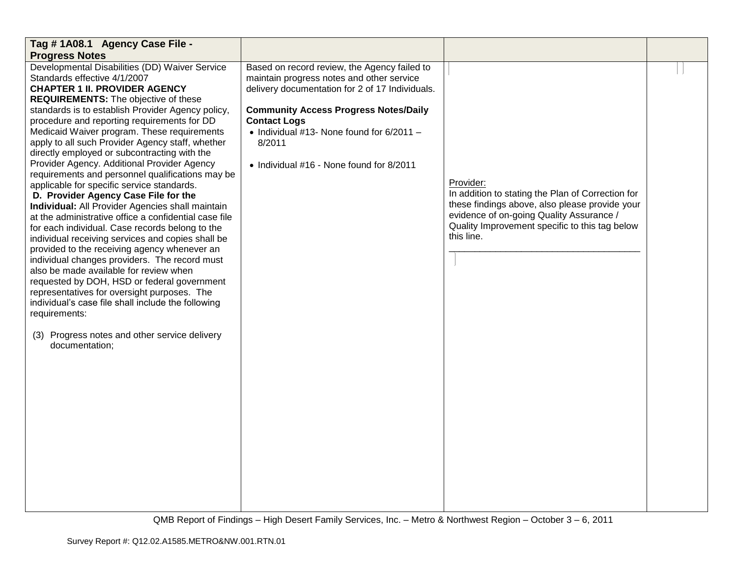| Tag # 1A08.1 Agency Case File - Progress Notes | | | |
|---|---|---|---|
| Developmental Disabilities (DD) Waiver Service Standards effective 4/1/2007<br>**CHAPTER 1 II. PROVIDER AGENCY REQUIREMENTS:** The objective of these standards is to establish Provider Agency policy, procedure and reporting requirements for DD Medicaid Waiver program. These requirements apply to all such Provider Agency staff, whether directly employed or subcontracting with the Provider Agency. Additional Provider Agency requirements and personnel qualifications may be applicable for specific service standards.<br>**D. Provider Agency Case File for the Individual:** All Provider Agencies shall maintain at the administrative office a confidential case file for each individual. Case records belong to the individual receiving services and copies shall be provided to the receiving agency whenever an individual changes providers. The record must also be made available for review when requested by DOH, HSD or federal government representatives for oversight purposes. The individual's case file shall include the following requirements:<br><br>(3) Progress notes and other service delivery documentation; | Based on record review, the Agency failed to maintain progress notes and other service delivery documentation for 2 of 17 Individuals.<br><br>**Community Access Progress Notes/Daily Contact Logs**<br>• Individual #13- None found for 6/2011 – 8/2011<br><br>• Individual #16 - None found for 8/2011 | Provider:<br>In addition to stating the Plan of Correction for these findings above, also please provide your evidence of on-going Quality Assurance / Quality Improvement specific to this tag below this line.<br>______________________________________ | |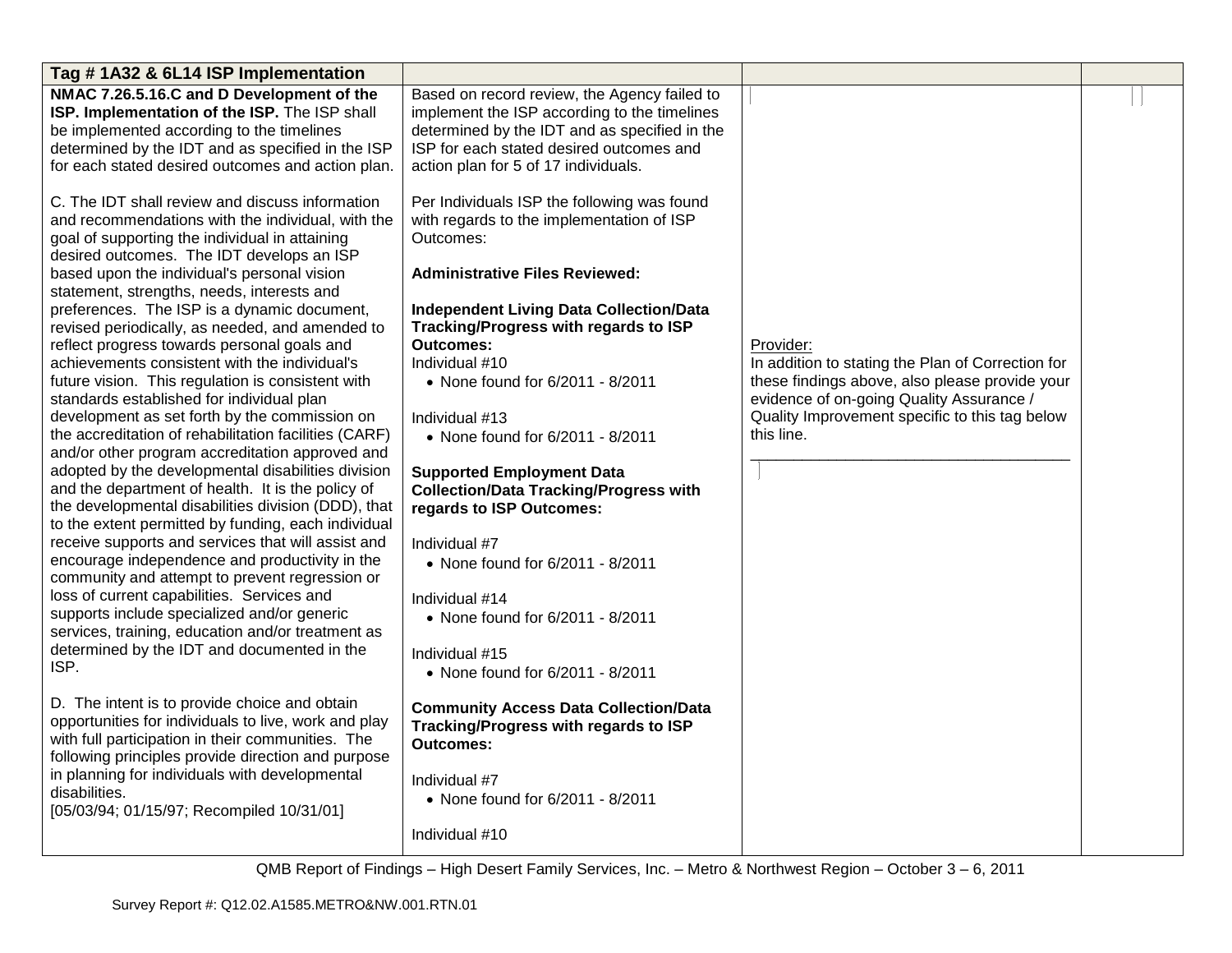| Tag # 1A32 & 6L14 ISP Implementation | | | |
|---|---|---|---|
| **NMAC 7.26.5.16.C and D Development of the ISP. Implementation of the ISP.** The ISP shall be implemented according to the timelines determined by the IDT and as specified in the ISP for each stated desired outcomes and action plan.<br><br>C. The IDT shall review and discuss information and recommendations with the individual, with the goal of supporting the individual in attaining desired outcomes. The IDT develops an ISP based upon the individual's personal vision statement, strengths, needs, interests and preferences. The ISP is a dynamic document, revised periodically, as needed, and amended to reflect progress towards personal goals and achievements consistent with the individual's future vision. This regulation is consistent with standards established for individual plan development as set forth by the commission on the accreditation of rehabilitation facilities (CARF) and/or other program accreditation approved and adopted by the developmental disabilities division and the department of health. It is the policy of the developmental disabilities division (DDD), that to the extent permitted by funding, each individual receive supports and services that will assist and encourage independence and productivity in the community and attempt to prevent regression or loss of current capabilities. Services and supports include specialized and/or generic services, training, education and/or treatment as determined by the IDT and documented in the ISP.<br><br>D. The intent is to provide choice and obtain opportunities for individuals to live, work and play with full participation in their communities. The following principles provide direction and purpose in planning for individuals with developmental disabilities.<br>[05/03/94; 01/15/97; Recompiled 10/31/01] | Based on record review, the Agency failed to implement the ISP according to the timelines determined by the IDT and as specified in the ISP for each stated desired outcomes and action plan for 5 of 17 individuals.<br><br>Per Individuals ISP the following was found with regards to the implementation of ISP Outcomes:<br><br>**Administrative Files Reviewed:**<br><br>**Independent Living Data Collection/Data Tracking/Progress with regards to ISP Outcomes:**<br>Individual #10<br>• None found for 6/2011 - 8/2011<br><br>Individual #13<br>• None found for 6/2011 - 8/2011<br><br>**Supported Employment Data Collection/Data Tracking/Progress with regards to ISP Outcomes:**<br><br>Individual #7<br>• None found for 6/2011 - 8/2011<br><br>Individual #14<br>• None found for 6/2011 - 8/2011<br><br>Individual #15<br>• None found for 6/2011 - 8/2011<br><br>**Community Access Data Collection/Data Tracking/Progress with regards to ISP Outcomes:**<br><br>Individual #7<br>• None found for 6/2011 - 8/2011<br><br>Individual #10 | Provider:<br>In addition to stating the Plan of Correction for these findings above, also please provide your evidence of on-going Quality Assurance / Quality Improvement specific to this tag below this line.<br>______________________________________ | |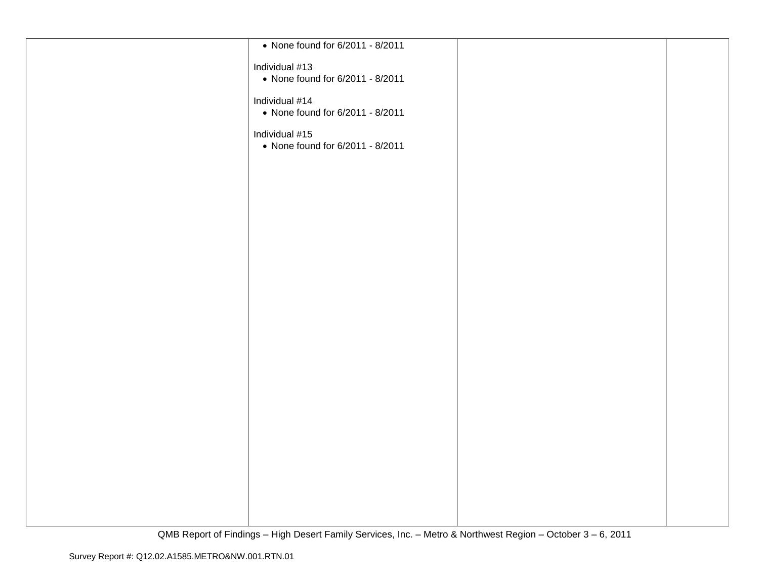| | | | |
|---|---|---|---|
| | • None found for 6/2011 - 8/2011<br><br>Individual #13<br>• None found for 6/2011 - 8/2011<br><br>Individual #14<br>• None found for 6/2011 - 8/2011<br><br>Individual #15<br>• None found for 6/2011 - 8/2011 | | |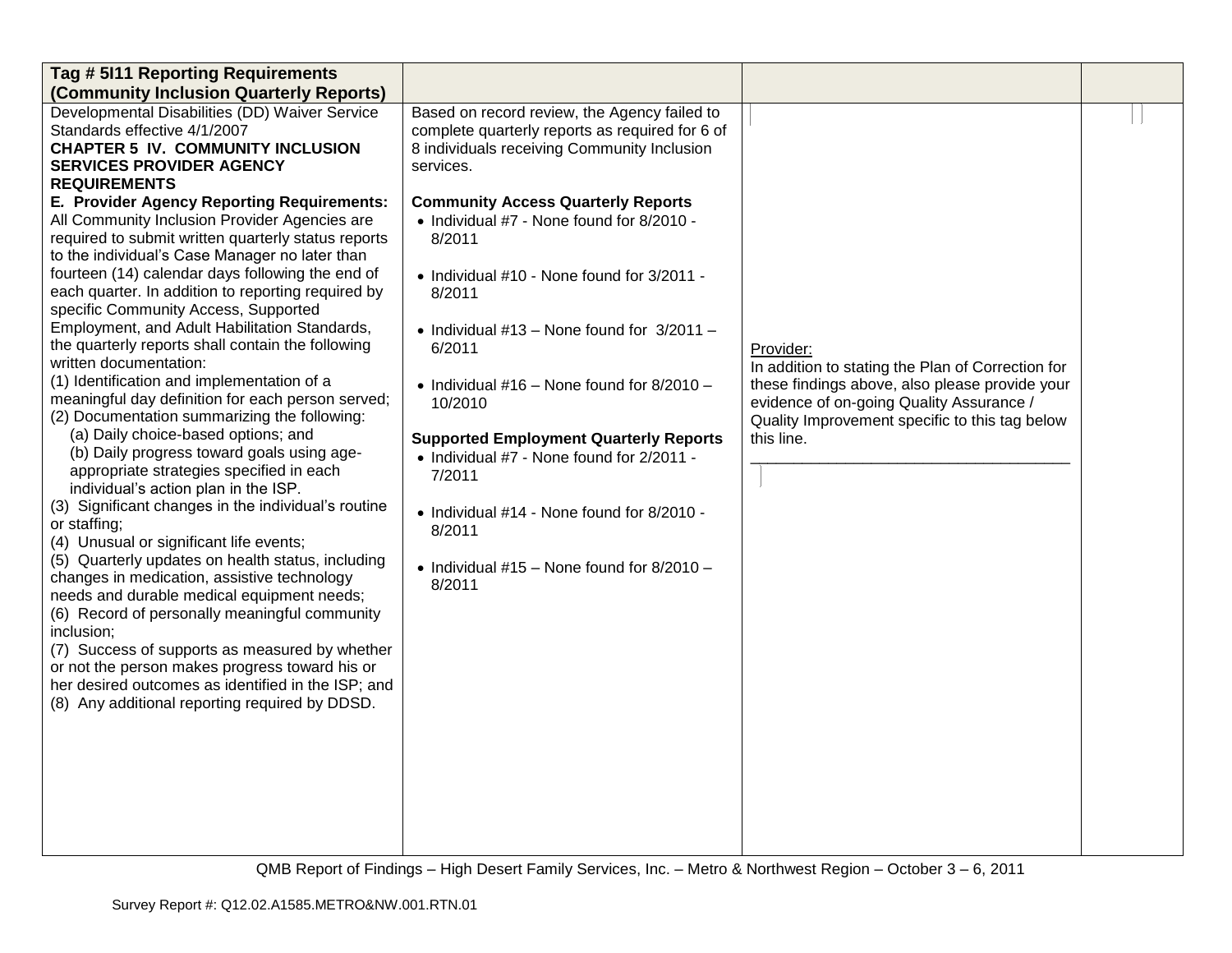| Tag # 5I11 Reporting Requirements (Community Inclusion Quarterly Reports) | | | |
|---|---|---|---|
| Developmental Disabilities (DD) Waiver Service Standards effective 4/1/2007<br>**CHAPTER 5 IV. COMMUNITY INCLUSION SERVICES PROVIDER AGENCY REQUIREMENTS**<br>**E. Provider Agency Reporting Requirements:** All Community Inclusion Provider Agencies are required to submit written quarterly status reports to the individual's Case Manager no later than fourteen (14) calendar days following the end of each quarter. In addition to reporting required by specific Community Access, Supported Employment, and Adult Habilitation Standards, the quarterly reports shall contain the following written documentation:<br>(1) Identification and implementation of a meaningful day definition for each person served;<br>(2) Documentation summarizing the following:<br>(a) Daily choice-based options; and<br>(b) Daily progress toward goals using age-appropriate strategies specified in each individual's action plan in the ISP.<br>(3) Significant changes in the individual's routine or staffing;<br>(4) Unusual or significant life events;<br>(5) Quarterly updates on health status, including changes in medication, assistive technology needs and durable medical equipment needs;<br>(6) Record of personally meaningful community inclusion;<br>(7) Success of supports as measured by whether or not the person makes progress toward his or her desired outcomes as identified in the ISP; and<br>(8) Any additional reporting required by DDSD. | Based on record review, the Agency failed to complete quarterly reports as required for 6 of 8 individuals receiving Community Inclusion services.<br><br>**Community Access Quarterly Reports**<br>• Individual #7 - None found for 8/2010 - 8/2011<br>• Individual #10 - None found for 3/2011 - 8/2011<br>• Individual #13 – None found for 3/2011 – 6/2011<br>• Individual #16 – None found for 8/2010 – 10/2010<br><br>**Supported Employment Quarterly Reports**<br>• Individual #7 - None found for 2/2011 - 7/2011<br>• Individual #14 - None found for 8/2010 - 8/2011<br>• Individual #15 – None found for 8/2010 – 8/2011 | Provider:<br>In addition to stating the Plan of Correction for these findings above, also please provide your evidence of on-going Quality Assurance / Quality Improvement specific to this tag below this line.<br>______________________________________ | |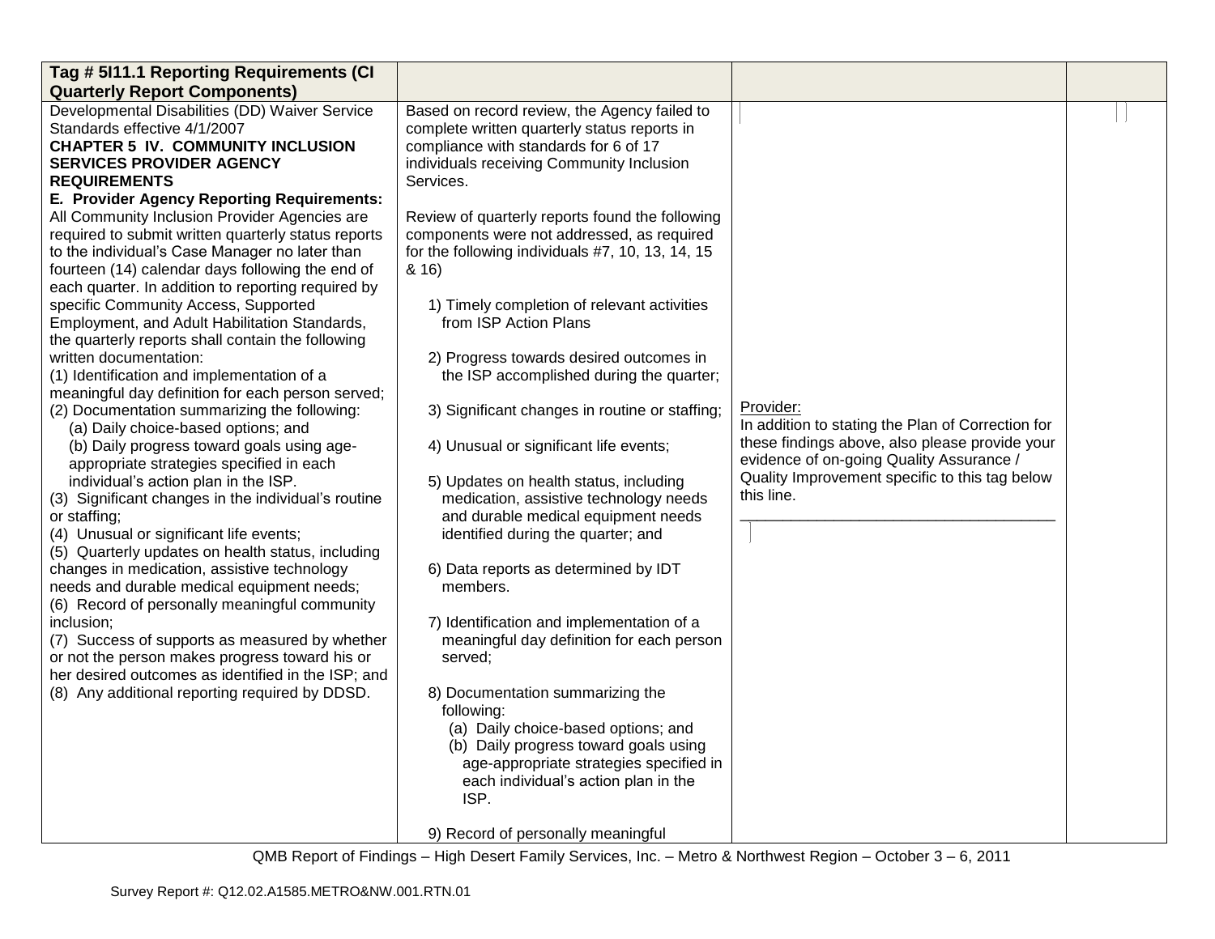| Tag # 5I11.1 Reporting Requirements (CI Quarterly Report Components) | | | |
|---|---|---|---|
| Developmental Disabilities (DD) Waiver Service Standards effective 4/1/2007<br>**CHAPTER 5 IV. COMMUNITY INCLUSION SERVICES PROVIDER AGENCY REQUIREMENTS**<br>**E. Provider Agency Reporting Requirements:** All Community Inclusion Provider Agencies are required to submit written quarterly status reports to the individual's Case Manager no later than fourteen (14) calendar days following the end of each quarter. In addition to reporting required by specific Community Access, Supported Employment, and Adult Habilitation Standards, the quarterly reports shall contain the following written documentation:<br>(1) Identification and implementation of a meaningful day definition for each person served;<br>(2) Documentation summarizing the following:<br>(a) Daily choice-based options; and<br>(b) Daily progress toward goals using age-appropriate strategies specified in each individual's action plan in the ISP.<br>(3) Significant changes in the individual's routine or staffing;<br>(4) Unusual or significant life events;<br>(5) Quarterly updates on health status, including changes in medication, assistive technology needs and durable medical equipment needs;<br>(6) Record of personally meaningful community inclusion;<br>(7) Success of supports as measured by whether or not the person makes progress toward his or her desired outcomes as identified in the ISP; and<br>(8) Any additional reporting required by DDSD. | Based on record review, the Agency failed to complete written quarterly status reports in compliance with standards for 6 of 17 individuals receiving Community Inclusion Services.<br><br>Review of quarterly reports found the following components were not addressed, as required for the following individuals #7, 10, 13, 14, 15 & 16)<br><br>1) Timely completion of relevant activities from ISP Action Plans<br><br>2) Progress towards desired outcomes in the ISP accomplished during the quarter;<br><br>3) Significant changes in routine or staffing;<br><br>4) Unusual or significant life events;<br><br>5) Updates on health status, including medication, assistive technology needs and durable medical equipment needs identified during the quarter; and<br><br>6) Data reports as determined by IDT members.<br><br>7) Identification and implementation of a meaningful day definition for each person served;<br><br>8) Documentation summarizing the following:<br>(a) Daily choice-based options; and<br>(b) Daily progress toward goals using age-appropriate strategies specified in each individual's action plan in the ISP.<br><br>9) Record of personally meaningful | Provider:<br>In addition to stating the Plan of Correction for these findings above, also please provide your evidence of on-going Quality Assurance / Quality Improvement specific to this tag below this line.<br>______________________________________ | |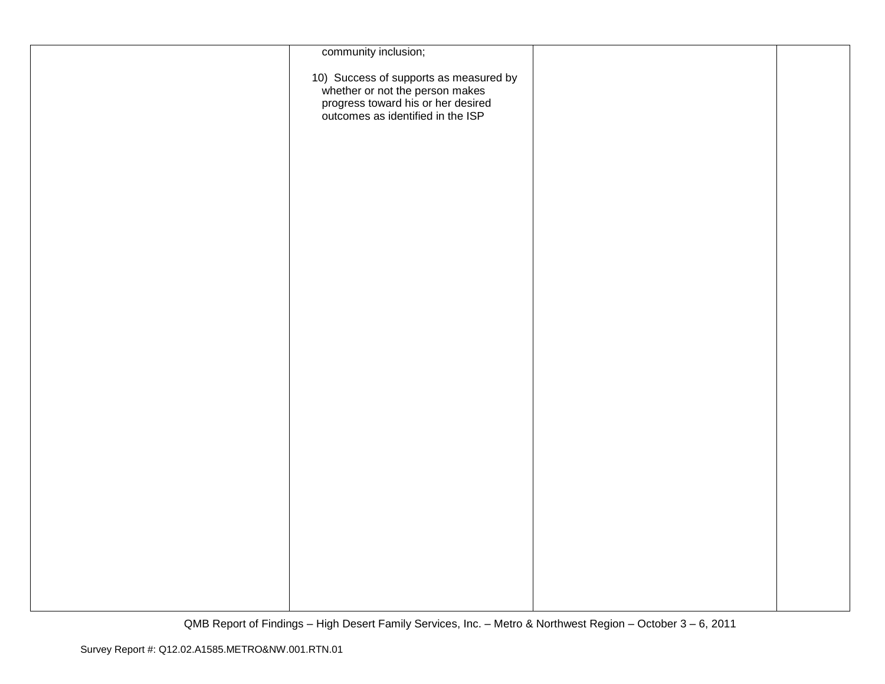| | | | |
|---|---|---|---|
| | community inclusion;<br><br>10) Success of supports as measured by whether or not the person makes progress toward his or her desired outcomes as identified in the ISP | | |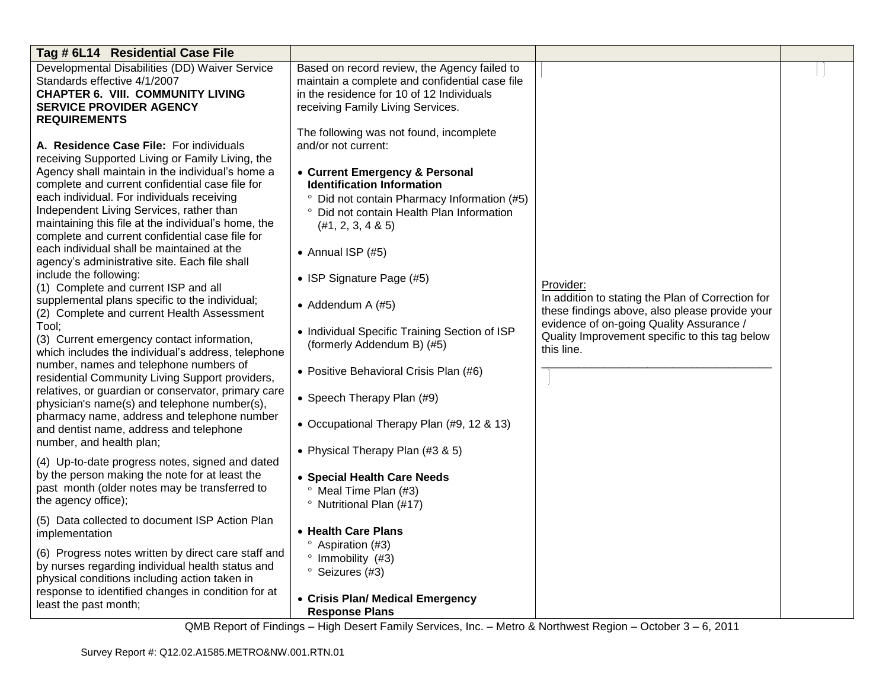| Tag # 6L14 Residential Case File | | | |
|---|---|---|---|
| Developmental Disabilities (DD) Waiver Service Standards effective 4/1/2007<br>**CHAPTER 6. VIII. COMMUNITY LIVING SERVICE PROVIDER AGENCY REQUIREMENTS**<br><br>**A. Residence Case File:** For individuals receiving Supported Living or Family Living, the Agency shall maintain in the individual's home a complete and current confidential case file for each individual. For individuals receiving Independent Living Services, rather than maintaining this file at the individual's home, the complete and current confidential case file for each individual shall be maintained at the agency's administrative site. Each file shall include the following:<br>(1) Complete and current ISP and all supplemental plans specific to the individual;<br>(2) Complete and current Health Assessment Tool;<br>(3) Current emergency contact information, which includes the individual's address, telephone number, names and telephone numbers of residential Community Living Support providers, relatives, or guardian or conservator, primary care physician's name(s) and telephone number(s), pharmacy name, address and telephone number and dentist name, address and telephone number, and health plan;<br><br>(4) Up-to-date progress notes, signed and dated by the person making the note for at least the past month (older notes may be transferred to the agency office);<br><br>(5) Data collected to document ISP Action Plan implementation<br><br>(6) Progress notes written by direct care staff and by nurses regarding individual health status and physical conditions including action taken in response to identified changes in condition for at least the past month; | Based on record review, the Agency failed to maintain a complete and confidential case file in the residence for 10 of 12 Individuals receiving Family Living Services.<br><br>The following was not found, incomplete and/or not current:<br><br>• **Current Emergency & Personal Identification Information**<br>° Did not contain Pharmacy Information (#5)<br>° Did not contain Health Plan Information (#1, 2, 3, 4 & 5)<br><br>• Annual ISP (#5)<br><br>• ISP Signature Page (#5)<br><br>• Addendum A (#5)<br><br>• Individual Specific Training Section of ISP (formerly Addendum B) (#5)<br><br>• Positive Behavioral Crisis Plan (#6)<br><br>• Speech Therapy Plan (#9)<br><br>• Occupational Therapy Plan (#9, 12 & 13)<br><br>• Physical Therapy Plan (#3 & 5)<br><br>• **Special Health Care Needs**<br>° Meal Time Plan (#3)<br>° Nutritional Plan (#17)<br><br>• **Health Care Plans**<br>° Aspiration (#3)<br>° Immobility (#3)<br>° Seizures (#3)<br><br>• **Crisis Plan/ Medical Emergency Response Plans** | Provider:<br>In addition to stating the Plan of Correction for these findings above, also please provide your evidence of on-going Quality Assurance / Quality Improvement specific to this tag below this line.<br>\_\_\_\_\_\_\_\_\_\_\_\_\_\_\_\_\_\_\_\_\_\_\_\_\_\_\_\_\_\_\_\_\_\_\_\_\_\_\_\_ | |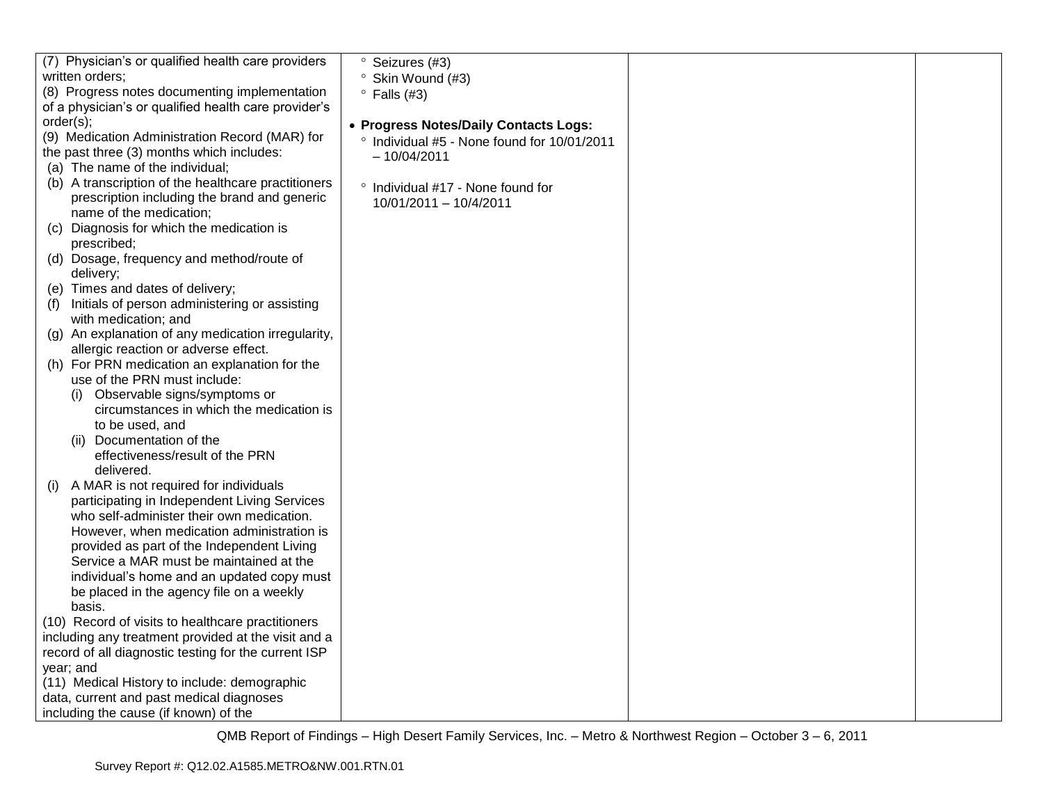| | | | |
|---|---|---|---|
| (7) Physician's or qualified health care providers written orders;<br>(8) Progress notes documenting implementation of a physician's or qualified health care provider's order(s);<br>(9) Medication Administration Record (MAR) for the past three (3) months which includes:<br>(a) The name of the individual;<br>(b) A transcription of the healthcare practitioners prescription including the brand and generic name of the medication;<br>(c) Diagnosis for which the medication is prescribed;<br>(d) Dosage, frequency and method/route of delivery;<br>(e) Times and dates of delivery;<br>(f) Initials of person administering or assisting with medication; and<br>(g) An explanation of any medication irregularity, allergic reaction or adverse effect.<br>(h) For PRN medication an explanation for the use of the PRN must include:<br>(i) Observable signs/symptoms or circumstances in which the medication is to be used, and<br>(ii) Documentation of the effectiveness/result of the PRN delivered.<br>(i) A MAR is not required for individuals participating in Independent Living Services who self-administer their own medication. However, when medication administration is provided as part of the Independent Living Service a MAR must be maintained at the individual's home and an updated copy must be placed in the agency file on a weekly basis.<br>(10) Record of visits to healthcare practitioners including any treatment provided at the visit and a record of all diagnostic testing for the current ISP year; and<br>(11) Medical History to include: demographic data, current and past medical diagnoses including the cause (if known) of the | ° Seizures (#3)<br>° Skin Wound (#3)<br>° Falls (#3)<br><br>• **Progress Notes/Daily Contacts Logs:**<br>° Individual #5 - None found for 10/01/2011 – 10/04/2011<br><br>° Individual #17 - None found for 10/01/2011 – 10/4/2011 | | |

QMB Report of Findings – High Desert Family Services, Inc. – Metro & Northwest Region – October 3 – 6, 2011

Survey Report #: Q12.02.A1585.METRO&NW.001.RTN.01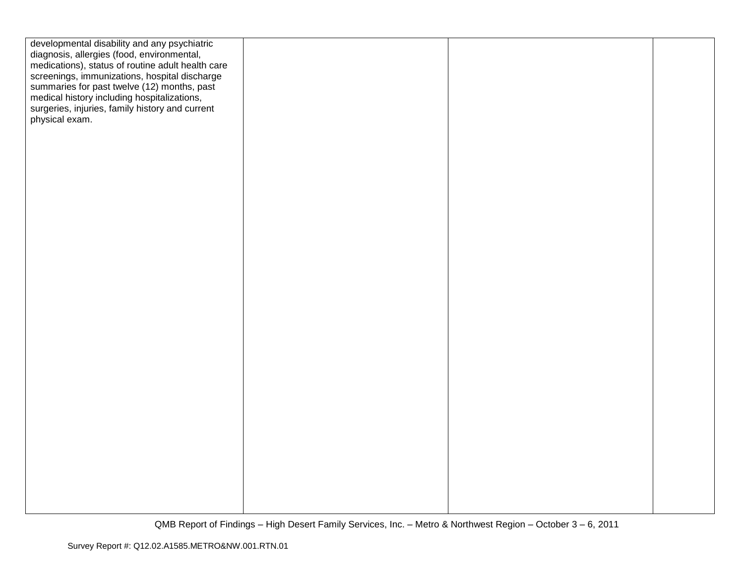| | | | |
|---|---|---|---|
| developmental disability and any psychiatric diagnosis, allergies (food, environmental, medications), status of routine adult health care screenings, immunizations, hospital discharge summaries for past twelve (12) months, past medical history including hospitalizations, surgeries, injuries, family history and current physical exam. | | | |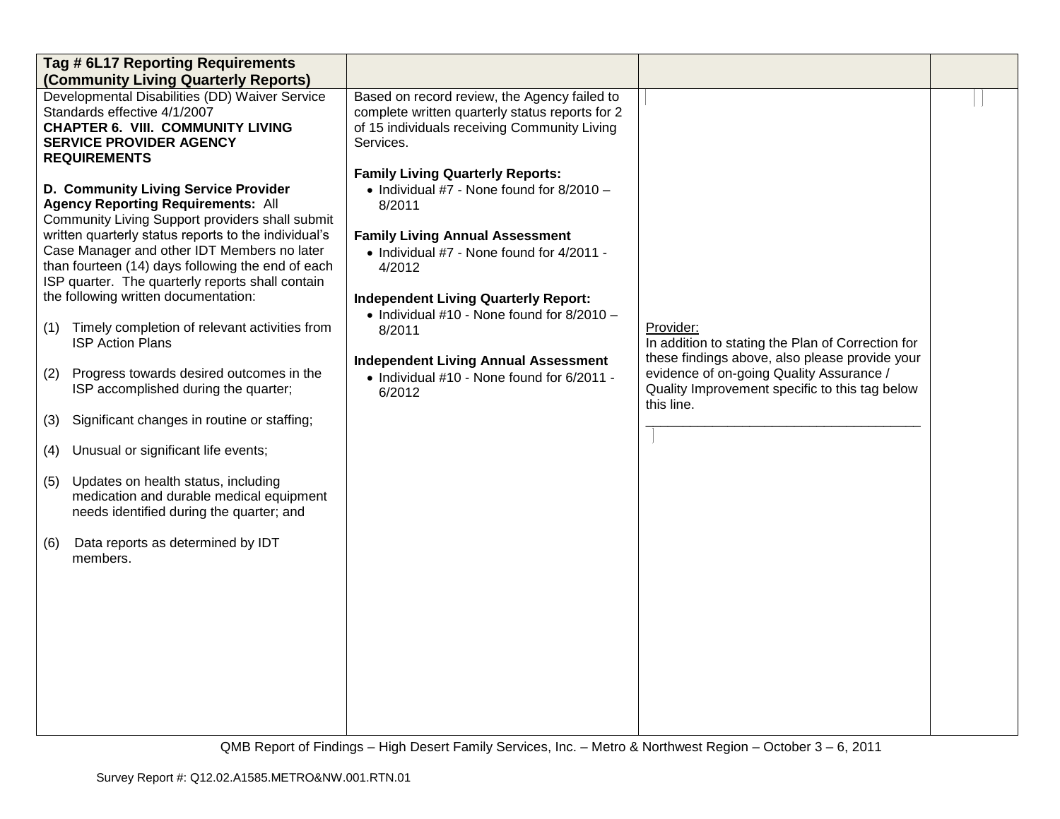| Tag # 6L17 Reporting Requirements (Community Living Quarterly Reports) | | | |
|---|---|---|---|
| Developmental Disabilities (DD) Waiver Service Standards effective 4/1/2007<br>**CHAPTER 6. VIII. COMMUNITY LIVING SERVICE PROVIDER AGENCY REQUIREMENTS**<br><br>**D. Community Living Service Provider Agency Reporting Requirements:** All Community Living Support providers shall submit written quarterly status reports to the individual's Case Manager and other IDT Members no later than fourteen (14) days following the end of each ISP quarter. The quarterly reports shall contain the following written documentation:<br><br>(1) Timely completion of relevant activities from ISP Action Plans<br><br>(2) Progress towards desired outcomes in the ISP accomplished during the quarter;<br><br>(3) Significant changes in routine or staffing;<br><br>(4) Unusual or significant life events;<br><br>(5) Updates on health status, including medication and durable medical equipment needs identified during the quarter; and<br><br>(6) Data reports as determined by IDT members. | Based on record review, the Agency failed to complete written quarterly status reports for 2 of 15 individuals receiving Community Living Services.<br><br>**Family Living Quarterly Reports:**<br>• Individual #7 - None found for 8/2010 – 8/2011<br><br>**Family Living Annual Assessment**<br>• Individual #7 - None found for 4/2011 - 4/2012<br><br>**Independent Living Quarterly Report:**<br>• Individual #10 - None found for 8/2010 – 8/2011<br><br>**Independent Living Annual Assessment**<br>• Individual #10 - None found for 6/2011 - 6/2012 | Provider:<br>In addition to stating the Plan of Correction for these findings above, also please provide your evidence of on-going Quality Assurance / Quality Improvement specific to this tag below this line.<br>_______________________________________ | |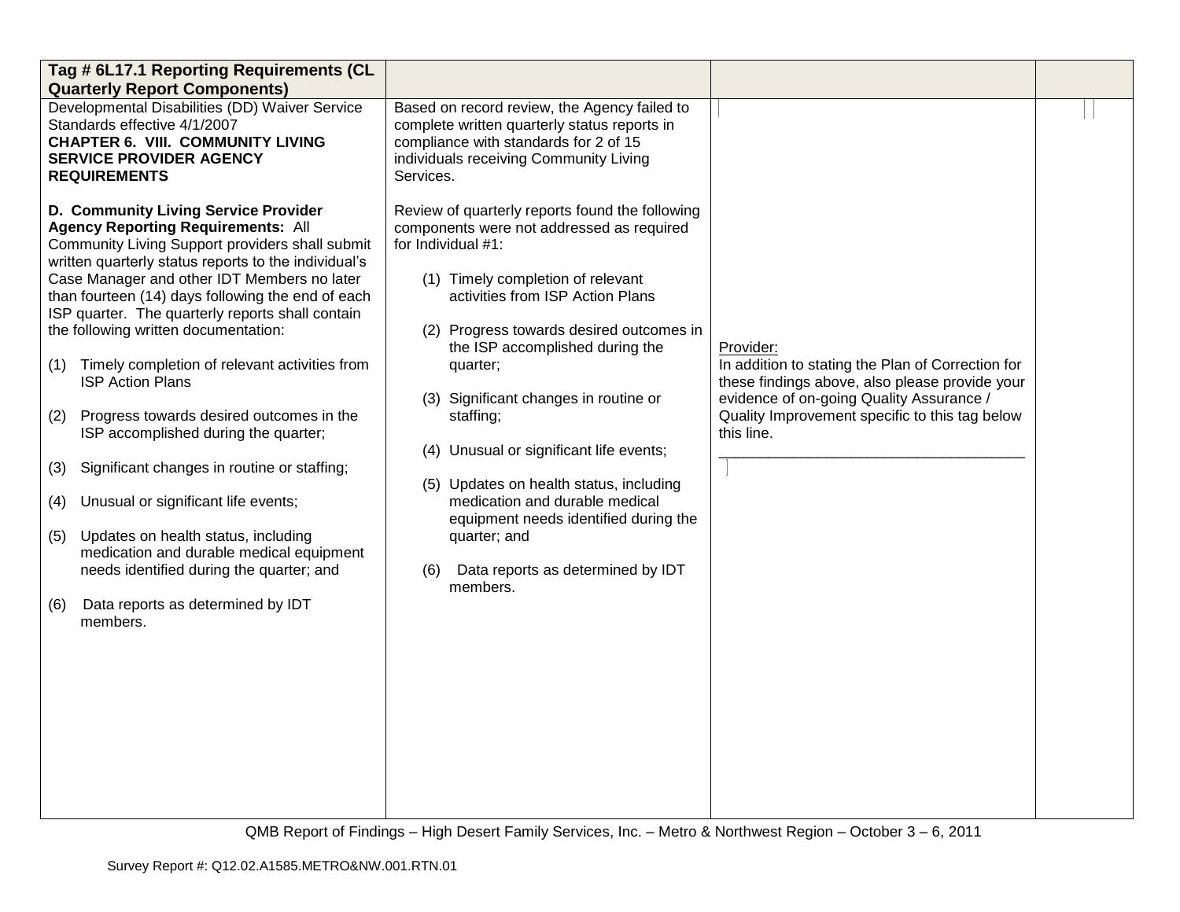| Tag # 6L17.1 Reporting Requirements (CL Quarterly Report Components) | | | |
|---|---|---|---|
| Developmental Disabilities (DD) Waiver Service Standards effective 4/1/2007<br>**CHAPTER 6. VIII. COMMUNITY LIVING SERVICE PROVIDER AGENCY REQUIREMENTS**<br><br>**D. Community Living Service Provider Agency Reporting Requirements:** All Community Living Support providers shall submit written quarterly status reports to the individual's Case Manager and other IDT Members no later than fourteen (14) days following the end of each ISP quarter. The quarterly reports shall contain the following written documentation:<br><br>(1) Timely completion of relevant activities from ISP Action Plans<br><br>(2) Progress towards desired outcomes in the ISP accomplished during the quarter;<br><br>(3) Significant changes in routine or staffing;<br><br>(4) Unusual or significant life events;<br><br>(5) Updates on health status, including medication and durable medical equipment needs identified during the quarter; and<br><br>(6) Data reports as determined by IDT members. | Based on record review, the Agency failed to complete written quarterly status reports in compliance with standards for 2 of 15 individuals receiving Community Living Services.<br><br>Review of quarterly reports found the following components were not addressed as required for Individual #1:<br><br>(1) Timely completion of relevant activities from ISP Action Plans<br><br>(2) Progress towards desired outcomes in the ISP accomplished during the quarter;<br><br>(3) Significant changes in routine or staffing;<br><br>(4) Unusual or significant life events;<br><br>(5) Updates on health status, including medication and durable medical equipment needs identified during the quarter; and<br><br>(6) Data reports as determined by IDT members. | Provider:<br>In addition to stating the Plan of Correction for these findings above, also please provide your evidence of on-going Quality Assurance / Quality Improvement specific to this tag below this line.<br>_____________________________________ | |

QMB Report of Findings – High Desert Family Services, Inc. – Metro & Northwest Region – October 3 – 6, 2011

Survey Report #: Q12.02.A1585.METRO&NW.001.RTN.01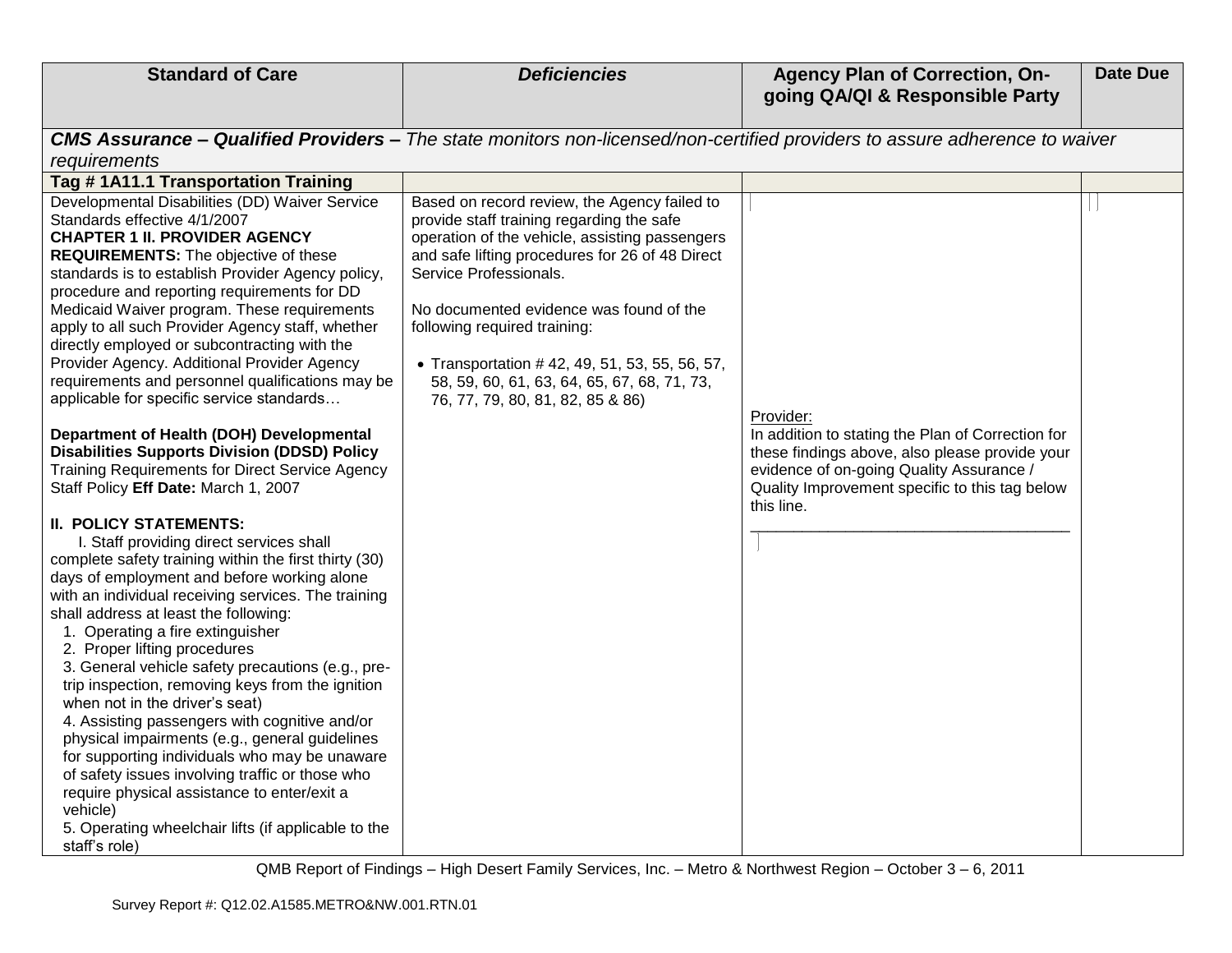| Standard of Care | *Deficiencies* | Agency Plan of Correction, On-going QA/QI & Responsible Party | Date Due |
|---|---|---|---|
| ***CMS Assurance – Qualified Providers –*** *The state monitors non-licensed/non-certified providers to assure adherence to waiver requirements* | | | |
| **Tag # 1A11.1 Transportation Training** | | | |
| Developmental Disabilities (DD) Waiver Service Standards effective 4/1/2007<br>**CHAPTER 1 II. PROVIDER AGENCY REQUIREMENTS:** The objective of these standards is to establish Provider Agency policy, procedure and reporting requirements for DD Medicaid Waiver program. These requirements apply to all such Provider Agency staff, whether directly employed or subcontracting with the Provider Agency. Additional Provider Agency requirements and personnel qualifications may be applicable for specific service standards…<br><br>**Department of Health (DOH) Developmental Disabilities Supports Division (DDSD) Policy** Training Requirements for Direct Service Agency Staff Policy **Eff Date:** March 1, 2007<br><br>**II. POLICY STATEMENTS:**<br>I. Staff providing direct services shall complete safety training within the first thirty (30) days of employment and before working alone with an individual receiving services. The training shall address at least the following:<br>1. Operating a fire extinguisher<br>2. Proper lifting procedures<br>3. General vehicle safety precautions (e.g., pre-trip inspection, removing keys from the ignition when not in the driver's seat)<br>4. Assisting passengers with cognitive and/or physical impairments (e.g., general guidelines for supporting individuals who may be unaware of safety issues involving traffic or those who require physical assistance to enter/exit a vehicle)<br>5. Operating wheelchair lifts (if applicable to the staff's role) | Based on record review, the Agency failed to provide staff training regarding the safe operation of the vehicle, assisting passengers and safe lifting procedures for 26 of 48 Direct Service Professionals.<br><br>No documented evidence was found of the following required training:<br><br>• Transportation # 42, 49, 51, 53, 55, 56, 57, 58, 59, 60, 61, 63, 64, 65, 67, 68, 71, 73, 76, 77, 79, 80, 81, 82, 85 & 86) | Provider:<br>In addition to stating the Plan of Correction for these findings above, also please provide your evidence of on-going Quality Assurance / Quality Improvement specific to this tag below this line.<br>______________________________________ | |

QMB Report of Findings – High Desert Family Services, Inc. – Metro & Northwest Region – October 3 – 6, 2011

Survey Report #: Q12.02.A1585.METRO&NW.001.RTN.01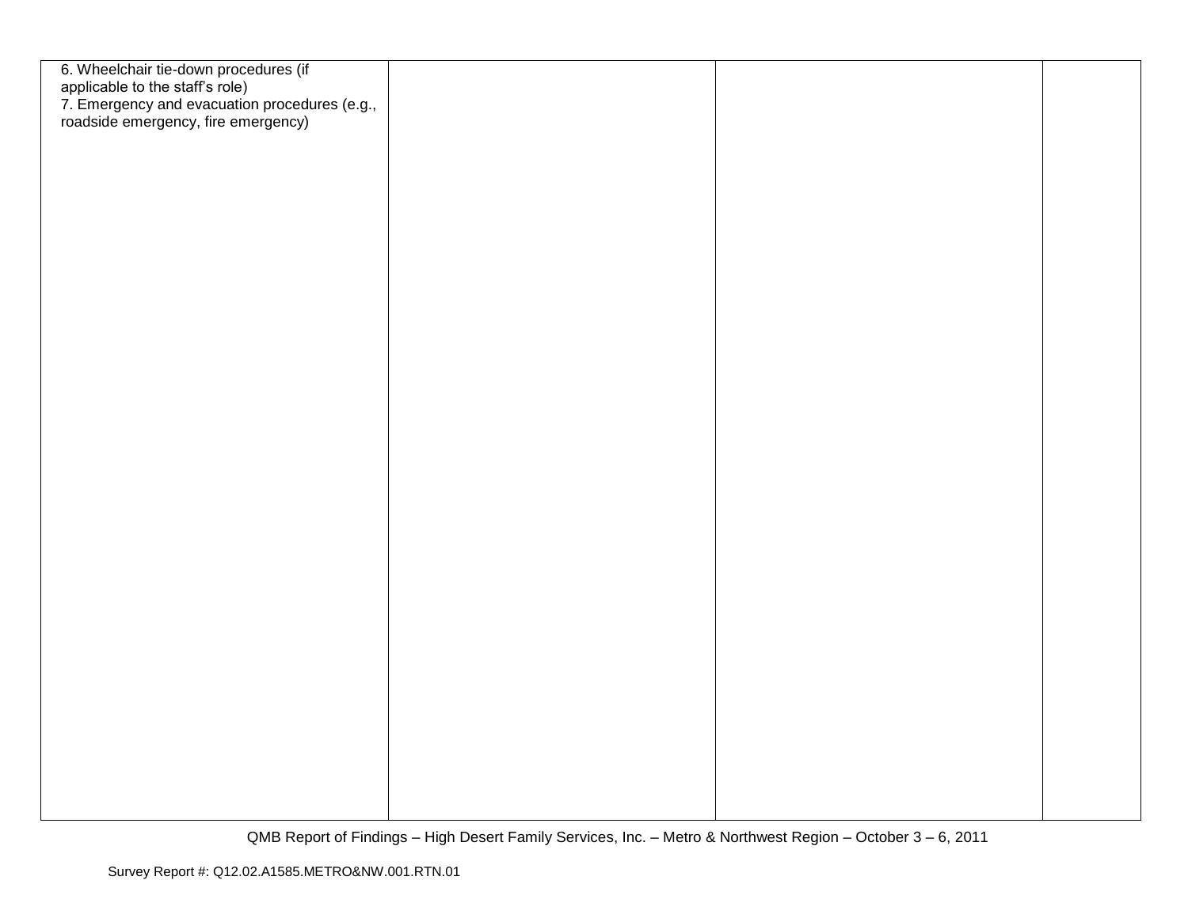| | | | |
|---|---|---|---|
| 6. Wheelchair tie-down procedures (if applicable to the staff's role)<br>7. Emergency and evacuation procedures (e.g., roadside emergency, fire emergency) | | | |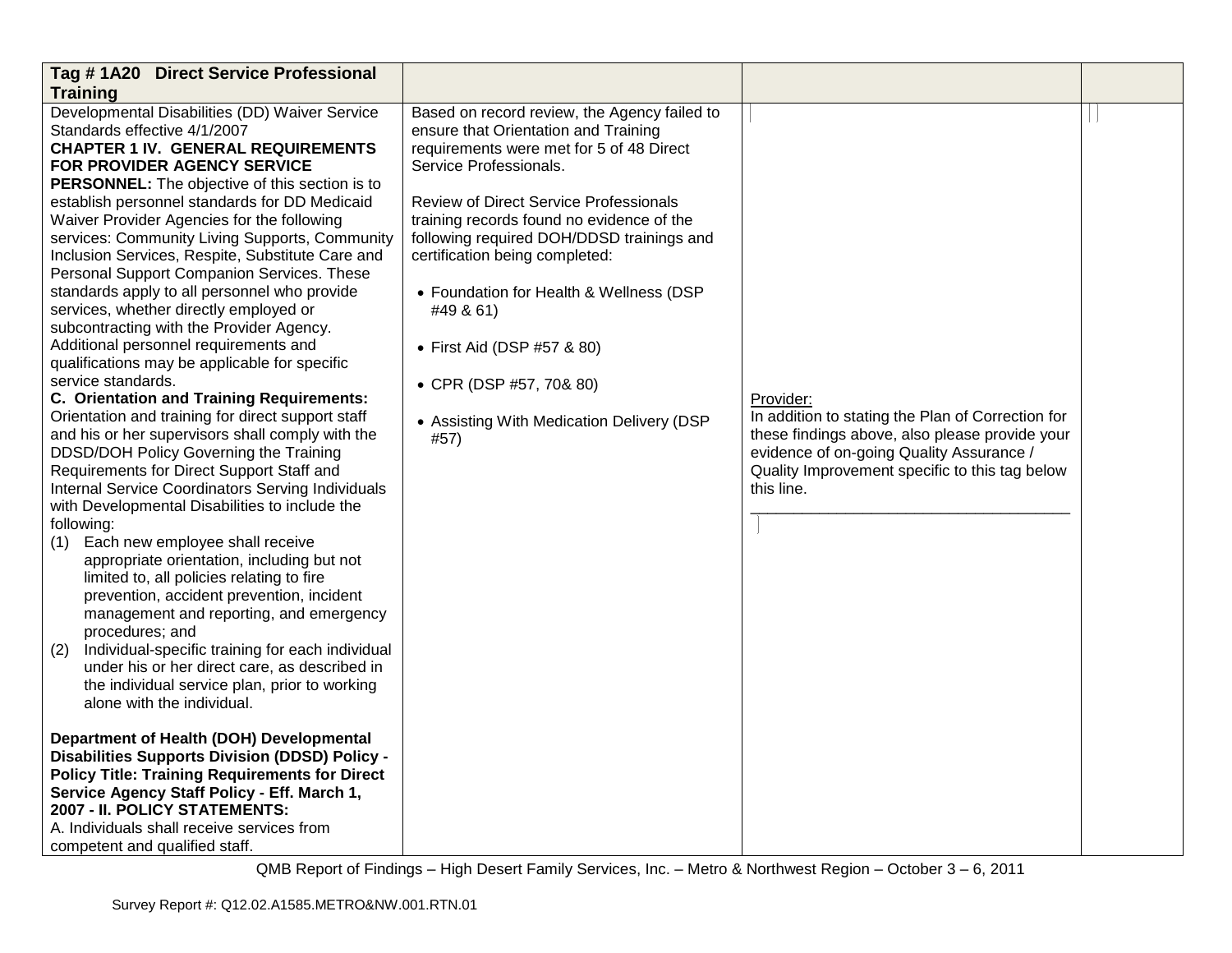| Tag # 1A20 Direct Service Professional Training | | | |
|---|---|---|---|
| Developmental Disabilities (DD) Waiver Service Standards effective 4/1/2007<br>**CHAPTER 1 IV. GENERAL REQUIREMENTS FOR PROVIDER AGENCY SERVICE PERSONNEL:** The objective of this section is to establish personnel standards for DD Medicaid Waiver Provider Agencies for the following services: Community Living Supports, Community Inclusion Services, Respite, Substitute Care and Personal Support Companion Services. These standards apply to all personnel who provide services, whether directly employed or subcontracting with the Provider Agency. Additional personnel requirements and qualifications may be applicable for specific service standards.<br>**C. Orientation and Training Requirements:** Orientation and training for direct support staff and his or her supervisors shall comply with the DDSD/DOH Policy Governing the Training Requirements for Direct Support Staff and Internal Service Coordinators Serving Individuals with Developmental Disabilities to include the following:<br>(1) Each new employee shall receive appropriate orientation, including but not limited to, all policies relating to fire prevention, accident prevention, incident management and reporting, and emergency procedures; and<br>(2) Individual-specific training for each individual under his or her direct care, as described in the individual service plan, prior to working alone with the individual.<br><br>**Department of Health (DOH) Developmental Disabilities Supports Division (DDSD) Policy - Policy Title: Training Requirements for Direct Service Agency Staff Policy - Eff. March 1, 2007 - II. POLICY STATEMENTS:**<br>A. Individuals shall receive services from competent and qualified staff. | Based on record review, the Agency failed to ensure that Orientation and Training requirements were met for 5 of 48 Direct Service Professionals.<br><br>Review of Direct Service Professionals training records found no evidence of the following required DOH/DDSD trainings and certification being completed:<br><br>• Foundation for Health & Wellness (DSP #49 & 61)<br><br>• First Aid (DSP #57 & 80)<br><br>• CPR (DSP #57, 70& 80)<br><br>• Assisting With Medication Delivery (DSP #57) | Provider:<br>In addition to stating the Plan of Correction for these findings above, also please provide your evidence of on-going Quality Assurance / Quality Improvement specific to this tag below this line.<br>_____________________________________ | |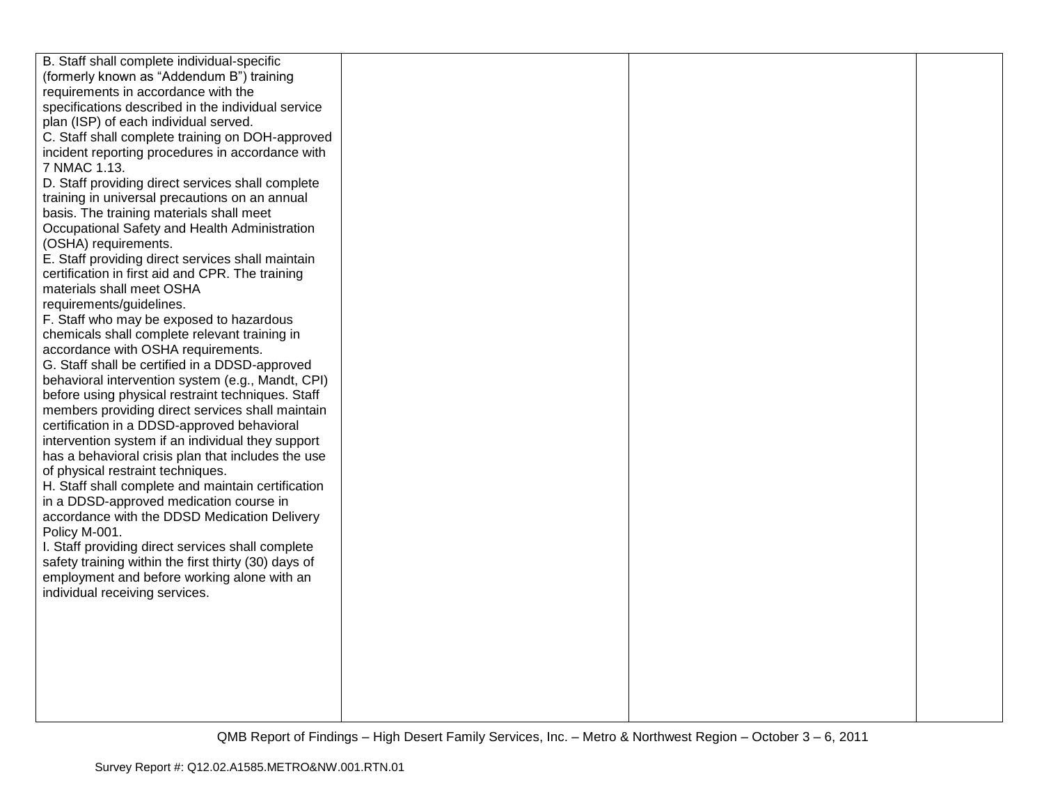| | | | |
|---|---|---|---|
| B. Staff shall complete individual-specific (formerly known as "Addendum B") training requirements in accordance with the specifications described in the individual service plan (ISP) of each individual served.<br>C. Staff shall complete training on DOH-approved incident reporting procedures in accordance with 7 NMAC 1.13.<br>D. Staff providing direct services shall complete training in universal precautions on an annual basis. The training materials shall meet Occupational Safety and Health Administration (OSHA) requirements.<br>E. Staff providing direct services shall maintain certification in first aid and CPR. The training materials shall meet OSHA requirements/guidelines.<br>F. Staff who may be exposed to hazardous chemicals shall complete relevant training in accordance with OSHA requirements.<br>G. Staff shall be certified in a DDSD-approved behavioral intervention system (e.g., Mandt, CPI) before using physical restraint techniques. Staff members providing direct services shall maintain certification in a DDSD-approved behavioral intervention system if an individual they support has a behavioral crisis plan that includes the use of physical restraint techniques.<br>H. Staff shall complete and maintain certification in a DDSD-approved medication course in accordance with the DDSD Medication Delivery Policy M-001.<br>I. Staff providing direct services shall complete safety training within the first thirty (30) days of employment and before working alone with an individual receiving services. | | | |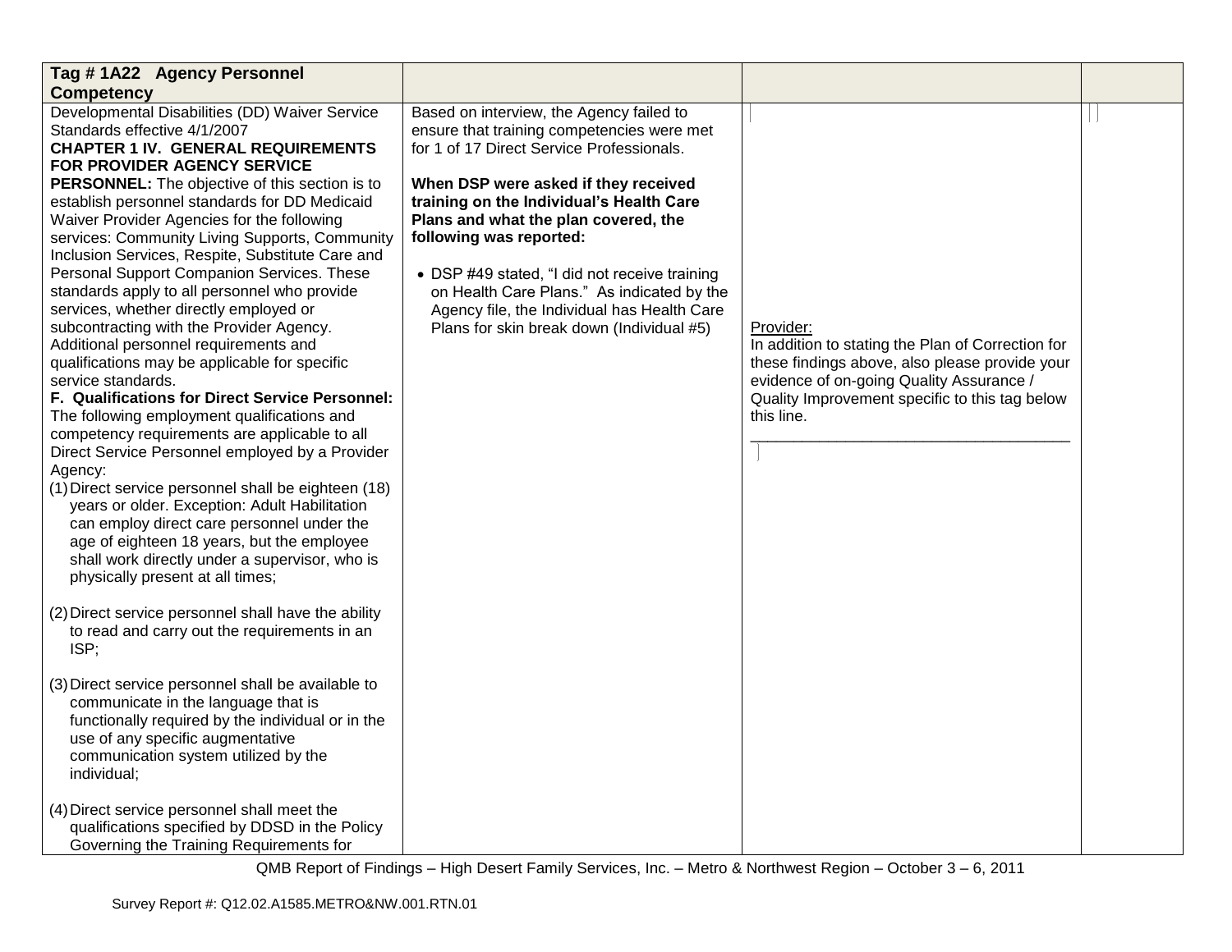| Tag # 1A22 Agency Personnel Competency | | | |
|---|---|---|---|
| Developmental Disabilities (DD) Waiver Service Standards effective 4/1/2007<br>**CHAPTER 1 IV. GENERAL REQUIREMENTS FOR PROVIDER AGENCY SERVICE PERSONNEL:** The objective of this section is to establish personnel standards for DD Medicaid Waiver Provider Agencies for the following services: Community Living Supports, Community Inclusion Services, Respite, Substitute Care and Personal Support Companion Services. These standards apply to all personnel who provide services, whether directly employed or subcontracting with the Provider Agency. Additional personnel requirements and qualifications may be applicable for specific service standards.<br>**F. Qualifications for Direct Service Personnel:** The following employment qualifications and competency requirements are applicable to all Direct Service Personnel employed by a Provider Agency:<br>(1) Direct service personnel shall be eighteen (18) years or older. Exception: Adult Habilitation can employ direct care personnel under the age of eighteen 18 years, but the employee shall work directly under a supervisor, who is physically present at all times;<br><br>(2) Direct service personnel shall have the ability to read and carry out the requirements in an ISP;<br><br>(3) Direct service personnel shall be available to communicate in the language that is functionally required by the individual or in the use of any specific augmentative communication system utilized by the individual;<br><br>(4) Direct service personnel shall meet the qualifications specified by DDSD in the Policy Governing the Training Requirements for | Based on interview, the Agency failed to ensure that training competencies were met for 1 of 17 Direct Service Professionals.<br><br>**When DSP were asked if they received training on the Individual's Health Care Plans and what the plan covered, the following was reported:**<br><br>• DSP #49 stated, "I did not receive training on Health Care Plans." As indicated by the Agency file, the Individual has Health Care Plans for skin break down (Individual #5) | Provider:<br>In addition to stating the Plan of Correction for these findings above, also please provide your evidence of on-going Quality Assurance / Quality Improvement specific to this tag below this line.<br>______________________________________ | |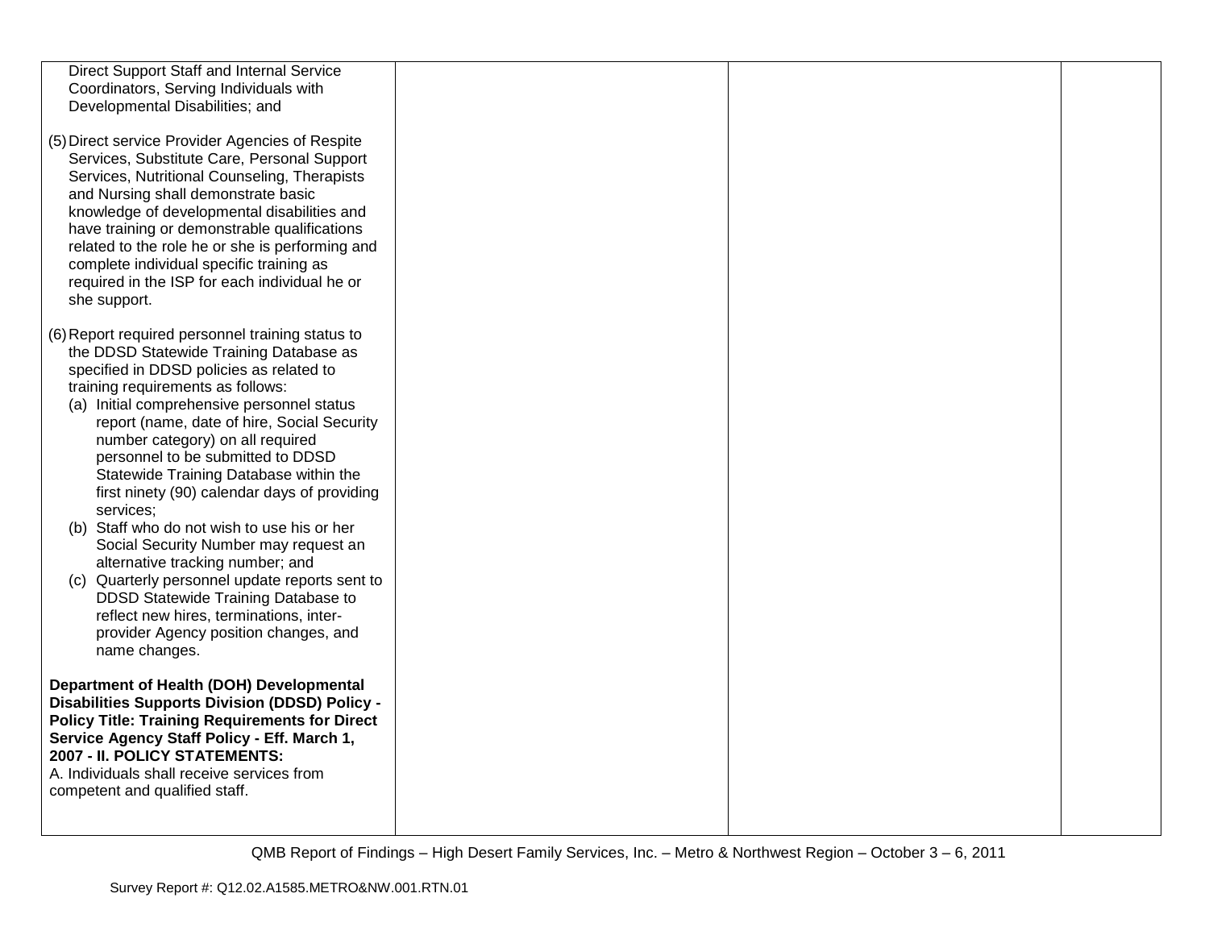| | | | |
|---|---|---|---|
| Direct Support Staff and Internal Service Coordinators, Serving Individuals with Developmental Disabilities; and<br><br>(5) Direct service Provider Agencies of Respite Services, Substitute Care, Personal Support Services, Nutritional Counseling, Therapists and Nursing shall demonstrate basic knowledge of developmental disabilities and have training or demonstrable qualifications related to the role he or she is performing and complete individual specific training as required in the ISP for each individual he or she support.<br><br>(6) Report required personnel training status to the DDSD Statewide Training Database as specified in DDSD policies as related to training requirements as follows:<br>(a) Initial comprehensive personnel status report (name, date of hire, Social Security number category) on all required personnel to be submitted to DDSD Statewide Training Database within the first ninety (90) calendar days of providing services;<br>(b) Staff who do not wish to use his or her Social Security Number may request an alternative tracking number; and<br>(c) Quarterly personnel update reports sent to DDSD Statewide Training Database to reflect new hires, terminations, inter-provider Agency position changes, and name changes.<br><br>**Department of Health (DOH) Developmental Disabilities Supports Division (DDSD) Policy - Policy Title: Training Requirements for Direct Service Agency Staff Policy - Eff. March 1, 2007 - II. POLICY STATEMENTS:**<br>A. Individuals shall receive services from competent and qualified staff. | | | |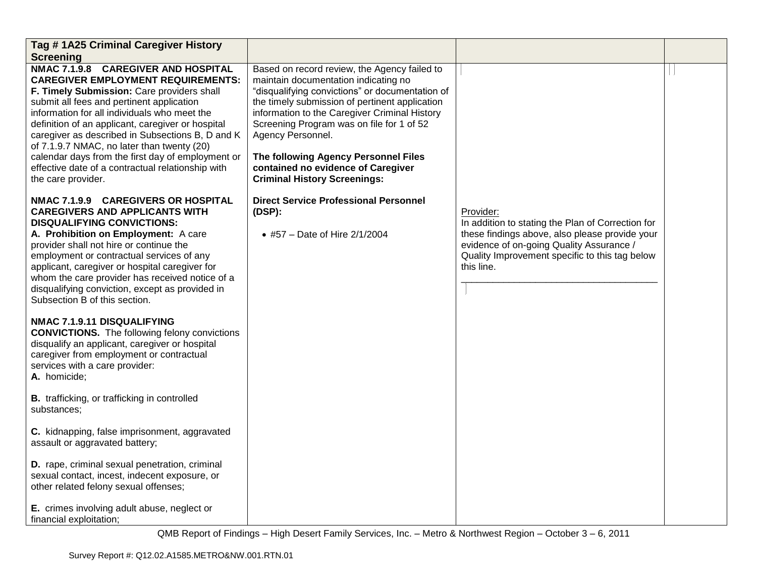| Tag # 1A25 Criminal Caregiver History Screening | | | |
|---|---|---|---|
| **NMAC 7.1.9.8 CAREGIVER AND HOSPITAL CAREGIVER EMPLOYMENT REQUIREMENTS:**<br>**F. Timely Submission:** Care providers shall submit all fees and pertinent application information for all individuals who meet the definition of an applicant, caregiver or hospital caregiver as described in Subsections B, D and K of 7.1.9.7 NMAC, no later than twenty (20) calendar days from the first day of employment or effective date of a contractual relationship with the care provider.<br><br>**NMAC 7.1.9.9 CAREGIVERS OR HOSPITAL CAREGIVERS AND APPLICANTS WITH DISQUALIFYING CONVICTIONS:**<br>**A. Prohibition on Employment:** A care provider shall not hire or continue the employment or contractual services of any applicant, caregiver or hospital caregiver for whom the care provider has received notice of a disqualifying conviction, except as provided in Subsection B of this section.<br><br>**NMAC 7.1.9.11 DISQUALIFYING CONVICTIONS.** The following felony convictions disqualify an applicant, caregiver or hospital caregiver from employment or contractual services with a care provider:<br>**A.** homicide;<br><br>**B.** trafficking, or trafficking in controlled substances;<br><br>**C.** kidnapping, false imprisonment, aggravated assault or aggravated battery;<br><br>**D.** rape, criminal sexual penetration, criminal sexual contact, incest, indecent exposure, or other related felony sexual offenses;<br><br>**E.** crimes involving adult abuse, neglect or financial exploitation; | Based on record review, the Agency failed to maintain documentation indicating no "disqualifying convictions" or documentation of the timely submission of pertinent application information to the Caregiver Criminal History Screening Program was on file for 1 of 52 Agency Personnel.<br><br>**The following Agency Personnel Files contained no evidence of Caregiver Criminal History Screenings:**<br><br>**Direct Service Professional Personnel (DSP):**<br><br>• #57 – Date of Hire 2/1/2004 | Provider:<br>In addition to stating the Plan of Correction for these findings above, also please provide your evidence of on-going Quality Assurance / Quality Improvement specific to this tag below this line.<br>______________________________________ | |

QMB Report of Findings – High Desert Family Services, Inc. – Metro & Northwest Region – October 3 – 6, 2011

Survey Report #: Q12.02.A1585.METRO&NW.001.RTN.01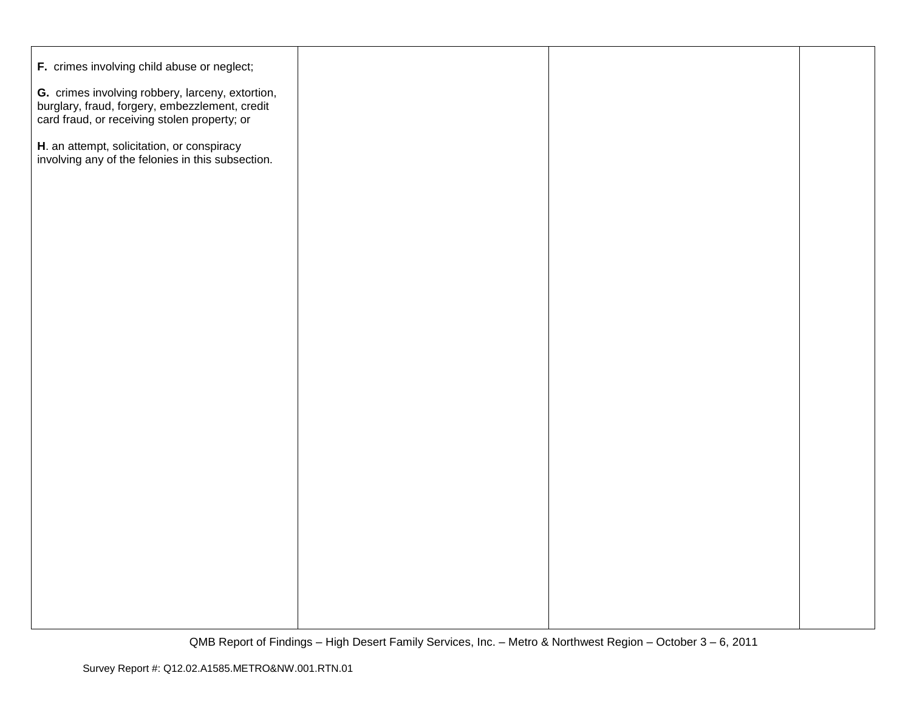| | | | |
|---|---|---|---|
| **F.** crimes involving child abuse or neglect;<br><br>**G.** crimes involving robbery, larceny, extortion, burglary, fraud, forgery, embezzlement, credit card fraud, or receiving stolen property; or<br><br>**H**. an attempt, solicitation, or conspiracy involving any of the felonies in this subsection. | | | |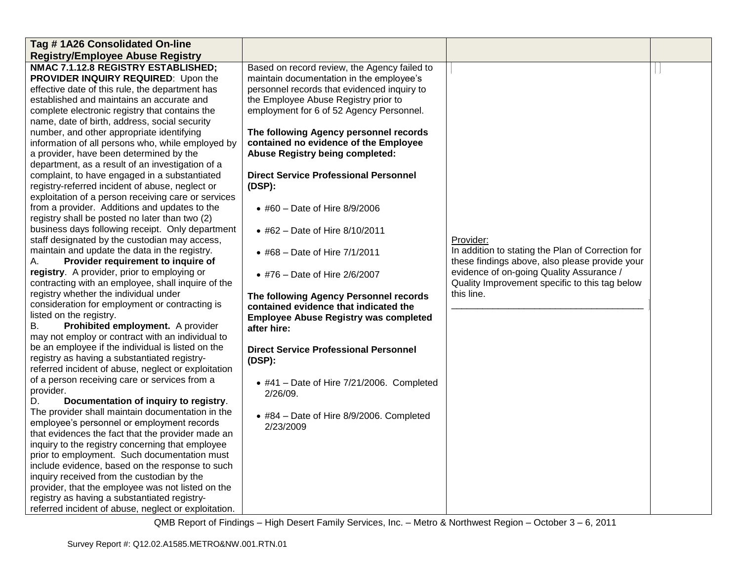| Tag # 1A26 Consolidated On-line Registry/Employee Abuse Registry | | | |
|---|---|---|---|
| **NMAC 7.1.12.8 REGISTRY ESTABLISHED; PROVIDER INQUIRY REQUIRED**: Upon the effective date of this rule, the department has established and maintains an accurate and complete electronic registry that contains the name, date of birth, address, social security number, and other appropriate identifying information of all persons who, while employed by a provider, have been determined by the department, as a result of an investigation of a complaint, to have engaged in a substantiated registry-referred incident of abuse, neglect or exploitation of a person receiving care or services from a provider. Additions and updates to the registry shall be posted no later than two (2) business days following receipt. Only department staff designated by the custodian may access, maintain and update the data in the registry.<br>A. **Provider requirement to inquire of registry**. A provider, prior to employing or contracting with an employee, shall inquire of the registry whether the individual under consideration for employment or contracting is listed on the registry.<br>B. **Prohibited employment.** A provider may not employ or contract with an individual to be an employee if the individual is listed on the registry as having a substantiated registry-referred incident of abuse, neglect or exploitation of a person receiving care or services from a provider.<br>D. **Documentation of inquiry to registry**. The provider shall maintain documentation in the employee's personnel or employment records that evidences the fact that the provider made an inquiry to the registry concerning that employee prior to employment. Such documentation must include evidence, based on the response to such inquiry received from the custodian by the provider, that the employee was not listed on the registry as having a substantiated registry-referred incident of abuse, neglect or exploitation. | Based on record review, the Agency failed to maintain documentation in the employee's personnel records that evidenced inquiry to the Employee Abuse Registry prior to employment for 6 of 52 Agency Personnel.<br><br>**The following Agency personnel records contained no evidence of the Employee Abuse Registry being completed:**<br><br>**Direct Service Professional Personnel (DSP):**<br><br>• #60 – Date of Hire 8/9/2006<br><br>• #62 – Date of Hire 8/10/2011<br><br>• #68 – Date of Hire 7/1/2011<br><br>• #76 – Date of Hire 2/6/2007<br><br>**The following Agency Personnel records contained evidence that indicated the Employee Abuse Registry was completed after hire:**<br><br>**Direct Service Professional Personnel (DSP):**<br><br>• #41 – Date of Hire 7/21/2006. Completed 2/26/09.<br><br>• #84 – Date of Hire 8/9/2006. Completed 2/23/2009 | Provider:<br>In addition to stating the Plan of Correction for these findings above, also please provide your evidence of on-going Quality Assurance / Quality Improvement specific to this tag below this line.<br>___________________________________ | |

QMB Report of Findings – High Desert Family Services, Inc. – Metro & Northwest Region – October 3 – 6, 2011

Survey Report #: Q12.02.A1585.METRO&NW.001.RTN.01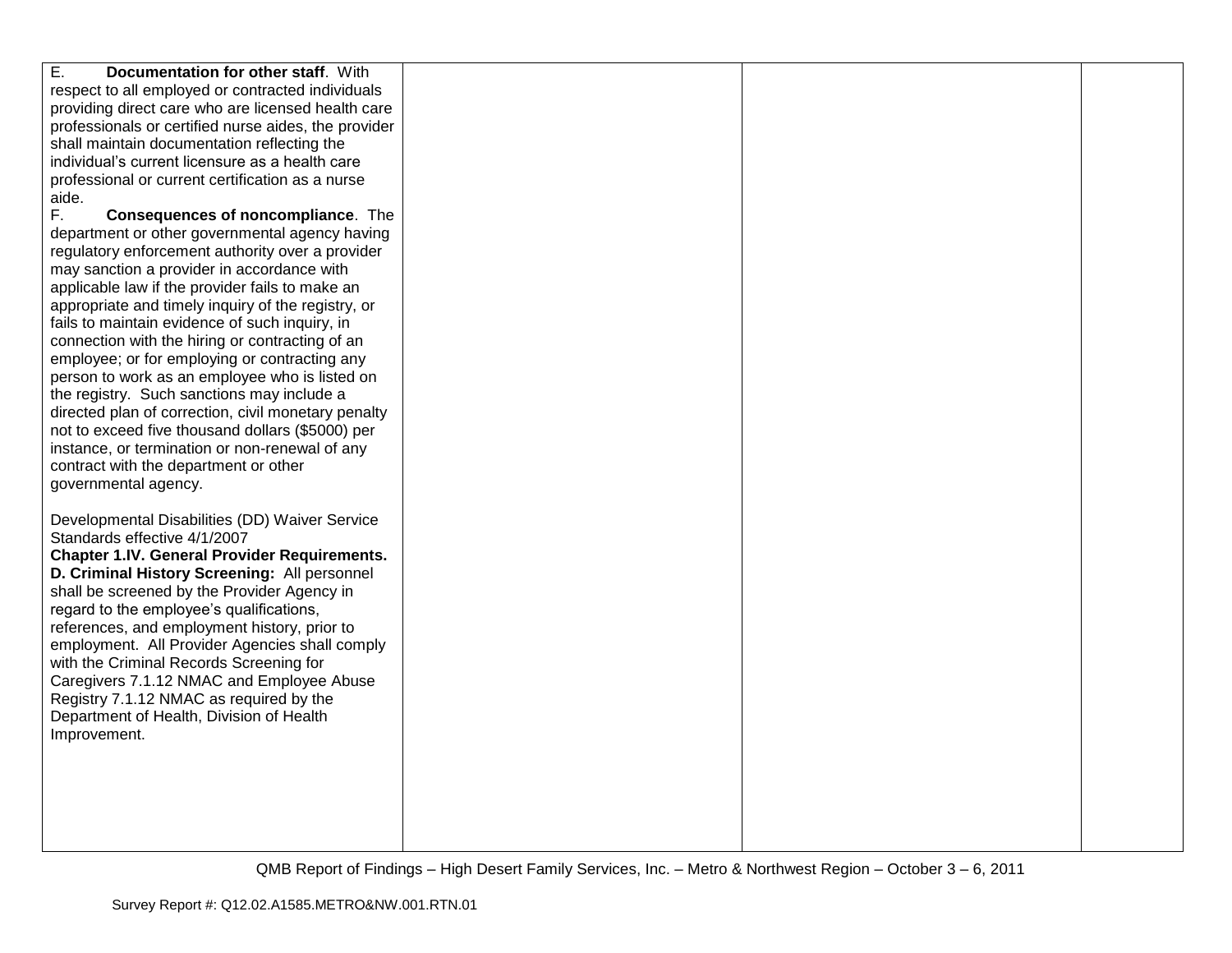| | | | |
|---|---|---|---|
| E. **Documentation for other staff**. With respect to all employed or contracted individuals providing direct care who are licensed health care professionals or certified nurse aides, the provider shall maintain documentation reflecting the individual's current licensure as a health care professional or current certification as a nurse aide.<br>F. **Consequences of noncompliance**. The department or other governmental agency having regulatory enforcement authority over a provider may sanction a provider in accordance with applicable law if the provider fails to make an appropriate and timely inquiry of the registry, or fails to maintain evidence of such inquiry, in connection with the hiring or contracting of an employee; or for employing or contracting any person to work as an employee who is listed on the registry. Such sanctions may include a directed plan of correction, civil monetary penalty not to exceed five thousand dollars ($5000) per instance, or termination or non-renewal of any contract with the department or other governmental agency.<br><br>Developmental Disabilities (DD) Waiver Service Standards effective 4/1/2007<br>**Chapter 1.IV. General Provider Requirements.**<br>**D. Criminal History Screening:** All personnel shall be screened by the Provider Agency in regard to the employee's qualifications, references, and employment history, prior to employment. All Provider Agencies shall comply with the Criminal Records Screening for Caregivers 7.1.12 NMAC and Employee Abuse Registry 7.1.12 NMAC as required by the Department of Health, Division of Health Improvement. | | | |

QMB Report of Findings – High Desert Family Services, Inc. – Metro & Northwest Region – October 3 – 6, 2011

Survey Report #: Q12.02.A1585.METRO&NW.001.RTN.01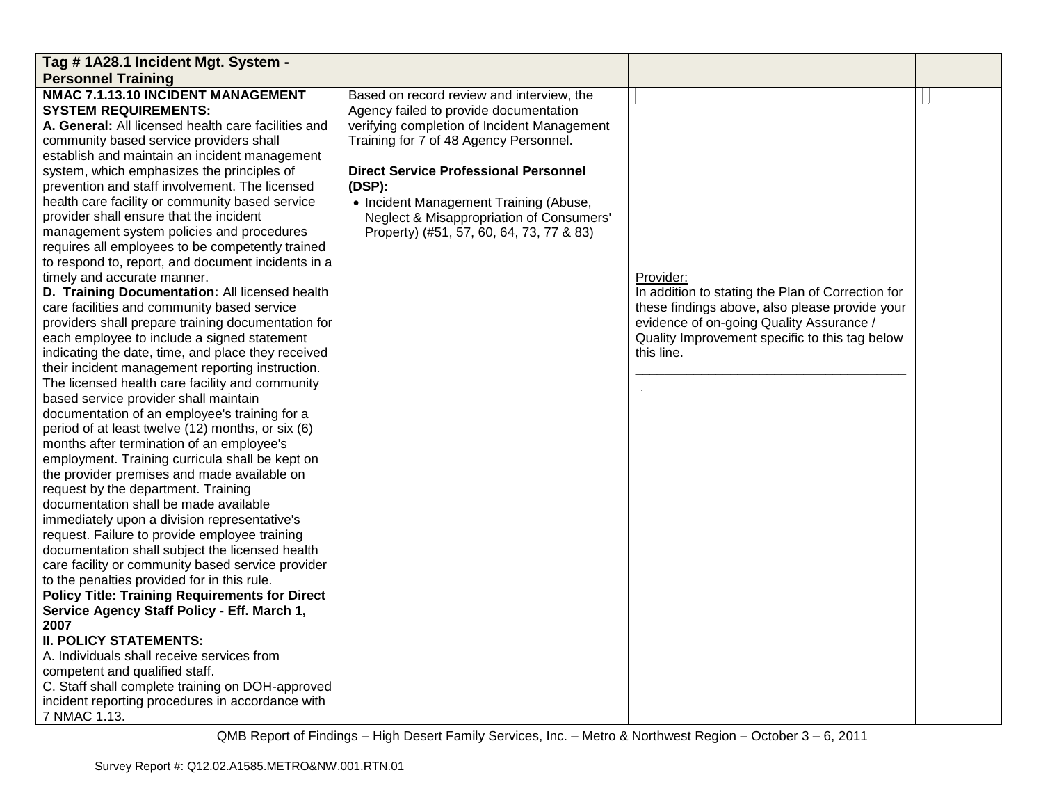| Tag # 1A28.1 Incident Mgt. System - Personnel Training | | | |
|---|---|---|---|
| **NMAC 7.1.13.10 INCIDENT MANAGEMENT SYSTEM REQUIREMENTS:**<br>**A. General:** All licensed health care facilities and community based service providers shall establish and maintain an incident management system, which emphasizes the principles of prevention and staff involvement. The licensed health care facility or community based service provider shall ensure that the incident management system policies and procedures requires all employees to be competently trained to respond to, report, and document incidents in a timely and accurate manner.<br>**D. Training Documentation:** All licensed health care facilities and community based service providers shall prepare training documentation for each employee to include a signed statement indicating the date, time, and place they received their incident management reporting instruction. The licensed health care facility and community based service provider shall maintain documentation of an employee's training for a period of at least twelve (12) months, or six (6) months after termination of an employee's employment. Training curricula shall be kept on the provider premises and made available on request by the department. Training documentation shall be made available immediately upon a division representative's request. Failure to provide employee training documentation shall subject the licensed health care facility or community based service provider to the penalties provided for in this rule.<br>**Policy Title: Training Requirements for Direct Service Agency Staff Policy - Eff. March 1, 2007**<br>**II. POLICY STATEMENTS:**<br>A. Individuals shall receive services from competent and qualified staff.<br>C. Staff shall complete training on DOH-approved incident reporting procedures in accordance with 7 NMAC 1.13. | Based on record review and interview, the Agency failed to provide documentation verifying completion of Incident Management Training for 7 of 48 Agency Personnel.<br><br>**Direct Service Professional Personnel (DSP):**<br>• Incident Management Training (Abuse, Neglect & Misappropriation of Consumers' Property) (#51, 57, 60, 64, 73, 77 & 83) | Provider:<br>In addition to stating the Plan of Correction for these findings above, also please provide your evidence of on-going Quality Assurance / Quality Improvement specific to this tag below this line.<br>_______________________________________ | |

QMB Report of Findings – High Desert Family Services, Inc. – Metro & Northwest Region – October 3 – 6, 2011

Survey Report #: Q12.02.A1585.METRO&NW.001.RTN.01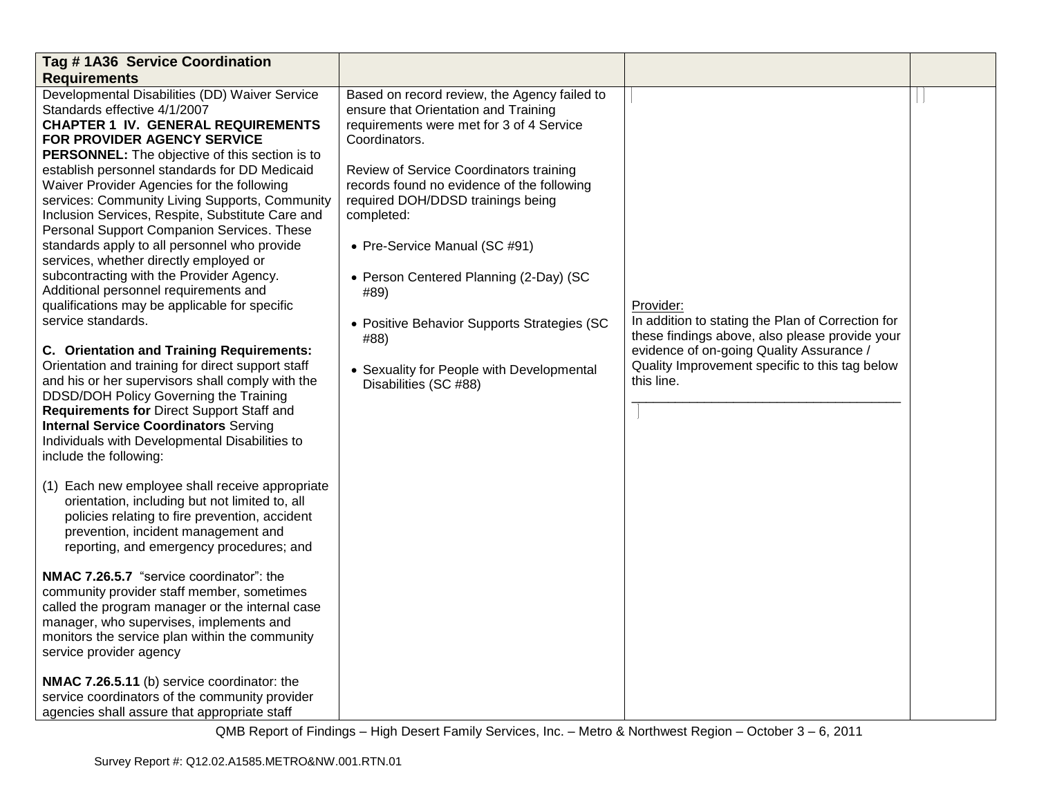| Tag # 1A36 Service Coordination Requirements | | | |
|---|---|---|---|
| Developmental Disabilities (DD) Waiver Service Standards effective 4/1/2007<br>**CHAPTER 1 IV. GENERAL REQUIREMENTS FOR PROVIDER AGENCY SERVICE PERSONNEL:** The objective of this section is to establish personnel standards for DD Medicaid Waiver Provider Agencies for the following services: Community Living Supports, Community Inclusion Services, Respite, Substitute Care and Personal Support Companion Services. These standards apply to all personnel who provide services, whether directly employed or subcontracting with the Provider Agency. Additional personnel requirements and qualifications may be applicable for specific service standards.<br><br>**C. Orientation and Training Requirements:** Orientation and training for direct support staff and his or her supervisors shall comply with the DDSD/DOH Policy Governing the Training **Requirements for** Direct Support Staff and **Internal Service Coordinators** Serving Individuals with Developmental Disabilities to include the following:<br><br>(1) Each new employee shall receive appropriate orientation, including but not limited to, all policies relating to fire prevention, accident prevention, incident management and reporting, and emergency procedures; and<br><br>**NMAC 7.26.5.7** "service coordinator": the community provider staff member, sometimes called the program manager or the internal case manager, who supervises, implements and monitors the service plan within the community service provider agency<br><br>**NMAC 7.26.5.11** (b) service coordinator: the service coordinators of the community provider agencies shall assure that appropriate staff | Based on record review, the Agency failed to ensure that Orientation and Training requirements were met for 3 of 4 Service Coordinators.<br><br>Review of Service Coordinators training records found no evidence of the following required DOH/DDSD trainings being completed:<br><br>• Pre-Service Manual (SC #91)<br><br>• Person Centered Planning (2-Day) (SC #89)<br><br>• Positive Behavior Supports Strategies (SC #88)<br><br>• Sexuality for People with Developmental Disabilities (SC #88) | Provider:<br>In addition to stating the Plan of Correction for these findings above, also please provide your evidence of on-going Quality Assurance / Quality Improvement specific to this tag below this line.<br>_______________________________________ | |

QMB Report of Findings – High Desert Family Services, Inc. – Metro & Northwest Region – October 3 – 6, 2011

Survey Report #: Q12.02.A1585.METRO&NW.001.RTN.01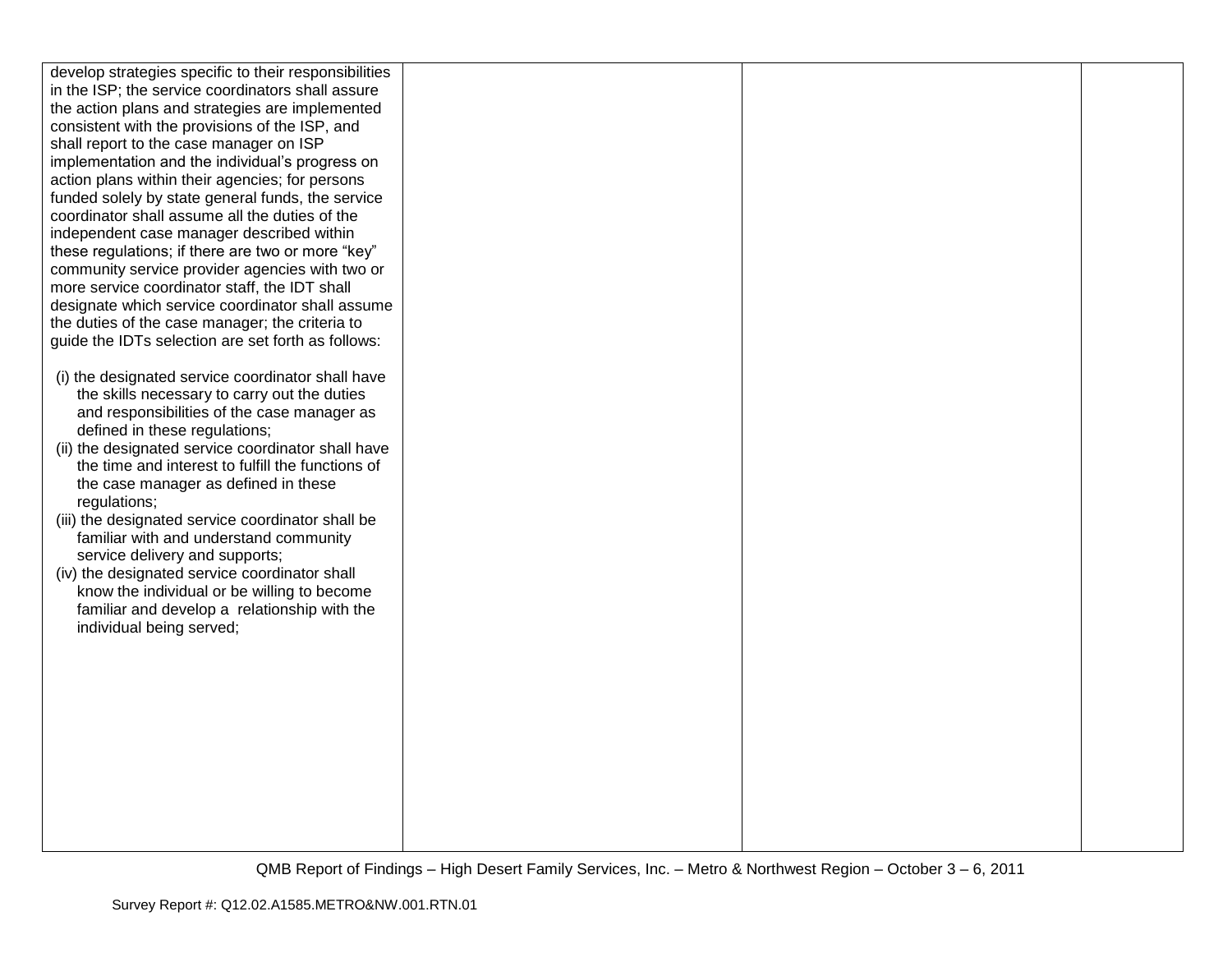| | | | |
|---|---|---|---|
| develop strategies specific to their responsibilities in the ISP; the service coordinators shall assure the action plans and strategies are implemented consistent with the provisions of the ISP, and shall report to the case manager on ISP implementation and the individual's progress on action plans within their agencies; for persons funded solely by state general funds, the service coordinator shall assume all the duties of the independent case manager described within these regulations; if there are two or more "key" community service provider agencies with two or more service coordinator staff, the IDT shall designate which service coordinator shall assume the duties of the case manager; the criteria to guide the IDTs selection are set forth as follows:<br><br>(i) the designated service coordinator shall have the skills necessary to carry out the duties and responsibilities of the case manager as defined in these regulations;<br>(ii) the designated service coordinator shall have the time and interest to fulfill the functions of the case manager as defined in these regulations;<br>(iii) the designated service coordinator shall be familiar with and understand community service delivery and supports;<br>(iv) the designated service coordinator shall know the individual or be willing to become familiar and develop a relationship with the individual being served; | | | |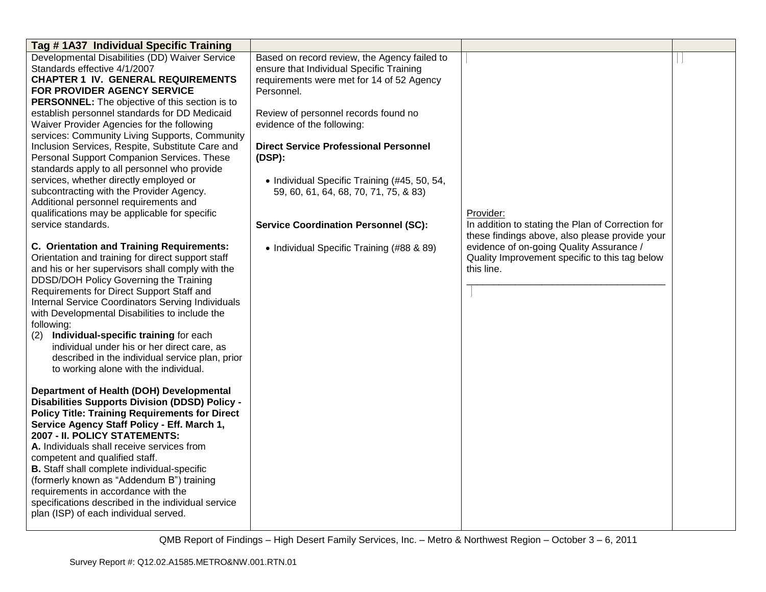| Tag # 1A37 Individual Specific Training | | | |
|---|---|---|---|
| Developmental Disabilities (DD) Waiver Service Standards effective 4/1/2007<br>**CHAPTER 1 IV. GENERAL REQUIREMENTS FOR PROVIDER AGENCY SERVICE PERSONNEL:** The objective of this section is to establish personnel standards for DD Medicaid Waiver Provider Agencies for the following services: Community Living Supports, Community Inclusion Services, Respite, Substitute Care and Personal Support Companion Services. These standards apply to all personnel who provide services, whether directly employed or subcontracting with the Provider Agency. Additional personnel requirements and qualifications may be applicable for specific service standards.<br><br>**C. Orientation and Training Requirements:** Orientation and training for direct support staff and his or her supervisors shall comply with the DDSD/DOH Policy Governing the Training Requirements for Direct Support Staff and Internal Service Coordinators Serving Individuals with Developmental Disabilities to include the following:<br>(2) **Individual-specific training** for each individual under his or her direct care, as described in the individual service plan, prior to working alone with the individual.<br><br>**Department of Health (DOH) Developmental Disabilities Supports Division (DDSD) Policy - Policy Title: Training Requirements for Direct Service Agency Staff Policy - Eff. March 1, 2007 - II. POLICY STATEMENTS:**<br>**A.** Individuals shall receive services from competent and qualified staff.<br>**B.** Staff shall complete individual-specific (formerly known as "Addendum B") training requirements in accordance with the specifications described in the individual service plan (ISP) of each individual served. | Based on record review, the Agency failed to ensure that Individual Specific Training requirements were met for 14 of 52 Agency Personnel.<br><br>Review of personnel records found no evidence of the following:<br><br>**Direct Service Professional Personnel (DSP):**<br><br>• Individual Specific Training (#45, 50, 54, 59, 60, 61, 64, 68, 70, 71, 75, & 83)<br><br>**Service Coordination Personnel (SC):**<br><br>• Individual Specific Training (#88 & 89) | Provider:<br>In addition to stating the Plan of Correction for these findings above, also please provide your evidence of on-going Quality Assurance / Quality Improvement specific to this tag below this line.<br>______________________________________ | |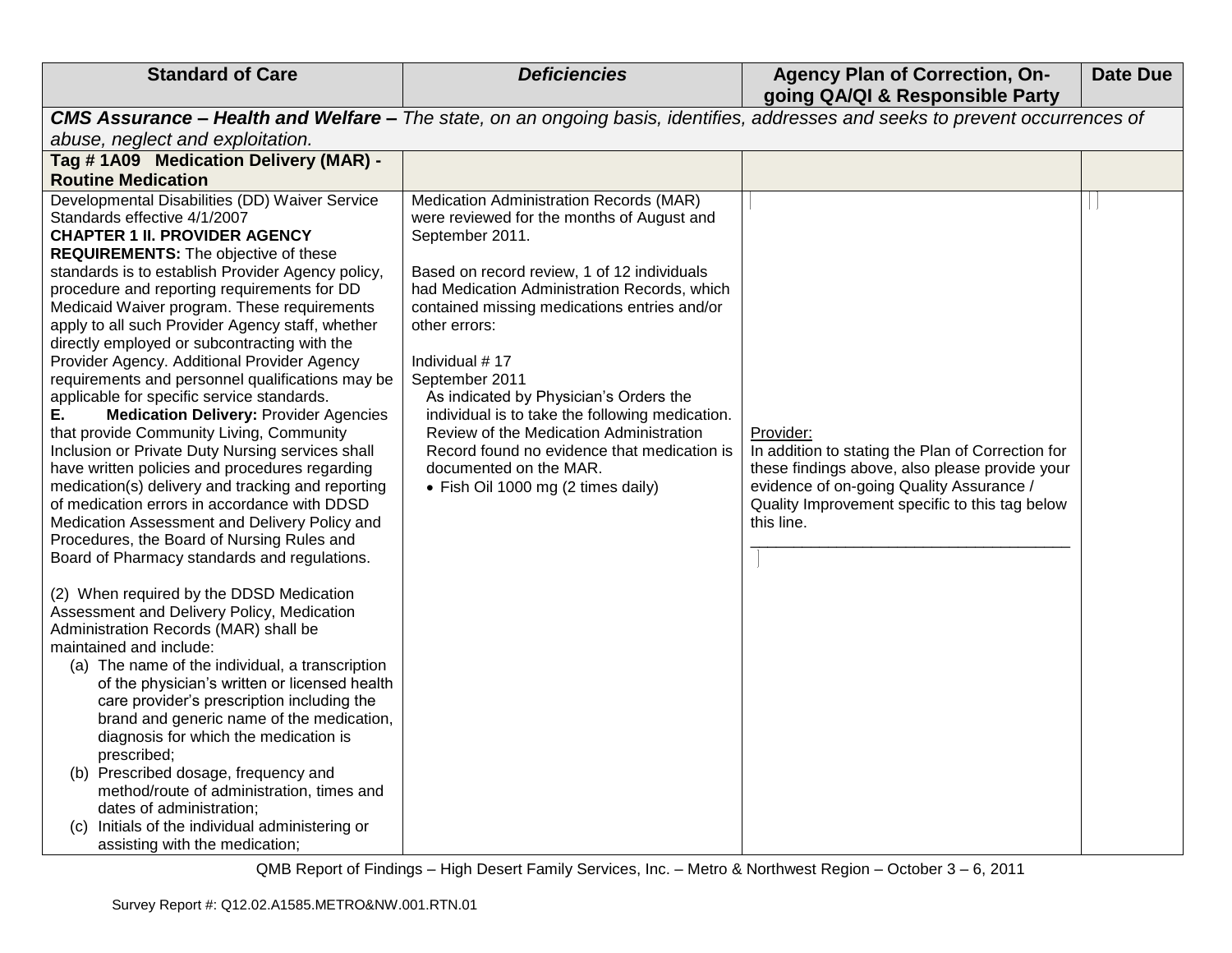| Standard of Care | *Deficiencies* | Agency Plan of Correction, On-going QA/QI & Responsible Party | Date Due |
|---|---|---|---|
| ***CMS Assurance – Health and Welfare –*** *The state, on an ongoing basis, identifies, addresses and seeks to prevent occurrences of abuse, neglect and exploitation.* | | | |
| **Tag # 1A09 Medication Delivery (MAR) - Routine Medication** | | | |
| Developmental Disabilities (DD) Waiver Service Standards effective 4/1/2007<br>**CHAPTER 1 II. PROVIDER AGENCY REQUIREMENTS:** The objective of these standards is to establish Provider Agency policy, procedure and reporting requirements for DD Medicaid Waiver program. These requirements apply to all such Provider Agency staff, whether directly employed or subcontracting with the Provider Agency. Additional Provider Agency requirements and personnel qualifications may be applicable for specific service standards.<br>**E. Medication Delivery:** Provider Agencies that provide Community Living, Community Inclusion or Private Duty Nursing services shall have written policies and procedures regarding medication(s) delivery and tracking and reporting of medication errors in accordance with DDSD Medication Assessment and Delivery Policy and Procedures, the Board of Nursing Rules and Board of Pharmacy standards and regulations.<br><br>(2) When required by the DDSD Medication Assessment and Delivery Policy, Medication Administration Records (MAR) shall be maintained and include:<br>(a) The name of the individual, a transcription of the physician's written or licensed health care provider's prescription including the brand and generic name of the medication, diagnosis for which the medication is prescribed;<br>(b) Prescribed dosage, frequency and method/route of administration, times and dates of administration;<br>(c) Initials of the individual administering or assisting with the medication; | Medication Administration Records (MAR) were reviewed for the months of August and September 2011.<br><br>Based on record review, 1 of 12 individuals had Medication Administration Records, which contained missing medications entries and/or other errors:<br><br>Individual # 17<br>September 2011<br>As indicated by Physician's Orders the individual is to take the following medication. Review of the Medication Administration Record found no evidence that medication is documented on the MAR.<br>• Fish Oil 1000 mg (2 times daily) | Provider:<br>In addition to stating the Plan of Correction for these findings above, also please provide your evidence of on-going Quality Assurance / Quality Improvement specific to this tag below this line.<br>_______________________________________ | |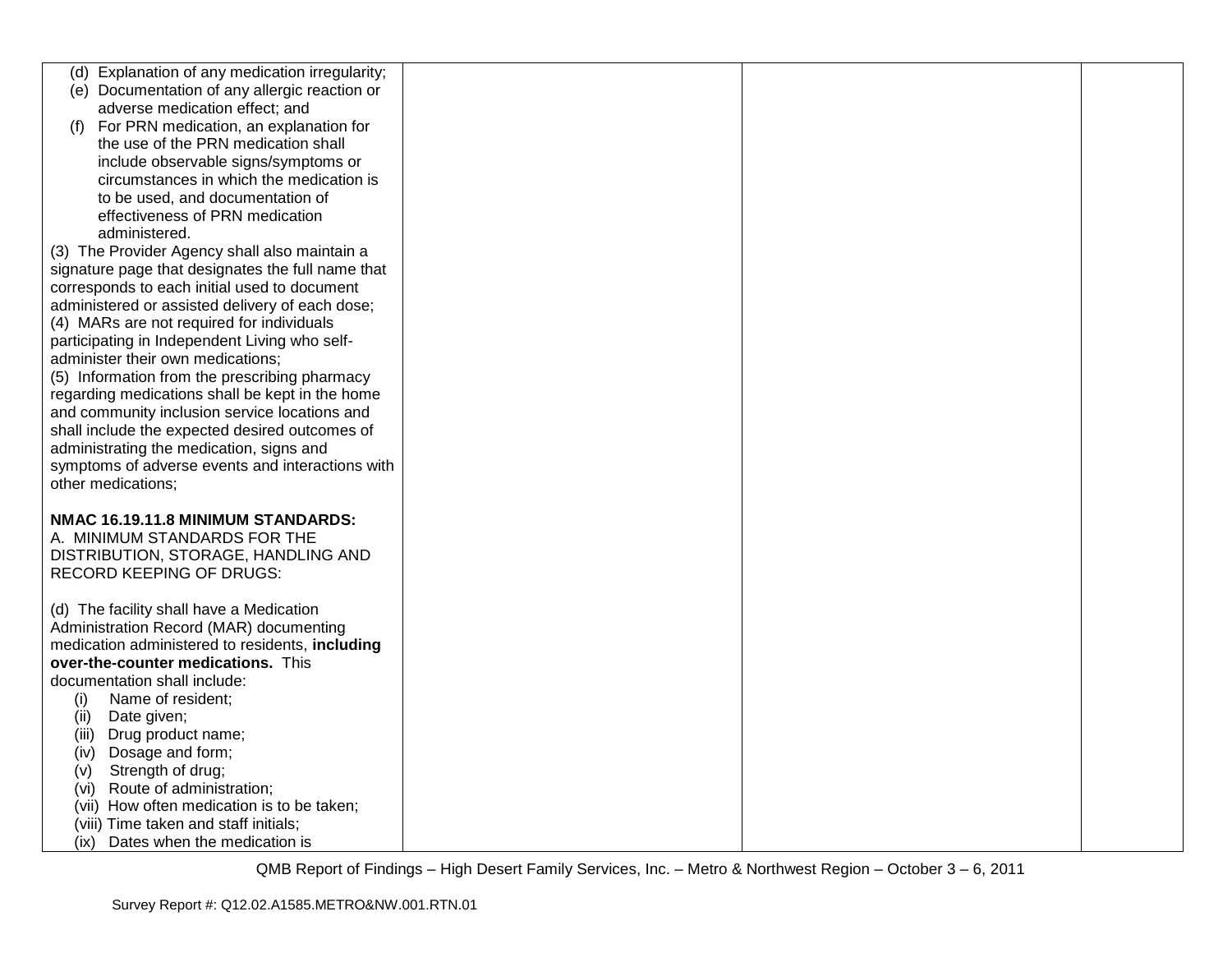| | | | |
|---|---|---|---|
| (d) Explanation of any medication irregularity;<br>(e) Documentation of any allergic reaction or adverse medication effect; and<br>(f) For PRN medication, an explanation for the use of the PRN medication shall include observable signs/symptoms or circumstances in which the medication is to be used, and documentation of effectiveness of PRN medication administered.<br>(3) The Provider Agency shall also maintain a signature page that designates the full name that corresponds to each initial used to document administered or assisted delivery of each dose;<br>(4) MARs are not required for individuals participating in Independent Living who self-administer their own medications;<br>(5) Information from the prescribing pharmacy regarding medications shall be kept in the home and community inclusion service locations and shall include the expected desired outcomes of administrating the medication, signs and symptoms of adverse events and interactions with other medications;<br><br>**NMAC 16.19.11.8 MINIMUM STANDARDS:**<br>A. MINIMUM STANDARDS FOR THE DISTRIBUTION, STORAGE, HANDLING AND RECORD KEEPING OF DRUGS:<br><br>(d) The facility shall have a Medication Administration Record (MAR) documenting medication administered to residents, **including over-the-counter medications.** This documentation shall include:<br>(i) Name of resident;<br>(ii) Date given;<br>(iii) Drug product name;<br>(iv) Dosage and form;<br>(v) Strength of drug;<br>(vi) Route of administration;<br>(vii) How often medication is to be taken;<br>(viii) Time taken and staff initials;<br>(ix) Dates when the medication is | | | |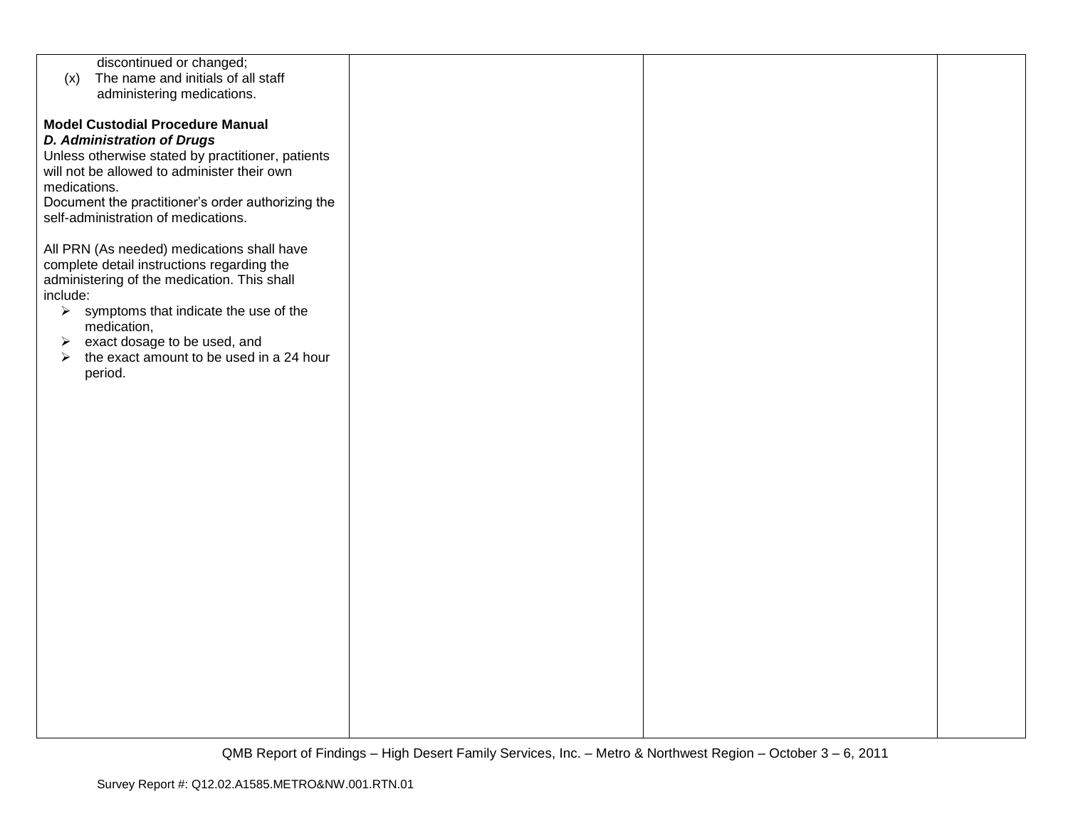| | | | |
|---|---|---|---|
| discontinued or changed;<br>(x) The name and initials of all staff administering medications.<br><br>**Model Custodial Procedure Manual**<br>***D. Administration of Drugs***<br>Unless otherwise stated by practitioner, patients will not be allowed to administer their own medications.<br>Document the practitioner's order authorizing the self-administration of medications.<br><br>All PRN (As needed) medications shall have complete detail instructions regarding the administering of the medication. This shall include:<br>➢ symptoms that indicate the use of the medication,<br>➢ exact dosage to be used, and<br>➢ the exact amount to be used in a 24 hour period. | | | |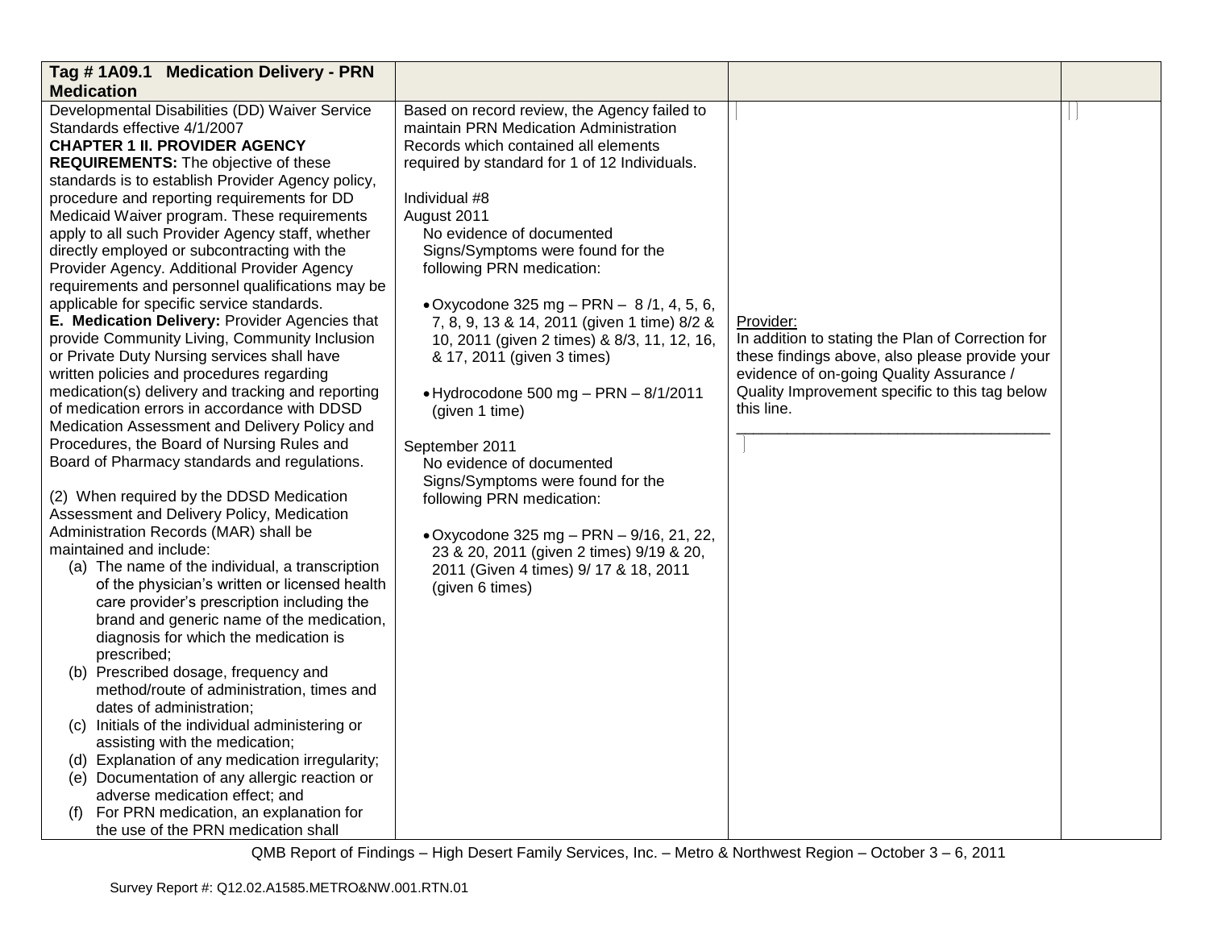| Tag # 1A09.1 Medication Delivery - PRN Medication | | | |
|---|---|---|---|
| Developmental Disabilities (DD) Waiver Service Standards effective 4/1/2007<br>**CHAPTER 1 II. PROVIDER AGENCY REQUIREMENTS:** The objective of these standards is to establish Provider Agency policy, procedure and reporting requirements for DD Medicaid Waiver program. These requirements apply to all such Provider Agency staff, whether directly employed or subcontracting with the Provider Agency. Additional Provider Agency requirements and personnel qualifications may be applicable for specific service standards.<br>**E. Medication Delivery:** Provider Agencies that provide Community Living, Community Inclusion or Private Duty Nursing services shall have written policies and procedures regarding medication(s) delivery and tracking and reporting of medication errors in accordance with DDSD Medication Assessment and Delivery Policy and Procedures, the Board of Nursing Rules and Board of Pharmacy standards and regulations.<br><br>(2) When required by the DDSD Medication Assessment and Delivery Policy, Medication Administration Records (MAR) shall be maintained and include:<br>(a) The name of the individual, a transcription of the physician's written or licensed health care provider's prescription including the brand and generic name of the medication, diagnosis for which the medication is prescribed;<br>(b) Prescribed dosage, frequency and method/route of administration, times and dates of administration;<br>(c) Initials of the individual administering or assisting with the medication;<br>(d) Explanation of any medication irregularity;<br>(e) Documentation of any allergic reaction or adverse medication effect; and<br>(f) For PRN medication, an explanation for the use of the PRN medication shall | Based on record review, the Agency failed to maintain PRN Medication Administration Records which contained all elements required by standard for 1 of 12 Individuals.<br><br>Individual #8<br>August 2011<br>No evidence of documented Signs/Symptoms were found for the following PRN medication:<br><br>• Oxycodone 325 mg – PRN – 8 /1, 4, 5, 6, 7, 8, 9, 13 & 14, 2011 (given 1 time) 8/2 & 10, 2011 (given 2 times) & 8/3, 11, 12, 16, & 17, 2011 (given 3 times)<br><br>• Hydrocodone 500 mg – PRN – 8/1/2011 (given 1 time)<br><br>September 2011<br>No evidence of documented Signs/Symptoms were found for the following PRN medication:<br><br>• Oxycodone 325 mg – PRN – 9/16, 21, 22, 23 & 20, 2011 (given 2 times) 9/19 & 20, 2011 (Given 4 times) 9/ 17 & 18, 2011 (given 6 times) | Provider:<br>In addition to stating the Plan of Correction for these findings above, also please provide your evidence of on-going Quality Assurance / Quality Improvement specific to this tag below this line.<br>\_\_\_\_\_\_\_\_\_\_\_\_\_\_\_\_\_\_\_\_\_\_\_\_\_\_\_\_\_\_\_\_\_\_\_\_\_\_ | |

QMB Report of Findings – High Desert Family Services, Inc. – Metro & Northwest Region – October 3 – 6, 2011

Survey Report #: Q12.02.A1585.METRO&NW.001.RTN.01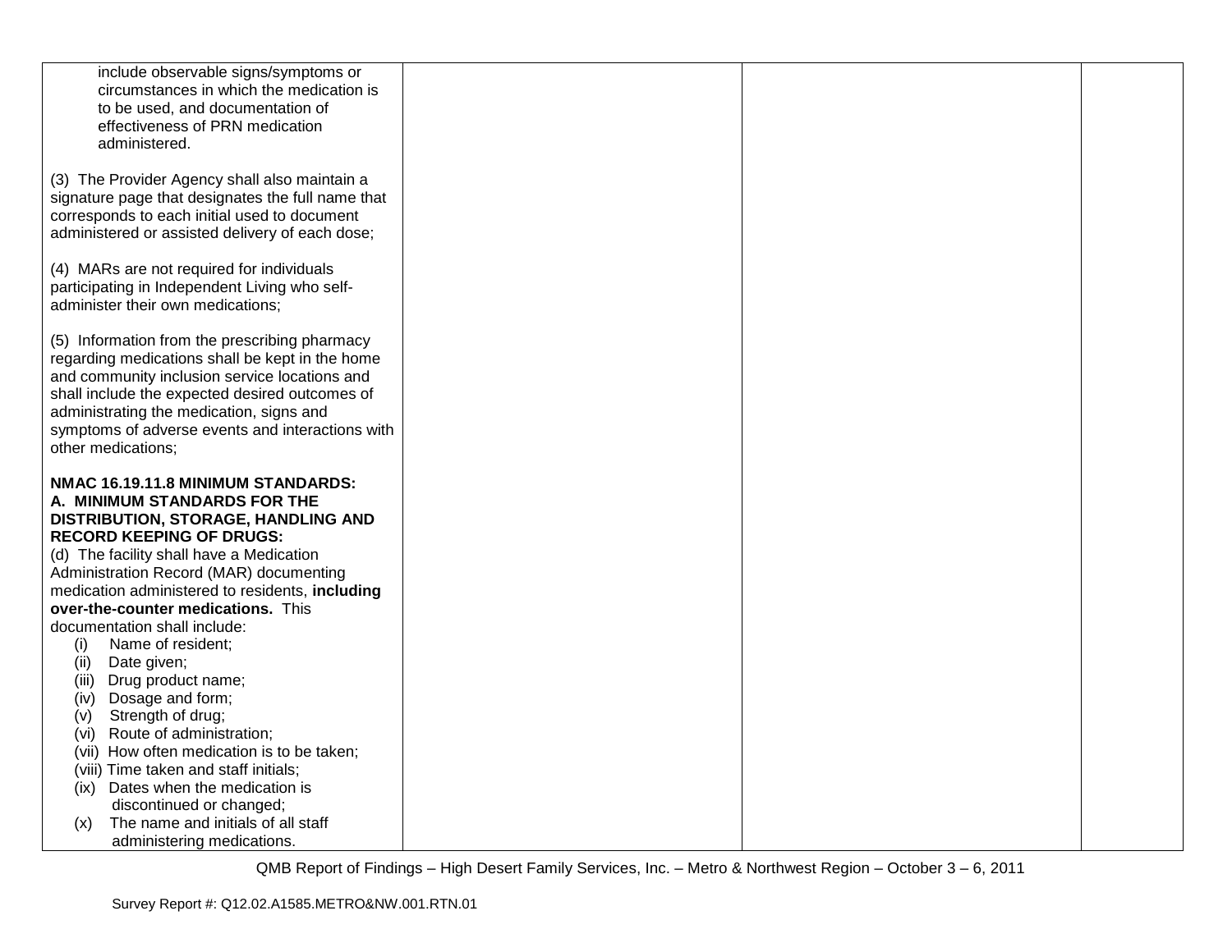| | | | |
|---|---|---|---|
| include observable signs/symptoms or circumstances in which the medication is to be used, and documentation of effectiveness of PRN medication administered.<br><br>(3) The Provider Agency shall also maintain a signature page that designates the full name that corresponds to each initial used to document administered or assisted delivery of each dose;<br><br>(4) MARs are not required for individuals participating in Independent Living who self-administer their own medications;<br><br>(5) Information from the prescribing pharmacy regarding medications shall be kept in the home and community inclusion service locations and shall include the expected desired outcomes of administrating the medication, signs and symptoms of adverse events and interactions with other medications;<br><br>**NMAC 16.19.11.8 MINIMUM STANDARDS: A. MINIMUM STANDARDS FOR THE DISTRIBUTION, STORAGE, HANDLING AND RECORD KEEPING OF DRUGS:**<br>(d) The facility shall have a Medication Administration Record (MAR) documenting medication administered to residents, **including over-the-counter medications.** This documentation shall include:<br>(i) Name of resident;<br>(ii) Date given;<br>(iii) Drug product name;<br>(iv) Dosage and form;<br>(v) Strength of drug;<br>(vi) Route of administration;<br>(vii) How often medication is to be taken;<br>(viii) Time taken and staff initials;<br>(ix) Dates when the medication is discontinued or changed;<br>(x) The name and initials of all staff administering medications. | | | |

QMB Report of Findings – High Desert Family Services, Inc. – Metro & Northwest Region – October 3 – 6, 2011

Survey Report #: Q12.02.A1585.METRO&NW.001.RTN.01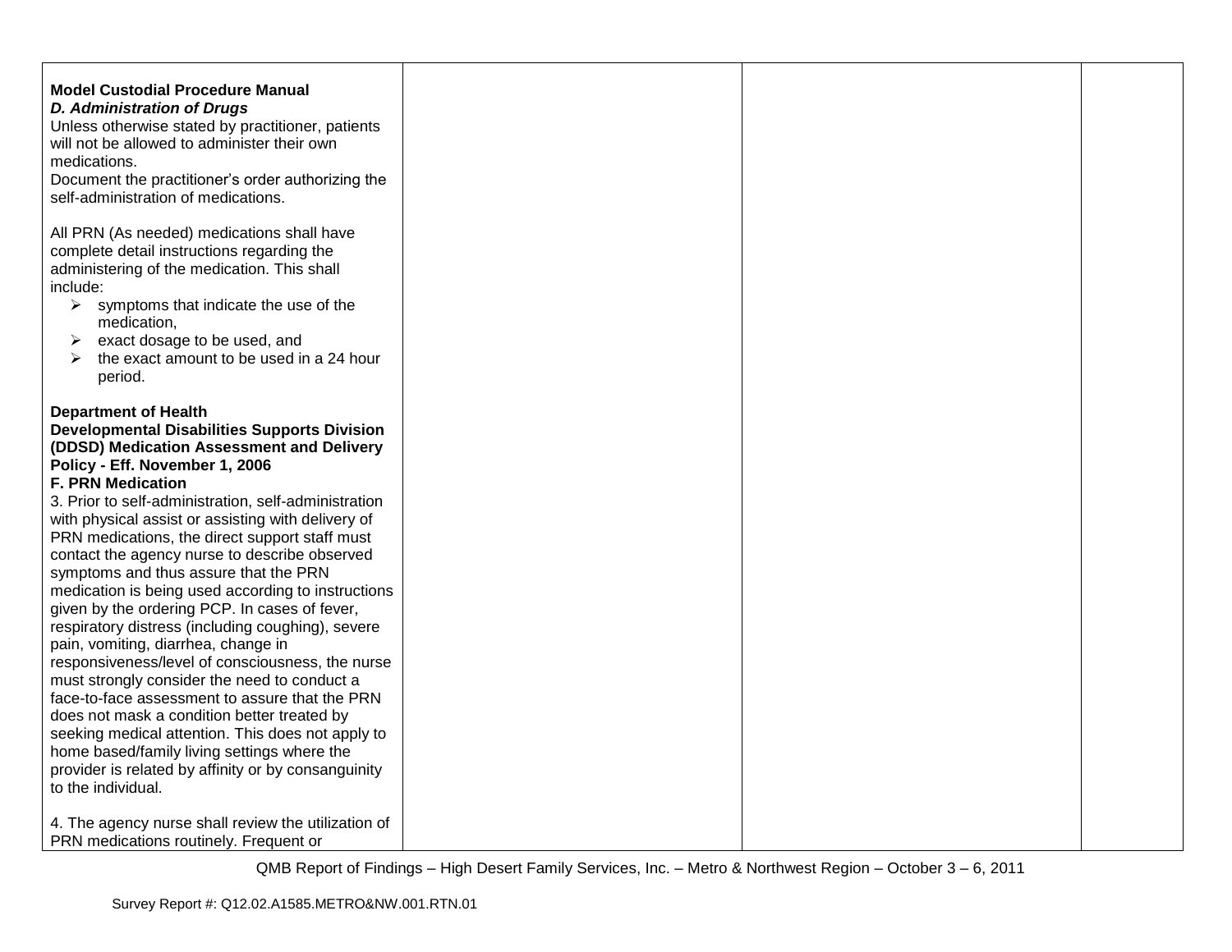| | | | |
|---|---|---|---|
| **Model Custodial Procedure Manual**<br>***D. Administration of Drugs***<br>Unless otherwise stated by practitioner, patients will not be allowed to administer their own medications.<br>Document the practitioner's order authorizing the self-administration of medications.<br><br>All PRN (As needed) medications shall have complete detail instructions regarding the administering of the medication. This shall include:<br>➢ symptoms that indicate the use of the medication,<br>➢ exact dosage to be used, and<br>➢ the exact amount to be used in a 24 hour period.<br><br>**Department of Health**<br>**Developmental Disabilities Supports Division (DDSD) Medication Assessment and Delivery Policy - Eff. November 1, 2006**<br>**F. PRN Medication**<br>3. Prior to self-administration, self-administration with physical assist or assisting with delivery of PRN medications, the direct support staff must contact the agency nurse to describe observed symptoms and thus assure that the PRN medication is being used according to instructions given by the ordering PCP. In cases of fever, respiratory distress (including coughing), severe pain, vomiting, diarrhea, change in responsiveness/level of consciousness, the nurse must strongly consider the need to conduct a face-to-face assessment to assure that the PRN does not mask a condition better treated by seeking medical attention. This does not apply to home based/family living settings where the provider is related by affinity or by consanguinity to the individual.<br><br>4. The agency nurse shall review the utilization of PRN medications routinely. Frequent or | | | |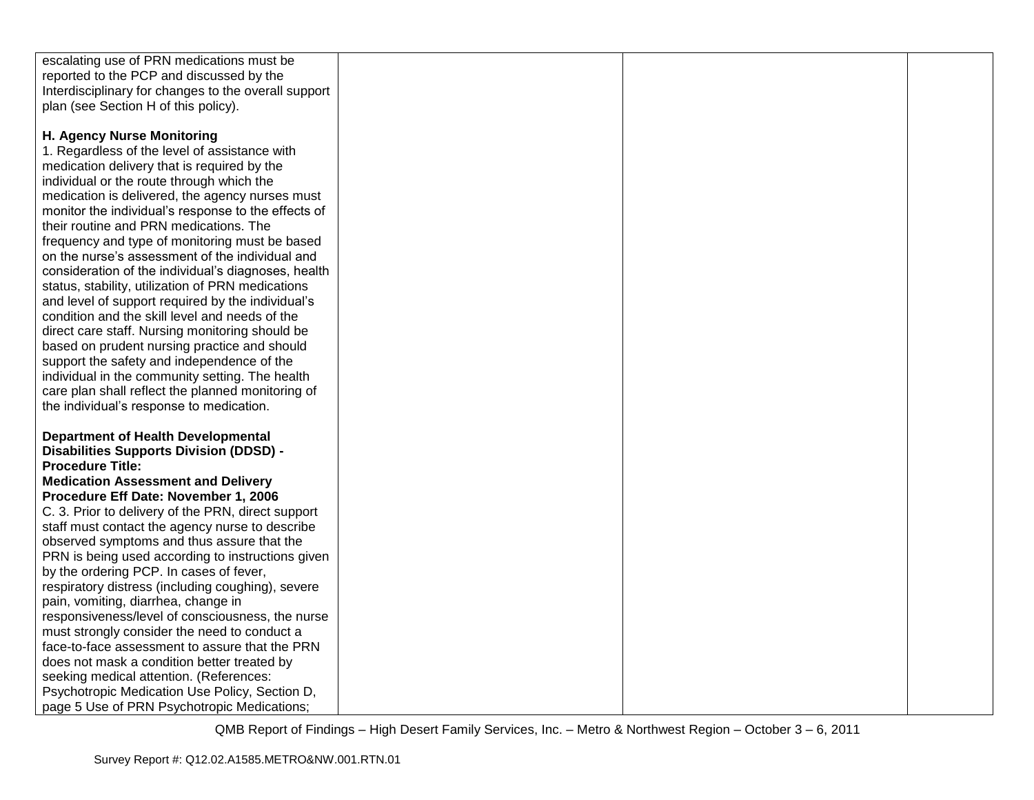| | | | |
|---|---|---|---|
| escalating use of PRN medications must be reported to the PCP and discussed by the Interdisciplinary for changes to the overall support plan (see Section H of this policy).<br><br>**H. Agency Nurse Monitoring**<br>1. Regardless of the level of assistance with medication delivery that is required by the individual or the route through which the medication is delivered, the agency nurses must monitor the individual's response to the effects of their routine and PRN medications. The frequency and type of monitoring must be based on the nurse's assessment of the individual and consideration of the individual's diagnoses, health status, stability, utilization of PRN medications and level of support required by the individual's condition and the skill level and needs of the direct care staff. Nursing monitoring should be based on prudent nursing practice and should support the safety and independence of the individual in the community setting. The health care plan shall reflect the planned monitoring of the individual's response to medication.<br><br>**Department of Health Developmental Disabilities Supports Division (DDSD) - Procedure Title:**<br>**Medication Assessment and Delivery Procedure Eff Date: November 1, 2006**<br>C. 3. Prior to delivery of the PRN, direct support staff must contact the agency nurse to describe observed symptoms and thus assure that the PRN is being used according to instructions given by the ordering PCP. In cases of fever, respiratory distress (including coughing), severe pain, vomiting, diarrhea, change in responsiveness/level of consciousness, the nurse must strongly consider the need to conduct a face-to-face assessment to assure that the PRN does not mask a condition better treated by seeking medical attention. (References: Psychotropic Medication Use Policy, Section D, page 5 Use of PRN Psychotropic Medications; | | | |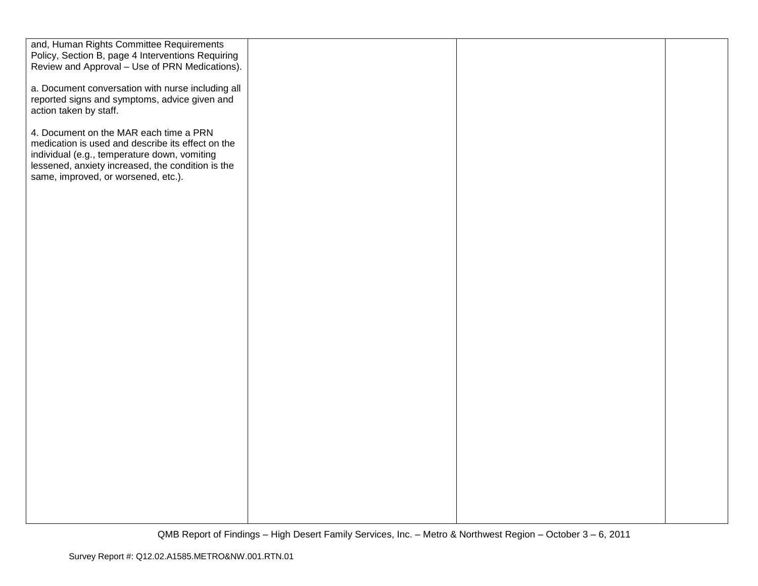| | | | |
|---|---|---|---|
| and, Human Rights Committee Requirements Policy, Section B, page 4 Interventions Requiring Review and Approval – Use of PRN Medications).<br><br>a. Document conversation with nurse including all reported signs and symptoms, advice given and action taken by staff.<br><br>4. Document on the MAR each time a PRN medication is used and describe its effect on the individual (e.g., temperature down, vomiting lessened, anxiety increased, the condition is the same, improved, or worsened, etc.). | | | |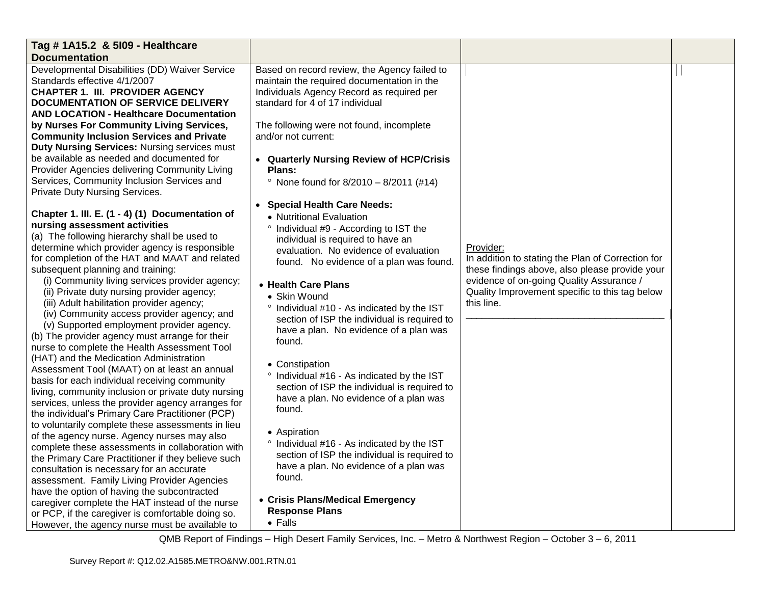| Tag # 1A15.2 & 5I09 - Healthcare Documentation | | | |
|---|---|---|---|
| Developmental Disabilities (DD) Waiver Service Standards effective 4/1/2007<br>**CHAPTER 1. III. PROVIDER AGENCY DOCUMENTATION OF SERVICE DELIVERY AND LOCATION - Healthcare Documentation by Nurses For Community Living Services, Community Inclusion Services and Private Duty Nursing Services:** Nursing services must be available as needed and documented for Provider Agencies delivering Community Living Services, Community Inclusion Services and Private Duty Nursing Services.<br><br>**Chapter 1. III. E. (1 - 4) (1) Documentation of nursing assessment activities**<br>(a) The following hierarchy shall be used to determine which provider agency is responsible for completion of the HAT and MAAT and related subsequent planning and training:<br>(i) Community living services provider agency;<br>(ii) Private duty nursing provider agency;<br>(iii) Adult habilitation provider agency;<br>(iv) Community access provider agency; and<br>(v) Supported employment provider agency.<br>(b) The provider agency must arrange for their nurse to complete the Health Assessment Tool (HAT) and the Medication Administration Assessment Tool (MAAT) on at least an annual basis for each individual receiving community living, community inclusion or private duty nursing services, unless the provider agency arranges for the individual's Primary Care Practitioner (PCP) to voluntarily complete these assessments in lieu of the agency nurse. Agency nurses may also complete these assessments in collaboration with the Primary Care Practitioner if they believe such consultation is necessary for an accurate assessment. Family Living Provider Agencies have the option of having the subcontracted caregiver complete the HAT instead of the nurse or PCP, if the caregiver is comfortable doing so. However, the agency nurse must be available to | Based on record review, the Agency failed to maintain the required documentation in the Individuals Agency Record as required per standard for 4 of 17 individual<br><br>The following were not found, incomplete and/or not current:<br><br>• **Quarterly Nursing Review of HCP/Crisis Plans:**<br>° None found for 8/2010 – 8/2011 (#14)<br><br>• **Special Health Care Needs:**<br>• Nutritional Evaluation<br>° Individual #9 - According to IST the individual is required to have an evaluation. No evidence of evaluation found. No evidence of a plan was found.<br><br>• **Health Care Plans**<br>• Skin Wound<br>° Individual #10 - As indicated by the IST section of ISP the individual is required to have a plan. No evidence of a plan was found.<br><br>• Constipation<br>° Individual #16 - As indicated by the IST section of ISP the individual is required to have a plan. No evidence of a plan was found.<br><br>• Aspiration<br>° Individual #16 - As indicated by the IST section of ISP the individual is required to have a plan. No evidence of a plan was found.<br><br>• **Crisis Plans/Medical Emergency Response Plans**<br>• Falls | Provider:<br>In addition to stating the Plan of Correction for these findings above, also please provide your evidence of on-going Quality Assurance / Quality Improvement specific to this tag below this line.<br>___________________________________ | |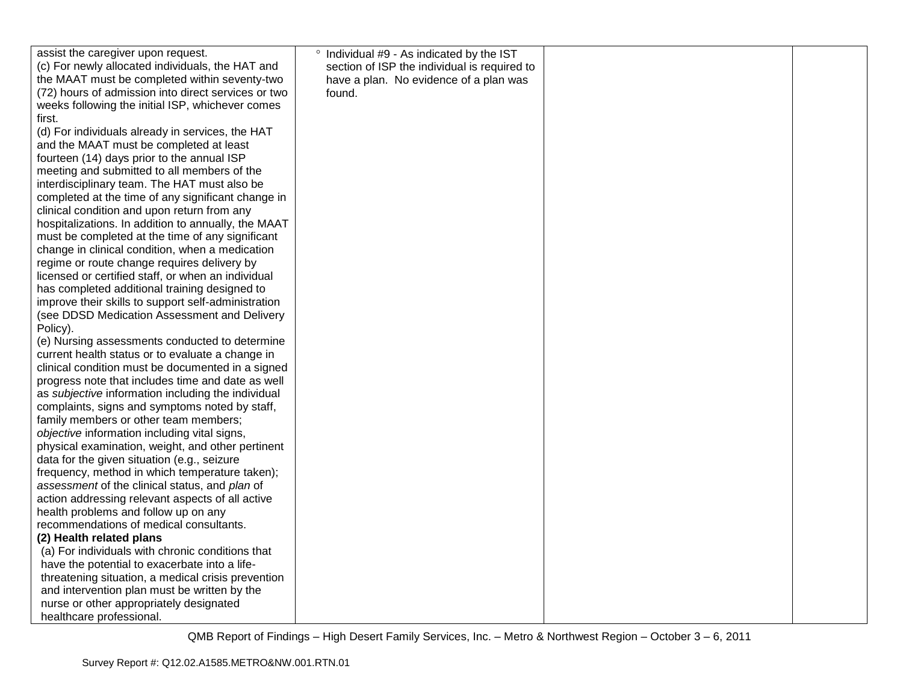| | | | |
|---|---|---|---|
| assist the caregiver upon request.<br>(c) For newly allocated individuals, the HAT and the MAAT must be completed within seventy-two (72) hours of admission into direct services or two weeks following the initial ISP, whichever comes first.<br>(d) For individuals already in services, the HAT and the MAAT must be completed at least fourteen (14) days prior to the annual ISP meeting and submitted to all members of the interdisciplinary team. The HAT must also be completed at the time of any significant change in clinical condition and upon return from any hospitalizations. In addition to annually, the MAAT must be completed at the time of any significant change in clinical condition, when a medication regime or route change requires delivery by licensed or certified staff, or when an individual has completed additional training designed to improve their skills to support self-administration (see DDSD Medication Assessment and Delivery Policy).<br>(e) Nursing assessments conducted to determine current health status or to evaluate a change in clinical condition must be documented in a signed progress note that includes time and date as well as *subjective* information including the individual complaints, signs and symptoms noted by staff, family members or other team members; *objective* information including vital signs, physical examination, weight, and other pertinent data for the given situation (e.g., seizure frequency, method in which temperature taken); *assessment* of the clinical status, and *plan* of action addressing relevant aspects of all active health problems and follow up on any recommendations of medical consultants.<br>**(2) Health related plans**<br>(a) For individuals with chronic conditions that have the potential to exacerbate into a life-threatening situation, a medical crisis prevention and intervention plan must be written by the nurse or other appropriately designated healthcare professional. | ° Individual #9 - As indicated by the IST section of ISP the individual is required to have a plan. No evidence of a plan was found. | | |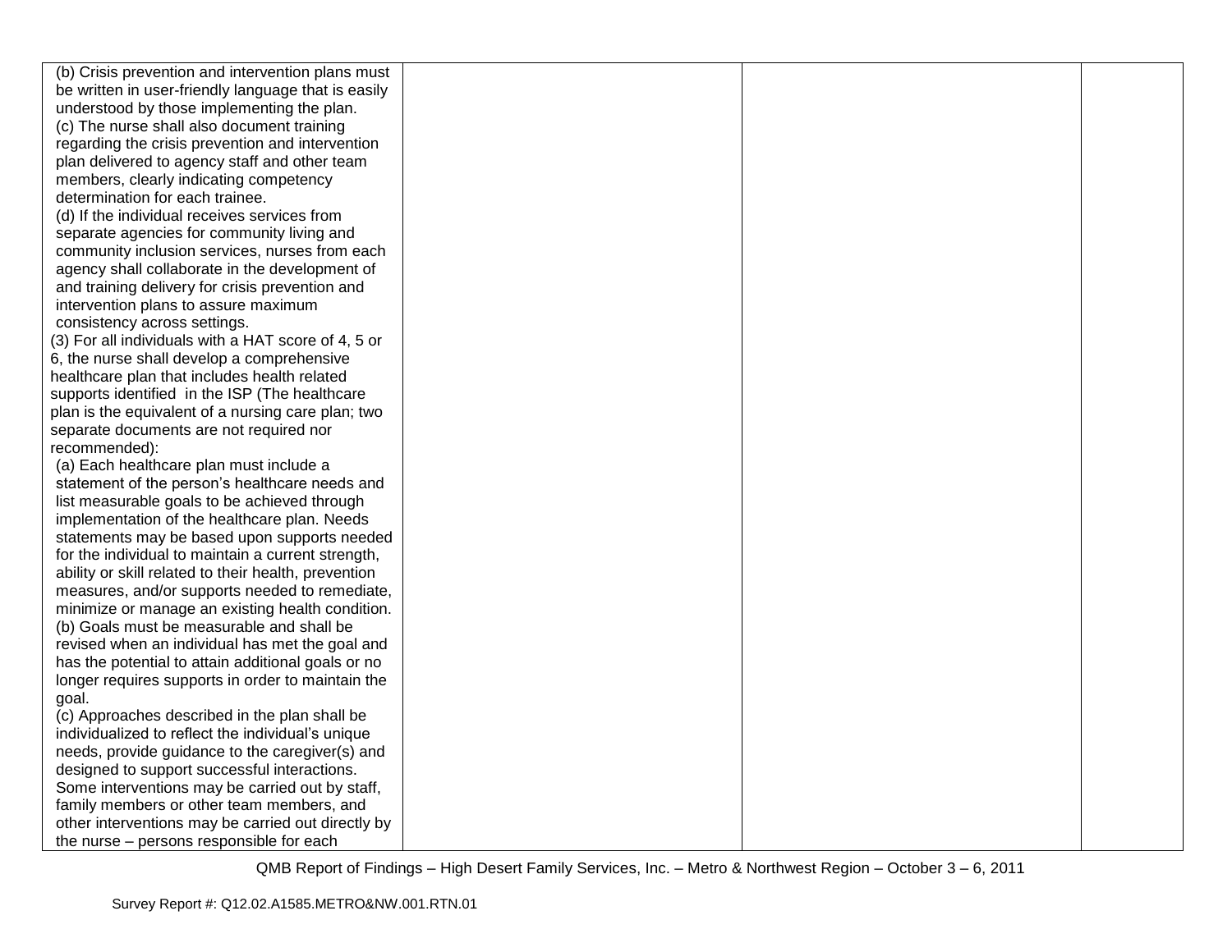| | | | |
|---|---|---|---|
| (b) Crisis prevention and intervention plans must be written in user-friendly language that is easily understood by those implementing the plan.<br>(c) The nurse shall also document training regarding the crisis prevention and intervention plan delivered to agency staff and other team members, clearly indicating competency determination for each trainee.<br>(d) If the individual receives services from separate agencies for community living and community inclusion services, nurses from each agency shall collaborate in the development of and training delivery for crisis prevention and intervention plans to assure maximum consistency across settings.<br>(3) For all individuals with a HAT score of 4, 5 or 6, the nurse shall develop a comprehensive healthcare plan that includes health related supports identified in the ISP (The healthcare plan is the equivalent of a nursing care plan; two separate documents are not required nor recommended):<br>(a) Each healthcare plan must include a statement of the person's healthcare needs and list measurable goals to be achieved through implementation of the healthcare plan. Needs statements may be based upon supports needed for the individual to maintain a current strength, ability or skill related to their health, prevention measures, and/or supports needed to remediate, minimize or manage an existing health condition.<br>(b) Goals must be measurable and shall be revised when an individual has met the goal and has the potential to attain additional goals or no longer requires supports in order to maintain the goal.<br>(c) Approaches described in the plan shall be individualized to reflect the individual's unique needs, provide guidance to the caregiver(s) and designed to support successful interactions. Some interventions may be carried out by staff, family members or other team members, and other interventions may be carried out directly by the nurse – persons responsible for each | | | |

QMB Report of Findings – High Desert Family Services, Inc. – Metro & Northwest Region – October 3 – 6, 2011

Survey Report #: Q12.02.A1585.METRO&NW.001.RTN.01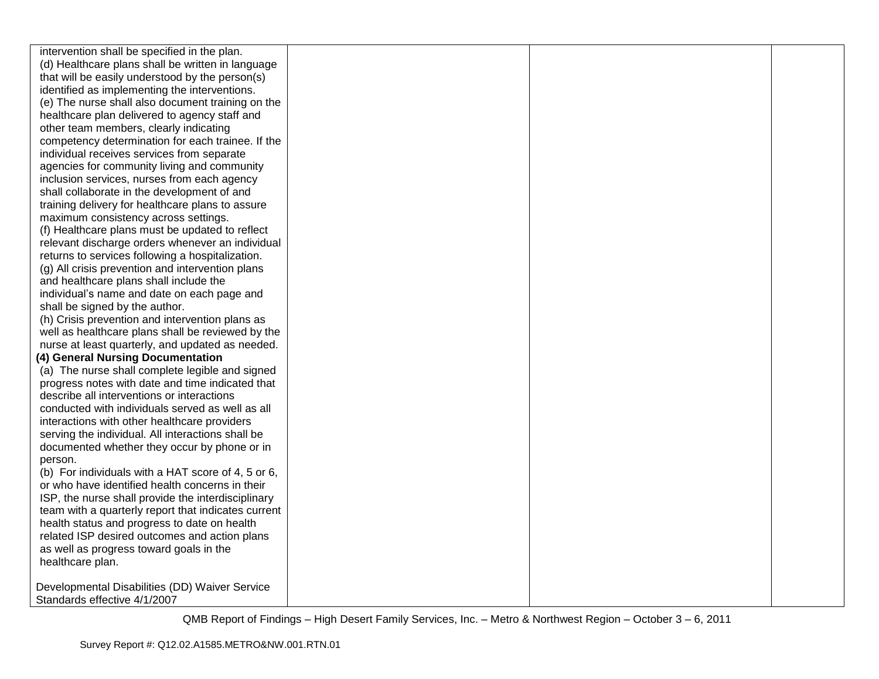| | | | |
|---|---|---|---|
| intervention shall be specified in the plan.<br>(d) Healthcare plans shall be written in language that will be easily understood by the person(s) identified as implementing the interventions.<br>(e) The nurse shall also document training on the healthcare plan delivered to agency staff and other team members, clearly indicating competency determination for each trainee. If the individual receives services from separate agencies for community living and community inclusion services, nurses from each agency shall collaborate in the development of and training delivery for healthcare plans to assure maximum consistency across settings.<br>(f) Healthcare plans must be updated to reflect relevant discharge orders whenever an individual returns to services following a hospitalization.<br>(g) All crisis prevention and intervention plans and healthcare plans shall include the individual's name and date on each page and shall be signed by the author.<br>(h) Crisis prevention and intervention plans as well as healthcare plans shall be reviewed by the nurse at least quarterly, and updated as needed.<br>**(4) General Nursing Documentation**<br>(a) The nurse shall complete legible and signed progress notes with date and time indicated that describe all interventions or interactions conducted with individuals served as well as all interactions with other healthcare providers serving the individual. All interactions shall be documented whether they occur by phone or in person.<br>(b) For individuals with a HAT score of 4, 5 or 6, or who have identified health concerns in their ISP, the nurse shall provide the interdisciplinary team with a quarterly report that indicates current health status and progress to date on health related ISP desired outcomes and action plans as well as progress toward goals in the healthcare plan.<br><br>Developmental Disabilities (DD) Waiver Service Standards effective 4/1/2007 | | | |

QMB Report of Findings – High Desert Family Services, Inc. – Metro & Northwest Region – October 3 – 6, 2011

Survey Report #: Q12.02.A1585.METRO&NW.001.RTN.01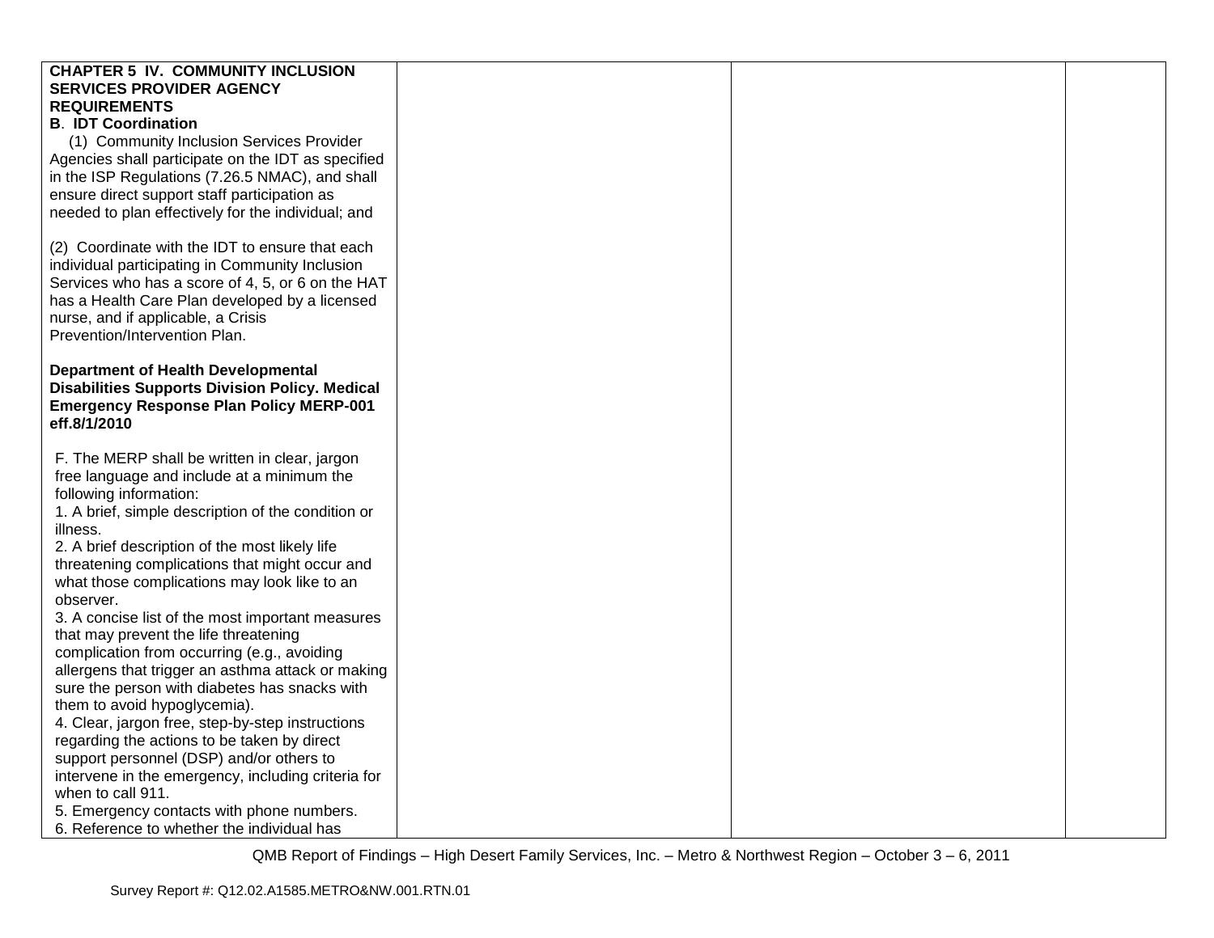| | | | |
|---|---|---|---|
| **CHAPTER 5 IV. COMMUNITY INCLUSION SERVICES PROVIDER AGENCY REQUIREMENTS**<br>**B. IDT Coordination**<br>(1) Community Inclusion Services Provider Agencies shall participate on the IDT as specified in the ISP Regulations (7.26.5 NMAC), and shall ensure direct support staff participation as needed to plan effectively for the individual; and<br><br>(2) Coordinate with the IDT to ensure that each individual participating in Community Inclusion Services who has a score of 4, 5, or 6 on the HAT has a Health Care Plan developed by a licensed nurse, and if applicable, a Crisis Prevention/Intervention Plan.<br><br>**Department of Health Developmental Disabilities Supports Division Policy. Medical Emergency Response Plan Policy MERP-001 eff.8/1/2010**<br><br>F. The MERP shall be written in clear, jargon free language and include at a minimum the following information:<br>1. A brief, simple description of the condition or illness.<br>2. A brief description of the most likely life threatening complications that might occur and what those complications may look like to an observer.<br>3. A concise list of the most important measures that may prevent the life threatening complication from occurring (e.g., avoiding allergens that trigger an asthma attack or making sure the person with diabetes has snacks with them to avoid hypoglycemia).<br>4. Clear, jargon free, step-by-step instructions regarding the actions to be taken by direct support personnel (DSP) and/or others to intervene in the emergency, including criteria for when to call 911.<br>5. Emergency contacts with phone numbers.<br>6. Reference to whether the individual has | | | |

QMB Report of Findings – High Desert Family Services, Inc. – Metro & Northwest Region – October 3 – 6, 2011

Survey Report #: Q12.02.A1585.METRO&NW.001.RTN.01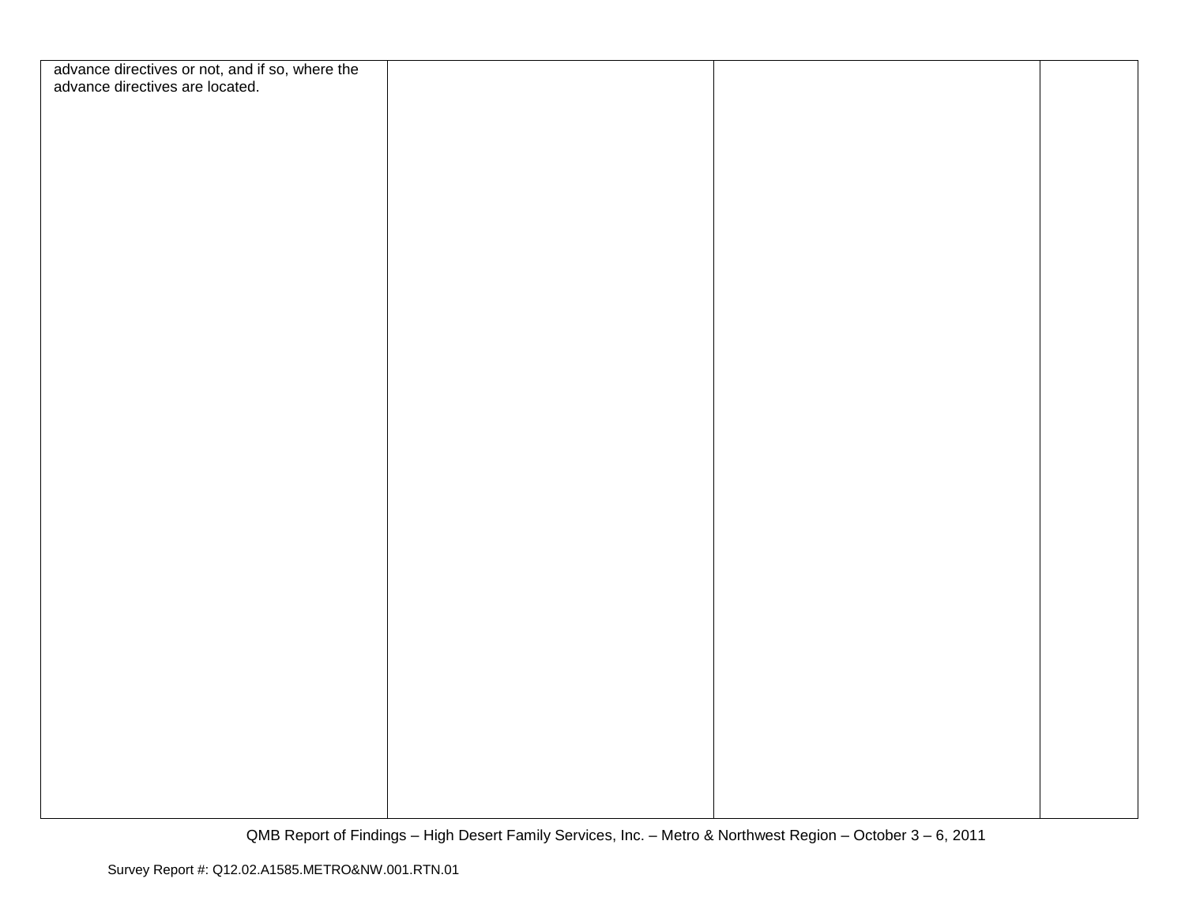| | | | |
|---|---|---|---|
| advance directives or not, and if so, where the advance directives are located. | | | |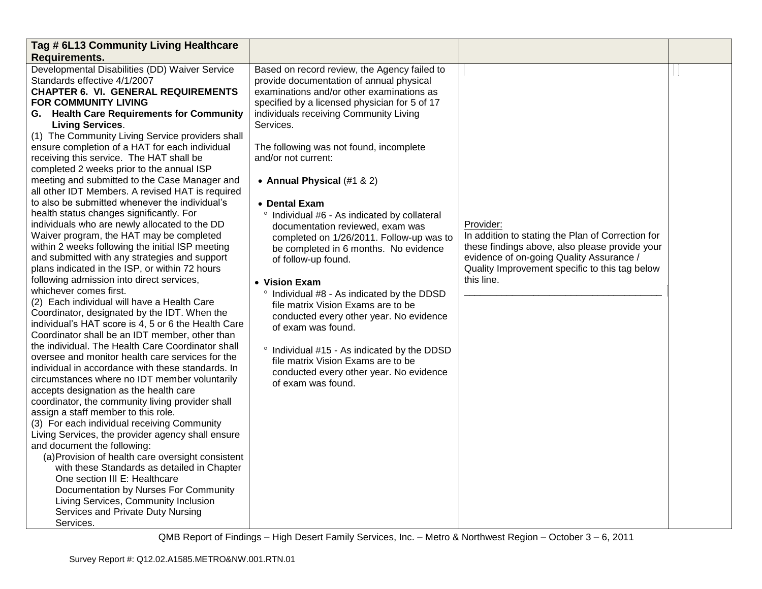| Tag # 6L13 Community Living Healthcare Requirements. | | | |
|---|---|---|---|
| Developmental Disabilities (DD) Waiver Service Standards effective 4/1/2007<br>**CHAPTER 6. VI. GENERAL REQUIREMENTS FOR COMMUNITY LIVING**<br>**G. Health Care Requirements for Community Living Services**.<br>(1) The Community Living Service providers shall ensure completion of a HAT for each individual receiving this service. The HAT shall be completed 2 weeks prior to the annual ISP meeting and submitted to the Case Manager and all other IDT Members. A revised HAT is required to also be submitted whenever the individual's health status changes significantly. For individuals who are newly allocated to the DD Waiver program, the HAT may be completed within 2 weeks following the initial ISP meeting and submitted with any strategies and support plans indicated in the ISP, or within 72 hours following admission into direct services, whichever comes first.<br>(2) Each individual will have a Health Care Coordinator, designated by the IDT. When the individual's HAT score is 4, 5 or 6 the Health Care Coordinator shall be an IDT member, other than the individual. The Health Care Coordinator shall oversee and monitor health care services for the individual in accordance with these standards. In circumstances where no IDT member voluntarily accepts designation as the health care coordinator, the community living provider shall assign a staff member to this role.<br>(3) For each individual receiving Community Living Services, the provider agency shall ensure and document the following:<br>(a) Provision of health care oversight consistent with these Standards as detailed in Chapter One section III E: Healthcare Documentation by Nurses For Community Living Services, Community Inclusion Services and Private Duty Nursing Services. | Based on record review, the Agency failed to provide documentation of annual physical examinations and/or other examinations as specified by a licensed physician for 5 of 17 individuals receiving Community Living Services.<br><br>The following was not found, incomplete and/or not current:<br><br>• **Annual Physical** (#1 & 2)<br><br>• **Dental Exam**<br>° Individual #6 - As indicated by collateral documentation reviewed, exam was completed on 1/26/2011. Follow-up was to be completed in 6 months. No evidence of follow-up found.<br><br>• **Vision Exam**<br>° Individual #8 - As indicated by the DDSD file matrix Vision Exams are to be conducted every other year. No evidence of exam was found.<br><br>° Individual #15 - As indicated by the DDSD file matrix Vision Exams are to be conducted every other year. No evidence of exam was found. | Provider:<br>In addition to stating the Plan of Correction for these findings above, also please provide your evidence of on-going Quality Assurance / Quality Improvement specific to this tag below this line.<br>\_\_\_\_\_\_\_\_\_\_\_\_\_\_\_\_\_\_\_\_\_\_\_\_\_\_\_\_\_\_\_\_\_\_\_\_\_\_ | |

QMB Report of Findings – High Desert Family Services, Inc. – Metro & Northwest Region – October 3 – 6, 2011

Survey Report #: Q12.02.A1585.METRO&NW.001.RTN.01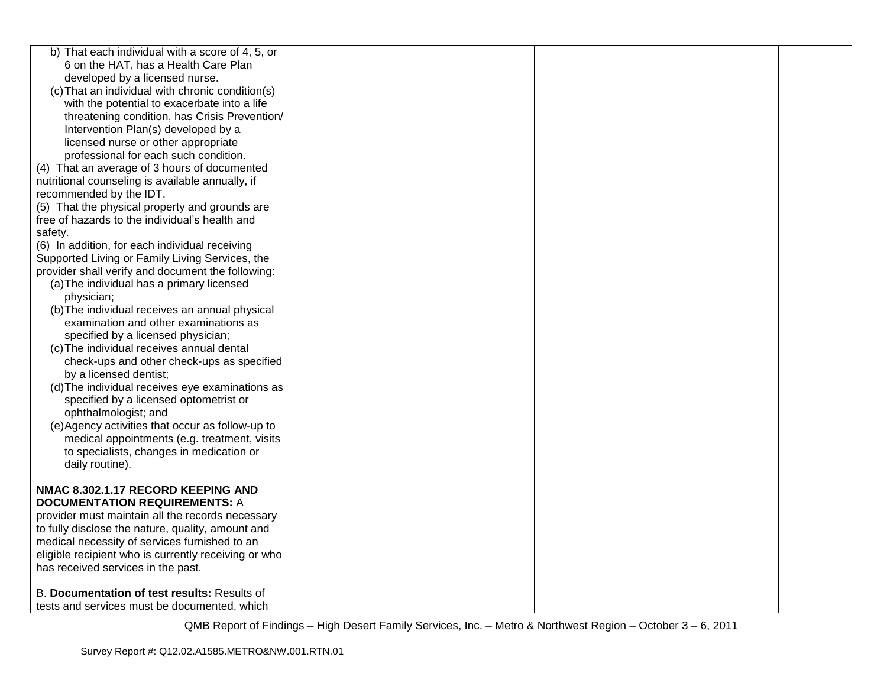| | | | |
|---|---|---|---|
| b) That each individual with a score of 4, 5, or 6 on the HAT, has a Health Care Plan developed by a licensed nurse.<br>(c) That an individual with chronic condition(s) with the potential to exacerbate into a life threatening condition, has Crisis Prevention/ Intervention Plan(s) developed by a licensed nurse or other appropriate professional for each such condition.<br>(4) That an average of 3 hours of documented nutritional counseling is available annually, if recommended by the IDT.<br>(5) That the physical property and grounds are free of hazards to the individual's health and safety.<br>(6) In addition, for each individual receiving Supported Living or Family Living Services, the provider shall verify and document the following:<br>(a) The individual has a primary licensed physician;<br>(b) The individual receives an annual physical examination and other examinations as specified by a licensed physician;<br>(c) The individual receives annual dental check-ups and other check-ups as specified by a licensed dentist;<br>(d) The individual receives eye examinations as specified by a licensed optometrist or ophthalmologist; and<br>(e) Agency activities that occur as follow-up to medical appointments (e.g. treatment, visits to specialists, changes in medication or daily routine).<br><br>**NMAC 8.302.1.17 RECORD KEEPING AND DOCUMENTATION REQUIREMENTS:** A provider must maintain all the records necessary to fully disclose the nature, quality, amount and medical necessity of services furnished to an eligible recipient who is currently receiving or who has received services in the past.<br><br>B. **Documentation of test results:** Results of tests and services must be documented, which | | | |

QMB Report of Findings – High Desert Family Services, Inc. – Metro & Northwest Region – October 3 – 6, 2011

Survey Report #: Q12.02.A1585.METRO&NW.001.RTN.01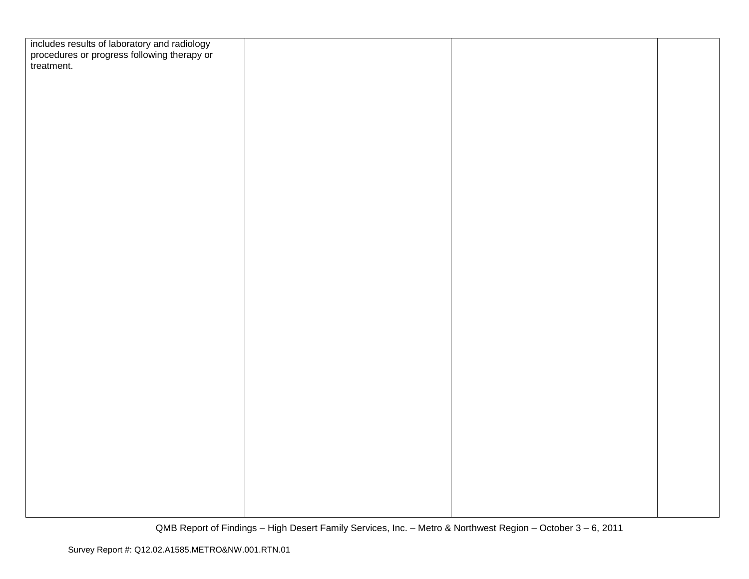| | | | |
|---|---|---|---|
| includes results of laboratory and radiology procedures or progress following therapy or treatment. | | | |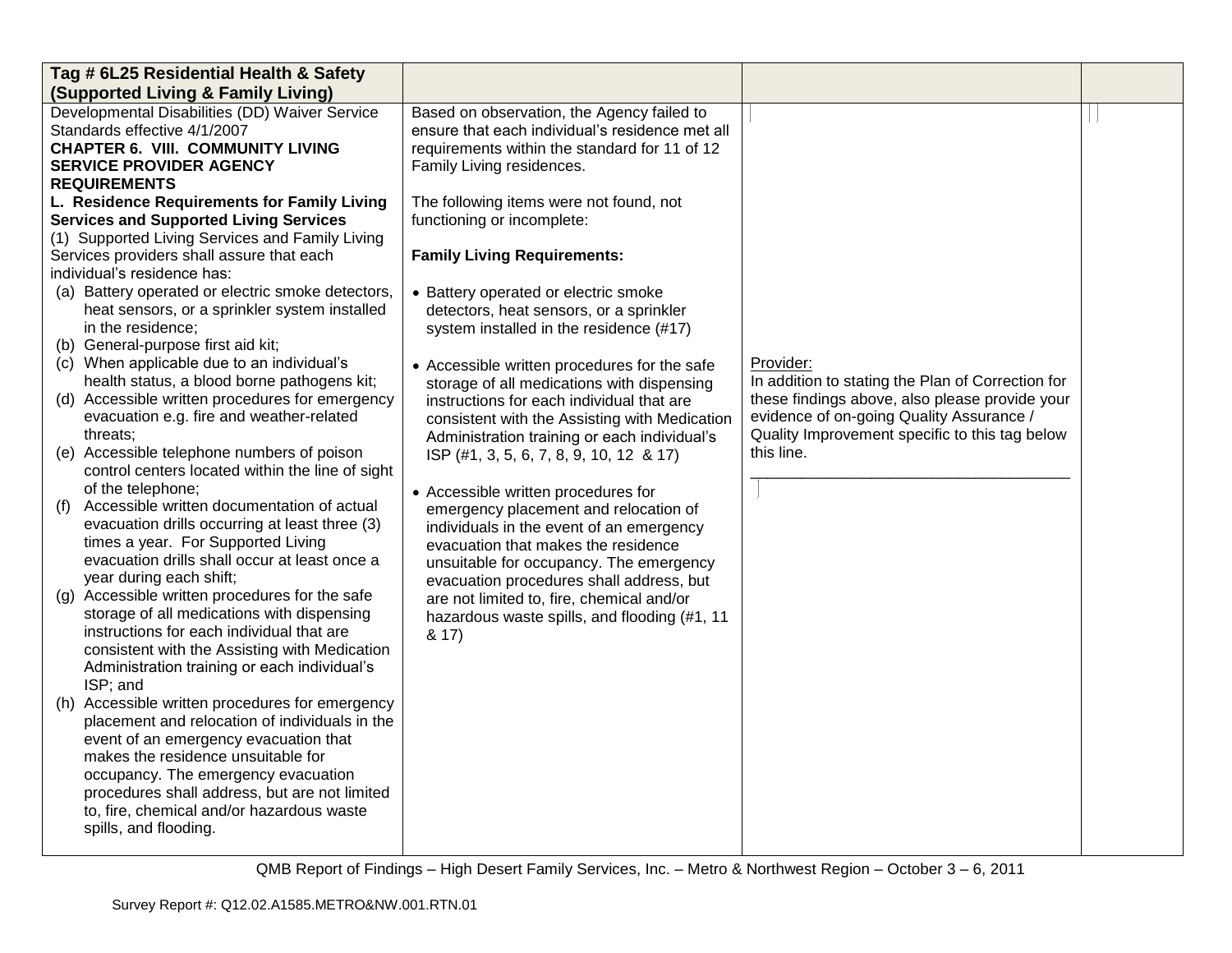| Tag # 6L25 Residential Health & Safety (Supported Living & Family Living) | | | |
|---|---|---|---|
| Developmental Disabilities (DD) Waiver Service Standards effective 4/1/2007<br>**CHAPTER 6. VIII. COMMUNITY LIVING SERVICE PROVIDER AGENCY REQUIREMENTS**<br>**L. Residence Requirements for Family Living Services and Supported Living Services**<br>(1) Supported Living Services and Family Living Services providers shall assure that each individual's residence has:<br>(a) Battery operated or electric smoke detectors, heat sensors, or a sprinkler system installed in the residence;<br>(b) General-purpose first aid kit;<br>(c) When applicable due to an individual's health status, a blood borne pathogens kit;<br>(d) Accessible written procedures for emergency evacuation e.g. fire and weather-related threats;<br>(e) Accessible telephone numbers of poison control centers located within the line of sight of the telephone;<br>(f) Accessible written documentation of actual evacuation drills occurring at least three (3) times a year. For Supported Living evacuation drills shall occur at least once a year during each shift;<br>(g) Accessible written procedures for the safe storage of all medications with dispensing instructions for each individual that are consistent with the Assisting with Medication Administration training or each individual's ISP; and<br>(h) Accessible written procedures for emergency placement and relocation of individuals in the event of an emergency evacuation that makes the residence unsuitable for occupancy. The emergency evacuation procedures shall address, but are not limited to, fire, chemical and/or hazardous waste spills, and flooding. | Based on observation, the Agency failed to ensure that each individual's residence met all requirements within the standard for 11 of 12 Family Living residences.<br><br>The following items were not found, not functioning or incomplete:<br><br>**Family Living Requirements:**<br><br>• Battery operated or electric smoke detectors, heat sensors, or a sprinkler system installed in the residence (#17)<br><br>• Accessible written procedures for the safe storage of all medications with dispensing instructions for each individual that are consistent with the Assisting with Medication Administration training or each individual's ISP (#1, 3, 5, 6, 7, 8, 9, 10, 12 & 17)<br><br>• Accessible written procedures for emergency placement and relocation of individuals in the event of an emergency evacuation that makes the residence unsuitable for occupancy. The emergency evacuation procedures shall address, but are not limited to, fire, chemical and/or hazardous waste spills, and flooding (#1, 11 & 17) | Provider:<br>In addition to stating the Plan of Correction for these findings above, also please provide your evidence of on-going Quality Assurance / Quality Improvement specific to this tag below this line.<br>_____________________________________ | |

QMB Report of Findings – High Desert Family Services, Inc. – Metro & Northwest Region – October 3 – 6, 2011

Survey Report #: Q12.02.A1585.METRO&NW.001.RTN.01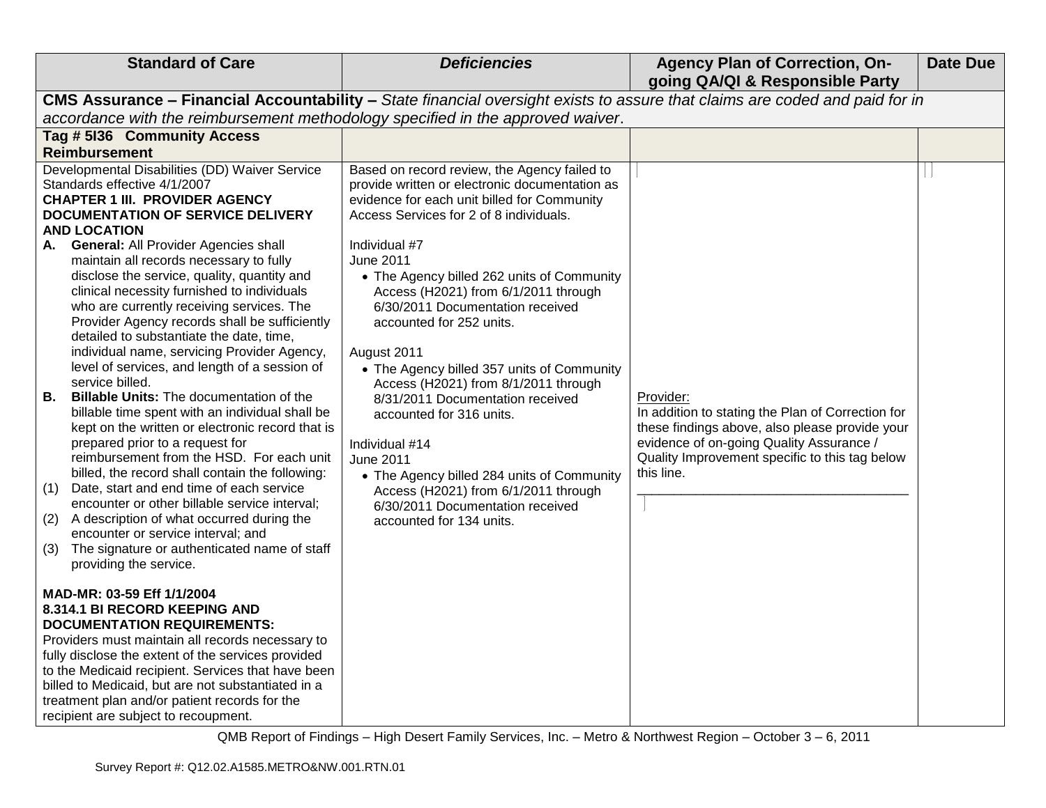| Standard of Care | *Deficiencies* | Agency Plan of Correction, On-going QA/QI & Responsible Party | Date Due |
|---|---|---|---|
| **CMS Assurance – Financial Accountability –** *State financial oversight exists to assure that claims are coded and paid for in accordance with the reimbursement methodology specified in the approved waiver*. | | | |
| **Tag # 5I36 Community Access Reimbursement** | | | |
| Developmental Disabilities (DD) Waiver Service Standards effective 4/1/2007<br>**CHAPTER 1 III. PROVIDER AGENCY DOCUMENTATION OF SERVICE DELIVERY AND LOCATION**<br>**A. General:** All Provider Agencies shall maintain all records necessary to fully disclose the service, quality, quantity and clinical necessity furnished to individuals who are currently receiving services. The Provider Agency records shall be sufficiently detailed to substantiate the date, time, individual name, servicing Provider Agency, level of services, and length of a session of service billed.<br>**B. Billable Units:** The documentation of the billable time spent with an individual shall be kept on the written or electronic record that is prepared prior to a request for reimbursement from the HSD. For each unit billed, the record shall contain the following:<br>(1) Date, start and end time of each service encounter or other billable service interval;<br>(2) A description of what occurred during the encounter or service interval; and<br>(3) The signature or authenticated name of staff providing the service.<br><br>**MAD-MR: 03-59 Eff 1/1/2004**<br>**8.314.1 BI RECORD KEEPING AND DOCUMENTATION REQUIREMENTS:**<br>Providers must maintain all records necessary to fully disclose the extent of the services provided to the Medicaid recipient. Services that have been billed to Medicaid, but are not substantiated in a treatment plan and/or patient records for the recipient are subject to recoupment. | Based on record review, the Agency failed to provide written or electronic documentation as evidence for each unit billed for Community Access Services for 2 of 8 individuals.<br><br>Individual #7<br>June 2011<br>• The Agency billed 262 units of Community Access (H2021) from 6/1/2011 through 6/30/2011 Documentation received accounted for 252 units.<br><br>August 2011<br>• The Agency billed 357 units of Community Access (H2021) from 8/1/2011 through 8/31/2011 Documentation received accounted for 316 units.<br><br>Individual #14<br>June 2011<br>• The Agency billed 284 units of Community Access (H2021) from 6/1/2011 through 6/30/2011 Documentation received accounted for 134 units. | Provider:<br>In addition to stating the Plan of Correction for these findings above, also please provide your evidence of on-going Quality Assurance / Quality Improvement specific to this tag below this line.<br>______________________________________ | |

QMB Report of Findings – High Desert Family Services, Inc. – Metro & Northwest Region – October 3 – 6, 2011

Survey Report #: Q12.02.A1585.METRO&NW.001.RTN.01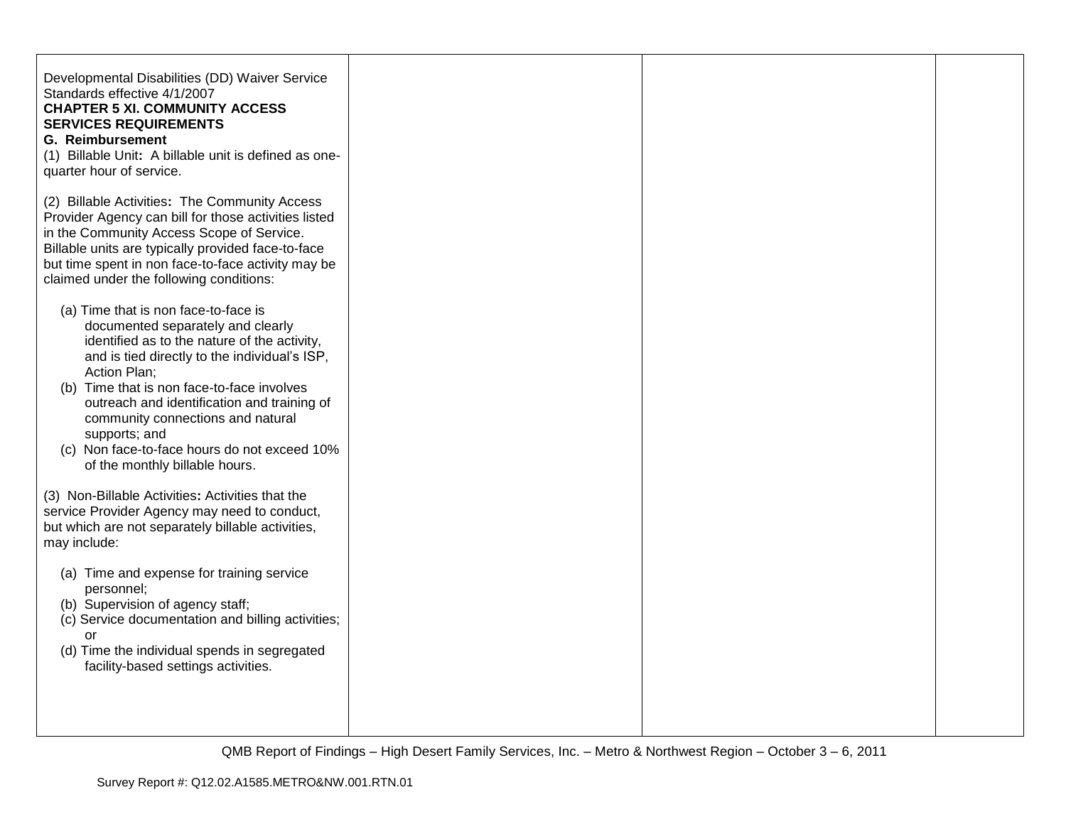| | | | |
|---|---|---|---|
| Developmental Disabilities (DD) Waiver Service Standards effective 4/1/2007<br>**CHAPTER 5 XI. COMMUNITY ACCESS SERVICES REQUIREMENTS**<br>**G. Reimbursement**<br>(1) Billable Unit**:** A billable unit is defined as one-quarter hour of service.<br><br>(2) Billable Activities**:** The Community Access Provider Agency can bill for those activities listed in the Community Access Scope of Service. Billable units are typically provided face-to-face but time spent in non face-to-face activity may be claimed under the following conditions:<br><br>(a) Time that is non face-to-face is documented separately and clearly identified as to the nature of the activity, and is tied directly to the individual's ISP, Action Plan;<br>(b) Time that is non face-to-face involves outreach and identification and training of community connections and natural supports; and<br>(c) Non face-to-face hours do not exceed 10% of the monthly billable hours.<br><br>(3) Non-Billable Activities**:** Activities that the service Provider Agency may need to conduct, but which are not separately billable activities, may include:<br><br>(a) Time and expense for training service personnel;<br>(b) Supervision of agency staff;<br>(c) Service documentation and billing activities; or<br>(d) Time the individual spends in segregated facility-based settings activities. | | | |

QMB Report of Findings – High Desert Family Services, Inc. – Metro & Northwest Region – October 3 – 6, 2011

Survey Report #: Q12.02.A1585.METRO&NW.001.RTN.01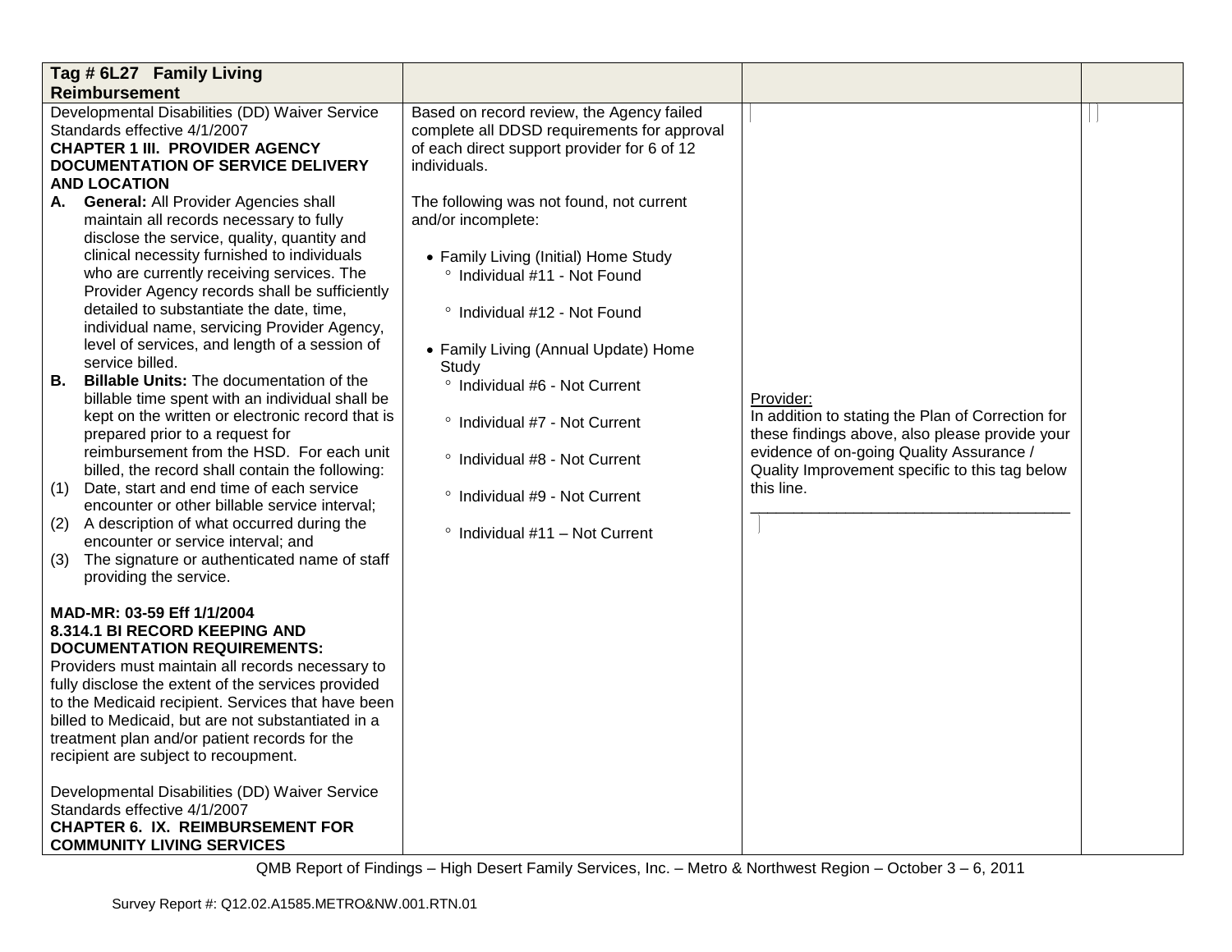| **Tag # 6L27 Family Living Reimbursement** | | | |
|---|---|---|---|
| Developmental Disabilities (DD) Waiver Service Standards effective 4/1/2007<br>**CHAPTER 1 III. PROVIDER AGENCY DOCUMENTATION OF SERVICE DELIVERY AND LOCATION**<br>**A. General:** All Provider Agencies shall maintain all records necessary to fully disclose the service, quality, quantity and clinical necessity furnished to individuals who are currently receiving services. The Provider Agency records shall be sufficiently detailed to substantiate the date, time, individual name, servicing Provider Agency, level of services, and length of a session of service billed.<br>**B. Billable Units:** The documentation of the billable time spent with an individual shall be kept on the written or electronic record that is prepared prior to a request for reimbursement from the HSD. For each unit billed, the record shall contain the following:<br>(1) Date, start and end time of each service encounter or other billable service interval;<br>(2) A description of what occurred during the encounter or service interval; and<br>(3) The signature or authenticated name of staff providing the service.<br><br>**MAD-MR: 03-59 Eff 1/1/2004**<br>**8.314.1 BI RECORD KEEPING AND DOCUMENTATION REQUIREMENTS:**<br>Providers must maintain all records necessary to fully disclose the extent of the services provided to the Medicaid recipient. Services that have been billed to Medicaid, but are not substantiated in a treatment plan and/or patient records for the recipient are subject to recoupment.<br><br>Developmental Disabilities (DD) Waiver Service Standards effective 4/1/2007<br>**CHAPTER 6. IX. REIMBURSEMENT FOR COMMUNITY LIVING SERVICES** | Based on record review, the Agency failed complete all DDSD requirements for approval of each direct support provider for 6 of 12 individuals.<br><br>The following was not found, not current and/or incomplete:<br><br>• Family Living (Initial) Home Study<br>&nbsp;&nbsp;° Individual #11 - Not Found<br>&nbsp;&nbsp;° Individual #12 - Not Found<br><br>• Family Living (Annual Update) Home Study<br>&nbsp;&nbsp;° Individual #6 - Not Current<br>&nbsp;&nbsp;° Individual #7 - Not Current<br>&nbsp;&nbsp;° Individual #8 - Not Current<br>&nbsp;&nbsp;° Individual #9 - Not Current<br>&nbsp;&nbsp;° Individual #11 – Not Current | Provider:<br>In addition to stating the Plan of Correction for these findings above, also please provide your evidence of on-going Quality Assurance / Quality Improvement specific to this tag below this line.<br>\_\_\_\_\_\_\_\_\_\_\_\_\_\_\_\_\_\_\_\_\_\_\_\_\_\_\_\_\_\_\_\_\_\_\_\_\_\_ | |

QMB Report of Findings – High Desert Family Services, Inc. – Metro & Northwest Region – October 3 – 6, 2011

Survey Report #: Q12.02.A1585.METRO&NW.001.RTN.01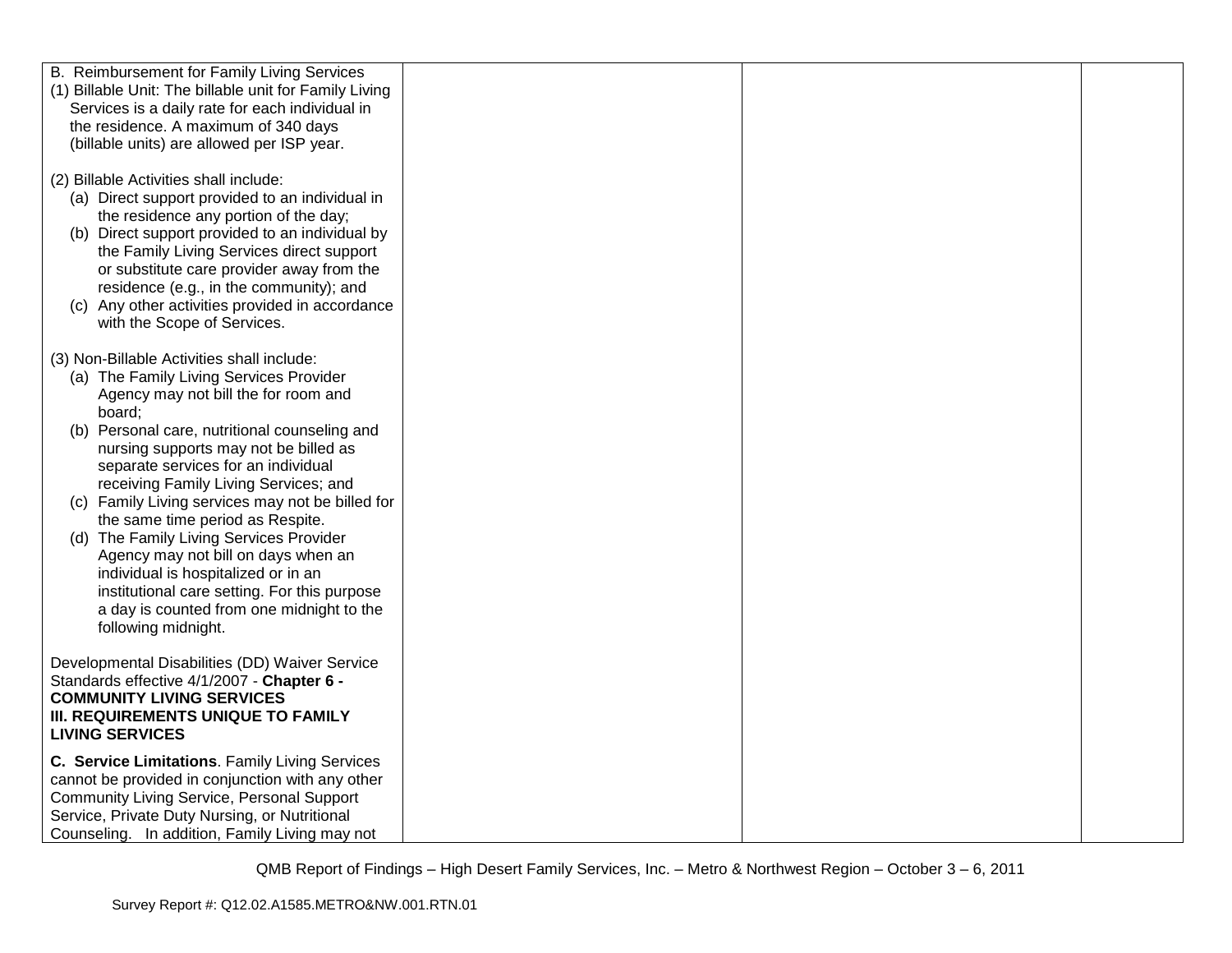| | | | |
|---|---|---|---|
| B. Reimbursement for Family Living Services<br>(1) Billable Unit: The billable unit for Family Living Services is a daily rate for each individual in the residence. A maximum of 340 days (billable units) are allowed per ISP year.<br><br>(2) Billable Activities shall include:<br>(a) Direct support provided to an individual in the residence any portion of the day;<br>(b) Direct support provided to an individual by the Family Living Services direct support or substitute care provider away from the residence (e.g., in the community); and<br>(c) Any other activities provided in accordance with the Scope of Services.<br><br>(3) Non-Billable Activities shall include:<br>(a) The Family Living Services Provider Agency may not bill the for room and board;<br>(b) Personal care, nutritional counseling and nursing supports may not be billed as separate services for an individual receiving Family Living Services; and<br>(c) Family Living services may not be billed for the same time period as Respite.<br>(d) The Family Living Services Provider Agency may not bill on days when an individual is hospitalized or in an institutional care setting. For this purpose a day is counted from one midnight to the following midnight.<br><br>Developmental Disabilities (DD) Waiver Service Standards effective 4/1/2007 - **Chapter 6 - COMMUNITY LIVING SERVICES III. REQUIREMENTS UNIQUE TO FAMILY LIVING SERVICES**<br><br>**C. Service Limitations**. Family Living Services cannot be provided in conjunction with any other Community Living Service, Personal Support Service, Private Duty Nursing, or Nutritional Counseling. In addition, Family Living may not | | | |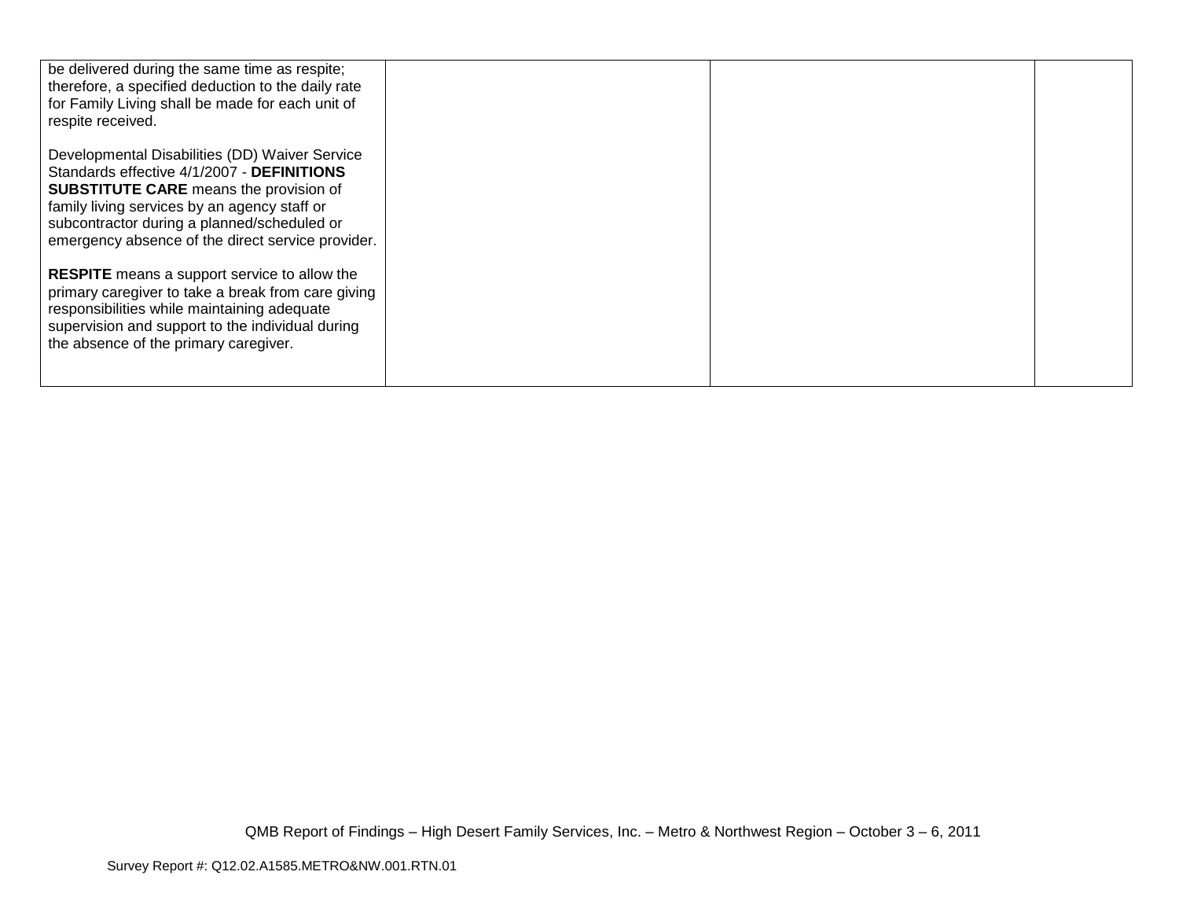| | | | |
|---|---|---|---|
| be delivered during the same time as respite; therefore, a specified deduction to the daily rate for Family Living shall be made for each unit of respite received.<br><br>Developmental Disabilities (DD) Waiver Service Standards effective 4/1/2007 - **DEFINITIONS SUBSTITUTE CARE** means the provision of family living services by an agency staff or subcontractor during a planned/scheduled or emergency absence of the direct service provider.<br><br>**RESPITE** means a support service to allow the primary caregiver to take a break from care giving responsibilities while maintaining adequate supervision and support to the individual during the absence of the primary caregiver. | | | |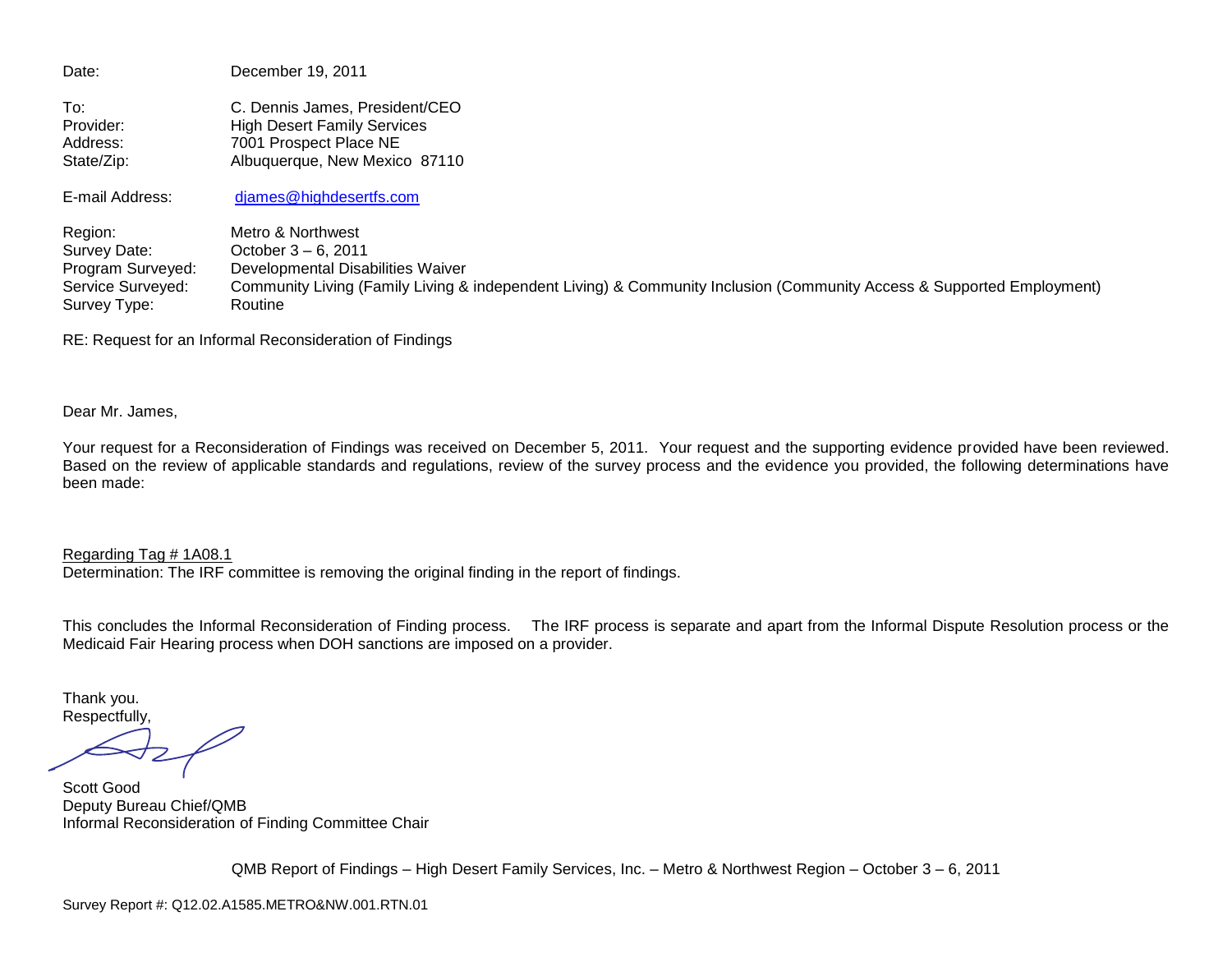Date: December 19, 2011

To: C. Dennis James, President/CEO
Provider: High Desert Family Services
Address: 7001 Prospect Place NE
State/Zip: Albuquerque, New Mexico 87110

E-mail Address: djames@highdesertfs.com

Region: Metro & Northwest
Survey Date: October 3 – 6, 2011
Program Surveyed: Developmental Disabilities Waiver
Service Surveyed: Community Living (Family Living & independent Living) & Community Inclusion (Community Access & Supported Employment)
Survey Type: Routine

RE: Request for an Informal Reconsideration of Findings

Dear Mr. James,

Your request for a Reconsideration of Findings was received on December 5, 2011. Your request and the supporting evidence provided have been reviewed. Based on the review of applicable standards and regulations, review of the survey process and the evidence you provided, the following determinations have been made:

Regarding Tag # 1A08.1
Determination: The IRF committee is removing the original finding in the report of findings.

This concludes the Informal Reconsideration of Finding process. The IRF process is separate and apart from the Informal Dispute Resolution process or the Medicaid Fair Hearing process when DOH sanctions are imposed on a provider.

Thank you.
Respectfully,

Scott Good
Deputy Bureau Chief/QMB
Informal Reconsideration of Finding Committee Chair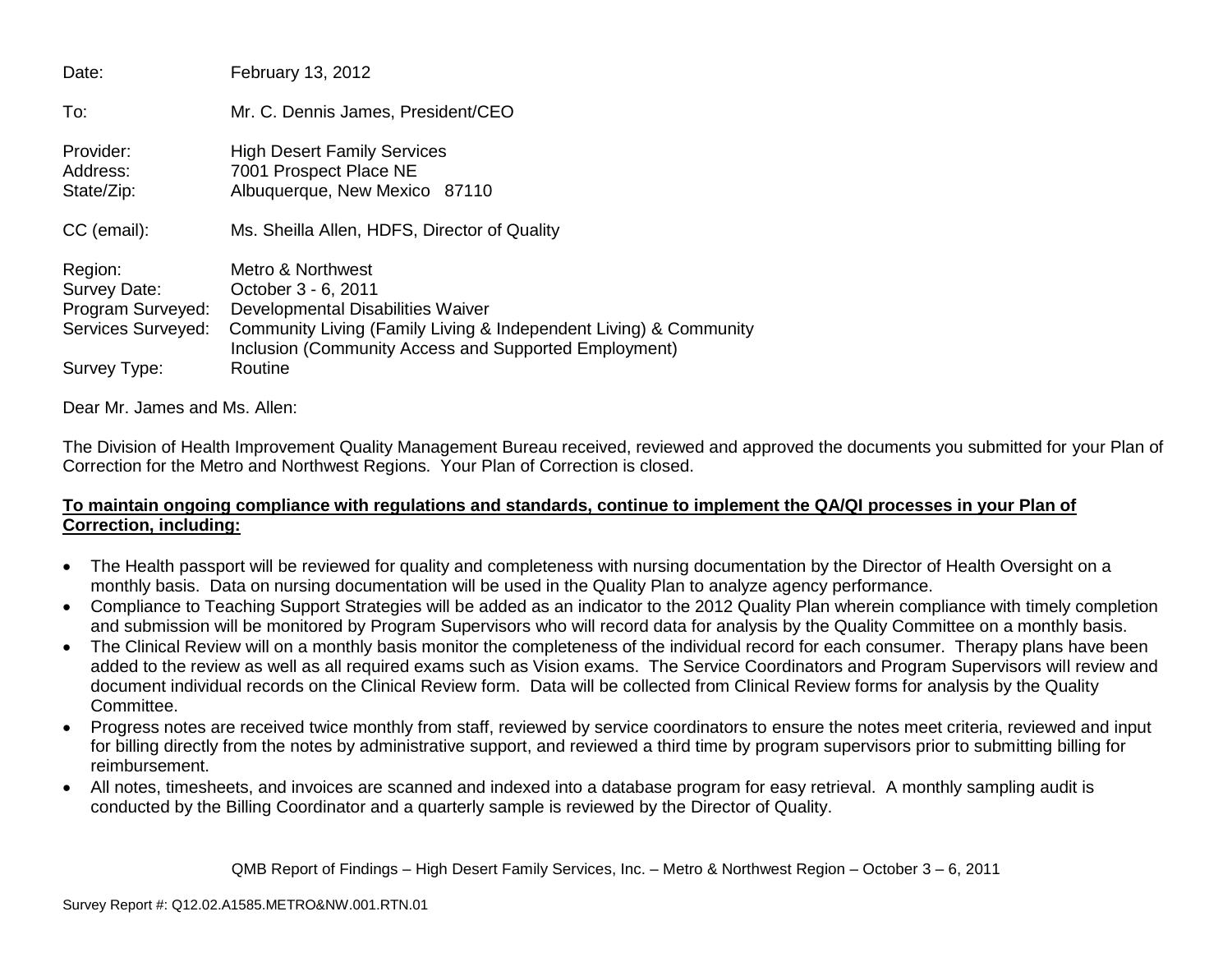Date: February 13, 2012

To: Mr. C. Dennis James, President/CEO

Provider: High Desert Family Services
Address: 7001 Prospect Place NE
State/Zip: Albuquerque, New Mexico 87110

CC (email): Ms. Sheilla Allen, HDFS, Director of Quality

Region: Metro & Northwest
Survey Date: October 3 - 6, 2011
Program Surveyed: Developmental Disabilities Waiver
Services Surveyed: Community Living (Family Living & Independent Living) & Community Inclusion (Community Access and Supported Employment)
Survey Type: Routine

Dear Mr. James and Ms. Allen:

The Division of Health Improvement Quality Management Bureau received, reviewed and approved the documents you submitted for your Plan of Correction for the Metro and Northwest Regions. Your Plan of Correction is closed.

**To maintain ongoing compliance with regulations and standards, continue to implement the QA/QI processes in your Plan of Correction, including:**

- The Health passport will be reviewed for quality and completeness with nursing documentation by the Director of Health Oversight on a monthly basis. Data on nursing documentation will be used in the Quality Plan to analyze agency performance.
- Compliance to Teaching Support Strategies will be added as an indicator to the 2012 Quality Plan wherein compliance with timely completion and submission will be monitored by Program Supervisors who will record data for analysis by the Quality Committee on a monthly basis.
- The Clinical Review will on a monthly basis monitor the completeness of the individual record for each consumer. Therapy plans have been added to the review as well as all required exams such as Vision exams. The Service Coordinators and Program Supervisors will review and document individual records on the Clinical Review form. Data will be collected from Clinical Review forms for analysis by the Quality Committee.
- Progress notes are received twice monthly from staff, reviewed by service coordinators to ensure the notes meet criteria, reviewed and input for billing directly from the notes by administrative support, and reviewed a third time by program supervisors prior to submitting billing for reimbursement.
- All notes, timesheets, and invoices are scanned and indexed into a database program for easy retrieval. A monthly sampling audit is conducted by the Billing Coordinator and a quarterly sample is reviewed by the Director of Quality.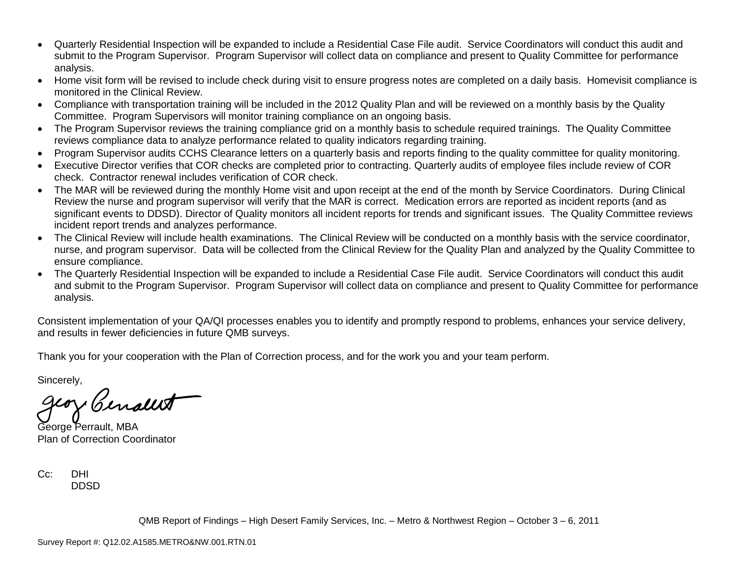- Quarterly Residential Inspection will be expanded to include a Residential Case File audit. Service Coordinators will conduct this audit and submit to the Program Supervisor. Program Supervisor will collect data on compliance and present to Quality Committee for performance analysis.
- Home visit form will be revised to include check during visit to ensure progress notes are completed on a daily basis. Homevisit compliance is monitored in the Clinical Review.
- Compliance with transportation training will be included in the 2012 Quality Plan and will be reviewed on a monthly basis by the Quality Committee. Program Supervisors will monitor training compliance on an ongoing basis.
- The Program Supervisor reviews the training compliance grid on a monthly basis to schedule required trainings. The Quality Committee reviews compliance data to analyze performance related to quality indicators regarding training.
- Program Supervisor audits CCHS Clearance letters on a quarterly basis and reports finding to the quality committee for quality monitoring.
- Executive Director verifies that COR checks are completed prior to contracting. Quarterly audits of employee files include review of COR check. Contractor renewal includes verification of COR check.
- The MAR will be reviewed during the monthly Home visit and upon receipt at the end of the month by Service Coordinators. During Clinical Review the nurse and program supervisor will verify that the MAR is correct. Medication errors are reported as incident reports (and as significant events to DDSD). Director of Quality monitors all incident reports for trends and significant issues. The Quality Committee reviews incident report trends and analyzes performance.
- The Clinical Review will include health examinations. The Clinical Review will be conducted on a monthly basis with the service coordinator, nurse, and program supervisor. Data will be collected from the Clinical Review for the Quality Plan and analyzed by the Quality Committee to ensure compliance.
- The Quarterly Residential Inspection will be expanded to include a Residential Case File audit. Service Coordinators will conduct this audit and submit to the Program Supervisor. Program Supervisor will collect data on compliance and present to Quality Committee for performance analysis.

Consistent implementation of your QA/QI processes enables you to identify and promptly respond to problems, enhances your service delivery, and results in fewer deficiencies in future QMB surveys.

Thank you for your cooperation with the Plan of Correction process, and for the work you and your team perform.

Sincerely,

George Perrault, MBA
Plan of Correction Coordinator

Cc: DHI
DDSD

QMB Report of Findings – High Desert Family Services, Inc. – Metro & Northwest Region – October 3 – 6, 2011

Survey Report #: Q12.02.A1585.METRO&NW.001.RTN.01